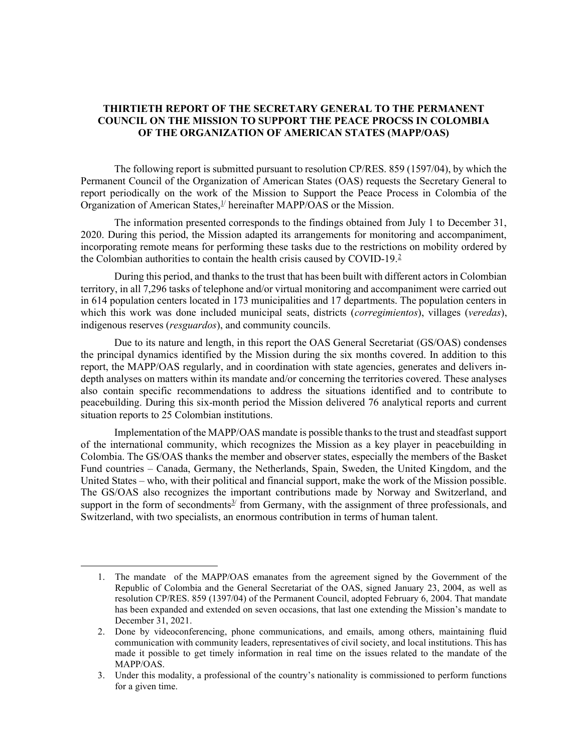**THIRTIETH REPORT OF THE SECRETARY GENERAL TO THE PERMANENT COUNCIL ON THE MISSION TO SUPPORT THE PEACE PROCSS IN COLOMBIA OF THE ORGANIZATION OF AMERICAN STATES (MAPP/OAS)**

The following report is submitted pursuant to resolution CP/RES. 859 (1597/04), by which the Permanent Council of the Organization of American States (OAS) requests the Secretary General to report periodically on the work of the Mission to Support the Peace Process in Colombia of the Organization of American States,[1] hereinafter MAPP/OAS or the Mission.

The information presented corresponds to the findings obtained from July 1 to December 31, 2020. During this period, the Mission adapted its arrangements for monitoring and accompaniment, incorporating remote means for performing these tasks due to the restrictions on mobility ordered by the Colombian authorities to contain the health crisis caused by COVID-19.[2]

During this period, and thanks to the trust that has been built with different actors in Colombian territory, in all 7,296 tasks of telephone and/or virtual monitoring and accompaniment were carried out in 614 population centers located in 173 municipalities and 17 departments. The population centers in which this work was done included municipal seats, districts (*corregimientos*), villages (*veredas*), indigenous reserves (*resguardos*), and community councils.

Due to its nature and length, in this report the OAS General Secretariat (GS/OAS) condenses the principal dynamics identified by the Mission during the six months covered. In addition to this report, the MAPP/OAS regularly, and in coordination with state agencies, generates and delivers in-depth analyses on matters within its mandate and/or concerning the territories covered. These analyses also contain specific recommendations to address the situations identified and to contribute to peacebuilding. During this six-month period the Mission delivered 76 analytical reports and current situation reports to 25 Colombian institutions.

Implementation of the MAPP/OAS mandate is possible thanks to the trust and steadfast support of the international community, which recognizes the Mission as a key player in peacebuilding in Colombia. The GS/OAS thanks the member and observer states, especially the members of the Basket Fund countries – Canada, Germany, the Netherlands, Spain, Sweden, the United Kingdom, and the United States – who, with their political and financial support, make the work of the Mission possible. The GS/OAS also recognizes the important contributions made by Norway and Switzerland, and support in the form of secondments[3] from Germany, with the assignment of three professionals, and Switzerland, with two specialists, an enormous contribution in terms of human talent.

---

1. The mandate of the MAPP/OAS emanates from the agreement signed by the Government of the Republic of Colombia and the General Secretariat of the OAS, signed January 23, 2004, as well as resolution CP/RES. 859 (1397/04) of the Permanent Council, adopted February 6, 2004. That mandate has been expanded and extended on seven occasions, that last one extending the Mission's mandate to December 31, 2021.
2. Done by videoconferencing, phone communications, and emails, among others, maintaining fluid communication with community leaders, representatives of civil society, and local institutions. This has made it possible to get timely information in real time on the issues related to the mandate of the MAPP/OAS.
3. Under this modality, a professional of the country's nationality is commissioned to perform functions for a given time.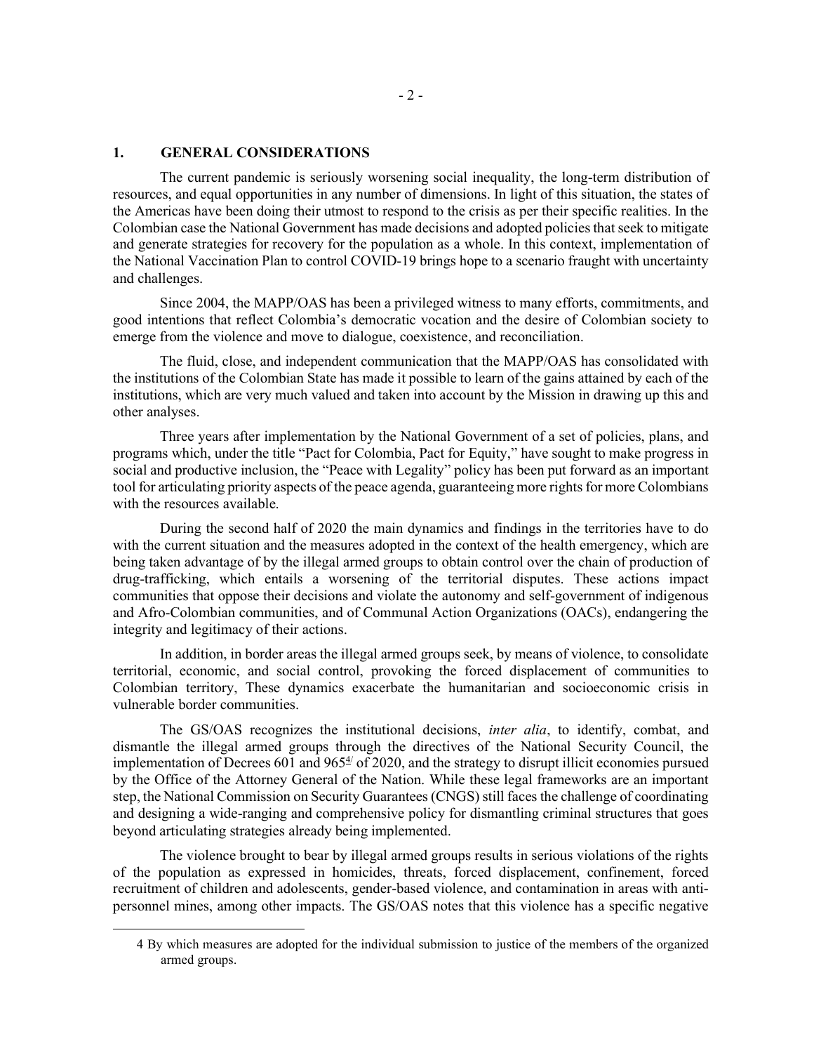## 1. GENERAL CONSIDERATIONS

The current pandemic is seriously worsening social inequality, the long-term distribution of resources, and equal opportunities in any number of dimensions. In light of this situation, the states of the Americas have been doing their utmost to respond to the crisis as per their specific realities. In the Colombian case the National Government has made decisions and adopted policies that seek to mitigate and generate strategies for recovery for the population as a whole. In this context, implementation of the National Vaccination Plan to control COVID-19 brings hope to a scenario fraught with uncertainty and challenges.

Since 2004, the MAPP/OAS has been a privileged witness to many efforts, commitments, and good intentions that reflect Colombia's democratic vocation and the desire of Colombian society to emerge from the violence and move to dialogue, coexistence, and reconciliation.

The fluid, close, and independent communication that the MAPP/OAS has consolidated with the institutions of the Colombian State has made it possible to learn of the gains attained by each of the institutions, which are very much valued and taken into account by the Mission in drawing up this and other analyses.

Three years after implementation by the National Government of a set of policies, plans, and programs which, under the title "Pact for Colombia, Pact for Equity," have sought to make progress in social and productive inclusion, the "Peace with Legality" policy has been put forward as an important tool for articulating priority aspects of the peace agenda, guaranteeing more rights for more Colombians with the resources available.

During the second half of 2020 the main dynamics and findings in the territories have to do with the current situation and the measures adopted in the context of the health emergency, which are being taken advantage of by the illegal armed groups to obtain control over the chain of production of drug-trafficking, which entails a worsening of the territorial disputes. These actions impact communities that oppose their decisions and violate the autonomy and self-government of indigenous and Afro-Colombian communities, and of Communal Action Organizations (OACs), endangering the integrity and legitimacy of their actions.

In addition, in border areas the illegal armed groups seek, by means of violence, to consolidate territorial, economic, and social control, provoking the forced displacement of communities to Colombian territory, These dynamics exacerbate the humanitarian and socioeconomic crisis in vulnerable border communities.

The GS/OAS recognizes the institutional decisions, *inter alia*, to identify, combat, and dismantle the illegal armed groups through the directives of the National Security Council, the implementation of Decrees 601 and 965[4] of 2020, and the strategy to disrupt illicit economies pursued by the Office of the Attorney General of the Nation. While these legal frameworks are an important step, the National Commission on Security Guarantees (CNGS) still faces the challenge of coordinating and designing a wide-ranging and comprehensive policy for dismantling criminal structures that goes beyond articulating strategies already being implemented.

The violence brought to bear by illegal armed groups results in serious violations of the rights of the population as expressed in homicides, threats, forced displacement, confinement, forced recruitment of children and adolescents, gender-based violence, and contamination in areas with anti-personnel mines, among other impacts. The GS/OAS notes that this violence has a specific negative

4 By which measures are adopted for the individual submission to justice of the members of the organized armed groups.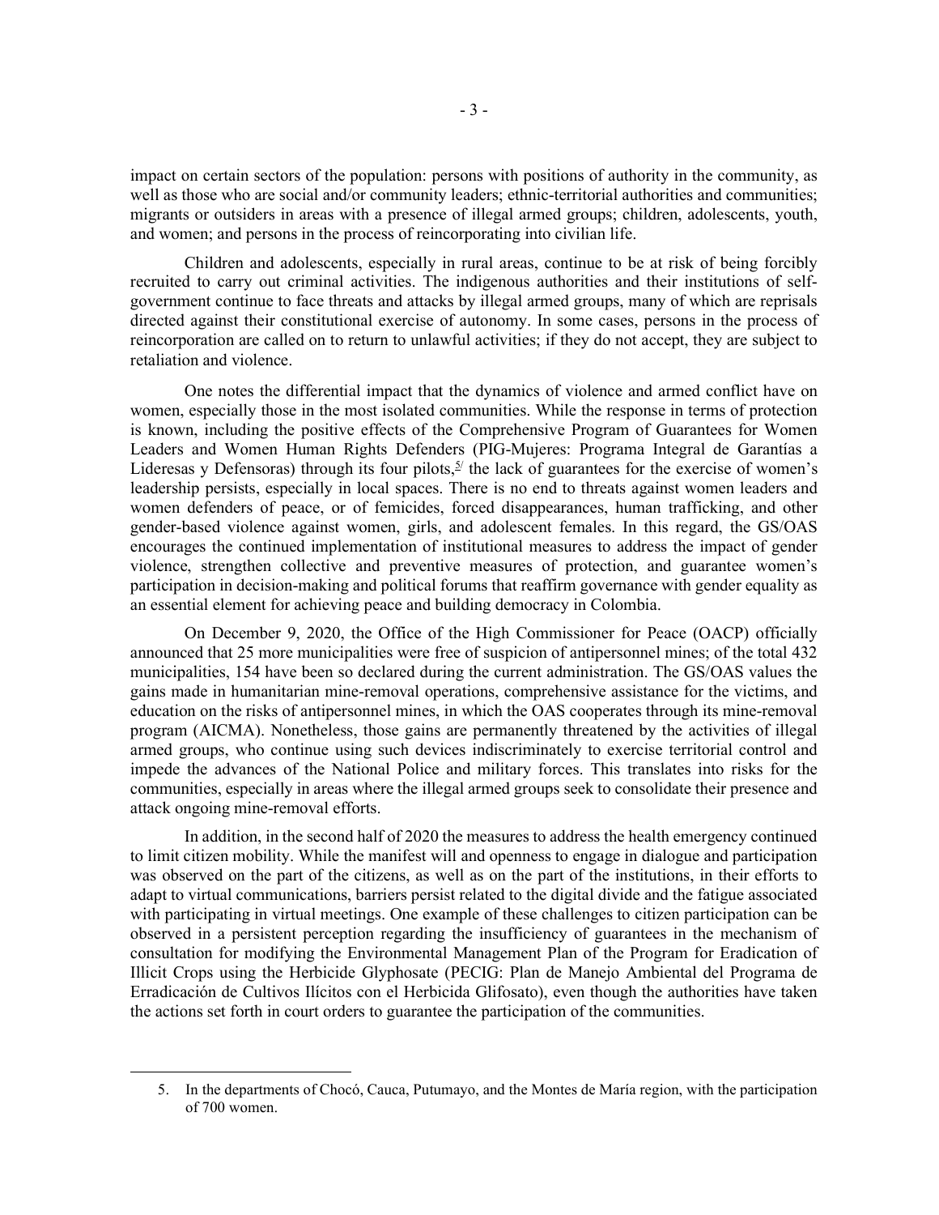impact on certain sectors of the population: persons with positions of authority in the community, as well as those who are social and/or community leaders; ethnic-territorial authorities and communities; migrants or outsiders in areas with a presence of illegal armed groups; children, adolescents, youth, and women; and persons in the process of reincorporating into civilian life.

Children and adolescents, especially in rural areas, continue to be at risk of being forcibly recruited to carry out criminal activities. The indigenous authorities and their institutions of self-government continue to face threats and attacks by illegal armed groups, many of which are reprisals directed against their constitutional exercise of autonomy. In some cases, persons in the process of reincorporation are called on to return to unlawful activities; if they do not accept, they are subject to retaliation and violence.

One notes the differential impact that the dynamics of violence and armed conflict have on women, especially those in the most isolated communities. While the response in terms of protection is known, including the positive effects of the Comprehensive Program of Guarantees for Women Leaders and Women Human Rights Defenders (PIG-Mujeres: Programa Integral de Garantías a Lideresas y Defensoras) through its four pilots,[5] the lack of guarantees for the exercise of women's leadership persists, especially in local spaces. There is no end to threats against women leaders and women defenders of peace, or of femicides, forced disappearances, human trafficking, and other gender-based violence against women, girls, and adolescent females. In this regard, the GS/OAS encourages the continued implementation of institutional measures to address the impact of gender violence, strengthen collective and preventive measures of protection, and guarantee women's participation in decision-making and political forums that reaffirm governance with gender equality as an essential element for achieving peace and building democracy in Colombia.

On December 9, 2020, the Office of the High Commissioner for Peace (OACP) officially announced that 25 more municipalities were free of suspicion of antipersonnel mines; of the total 432 municipalities, 154 have been so declared during the current administration. The GS/OAS values the gains made in humanitarian mine-removal operations, comprehensive assistance for the victims, and education on the risks of antipersonnel mines, in which the OAS cooperates through its mine-removal program (AICMA). Nonetheless, those gains are permanently threatened by the activities of illegal armed groups, who continue using such devices indiscriminately to exercise territorial control and impede the advances of the National Police and military forces. This translates into risks for the communities, especially in areas where the illegal armed groups seek to consolidate their presence and attack ongoing mine-removal efforts.

In addition, in the second half of 2020 the measures to address the health emergency continued to limit citizen mobility. While the manifest will and openness to engage in dialogue and participation was observed on the part of the citizens, as well as on the part of the institutions, in their efforts to adapt to virtual communications, barriers persist related to the digital divide and the fatigue associated with participating in virtual meetings. One example of these challenges to citizen participation can be observed in a persistent perception regarding the insufficiency of guarantees in the mechanism of consultation for modifying the Environmental Management Plan of the Program for Eradication of Illicit Crops using the Herbicide Glyphosate (PECIG: Plan de Manejo Ambiental del Programa de Erradicación de Cultivos Ilícitos con el Herbicida Glifosato), even though the authorities have taken the actions set forth in court orders to guarantee the participation of the communities.

5. In the departments of Chocó, Cauca, Putumayo, and the Montes de María region, with the participation of 700 women.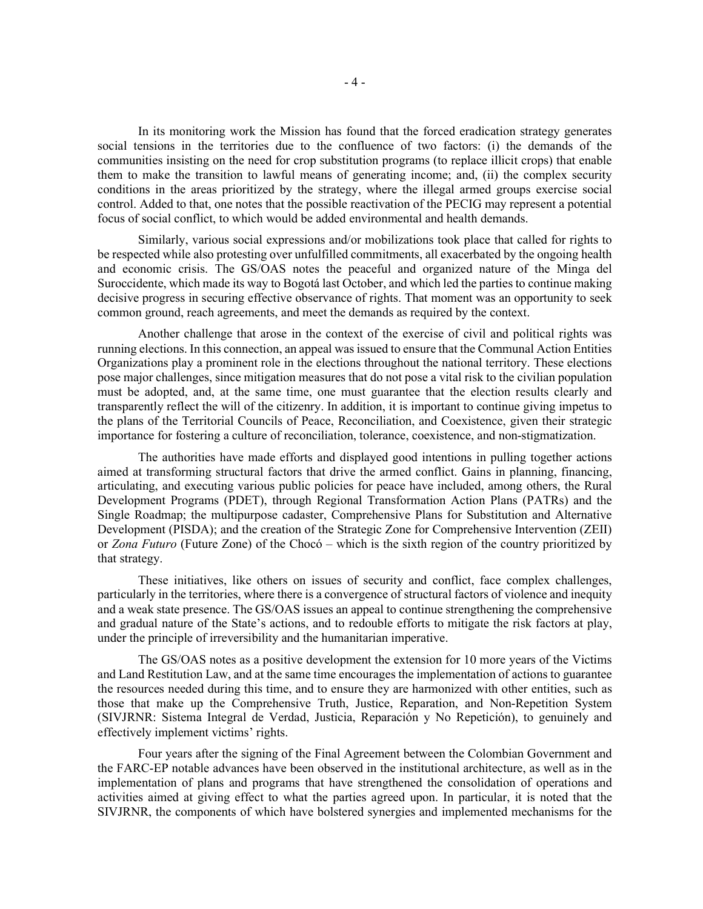In its monitoring work the Mission has found that the forced eradication strategy generates social tensions in the territories due to the confluence of two factors: (i) the demands of the communities insisting on the need for crop substitution programs (to replace illicit crops) that enable them to make the transition to lawful means of generating income; and, (ii) the complex security conditions in the areas prioritized by the strategy, where the illegal armed groups exercise social control. Added to that, one notes that the possible reactivation of the PECIG may represent a potential focus of social conflict, to which would be added environmental and health demands.

Similarly, various social expressions and/or mobilizations took place that called for rights to be respected while also protesting over unfulfilled commitments, all exacerbated by the ongoing health and economic crisis. The GS/OAS notes the peaceful and organized nature of the Minga del Suroccidente, which made its way to Bogotá last October, and which led the parties to continue making decisive progress in securing effective observance of rights. That moment was an opportunity to seek common ground, reach agreements, and meet the demands as required by the context.

Another challenge that arose in the context of the exercise of civil and political rights was running elections. In this connection, an appeal was issued to ensure that the Communal Action Entities Organizations play a prominent role in the elections throughout the national territory. These elections pose major challenges, since mitigation measures that do not pose a vital risk to the civilian population must be adopted, and, at the same time, one must guarantee that the election results clearly and transparently reflect the will of the citizenry. In addition, it is important to continue giving impetus to the plans of the Territorial Councils of Peace, Reconciliation, and Coexistence, given their strategic importance for fostering a culture of reconciliation, tolerance, coexistence, and non-stigmatization.

The authorities have made efforts and displayed good intentions in pulling together actions aimed at transforming structural factors that drive the armed conflict. Gains in planning, financing, articulating, and executing various public policies for peace have included, among others, the Rural Development Programs (PDET), through Regional Transformation Action Plans (PATRs) and the Single Roadmap; the multipurpose cadaster, Comprehensive Plans for Substitution and Alternative Development (PISDA); and the creation of the Strategic Zone for Comprehensive Intervention (ZEII) or *Zona Futuro* (Future Zone) of the Chocó – which is the sixth region of the country prioritized by that strategy.

These initiatives, like others on issues of security and conflict, face complex challenges, particularly in the territories, where there is a convergence of structural factors of violence and inequity and a weak state presence. The GS/OAS issues an appeal to continue strengthening the comprehensive and gradual nature of the State's actions, and to redouble efforts to mitigate the risk factors at play, under the principle of irreversibility and the humanitarian imperative.

The GS/OAS notes as a positive development the extension for 10 more years of the Victims and Land Restitution Law, and at the same time encourages the implementation of actions to guarantee the resources needed during this time, and to ensure they are harmonized with other entities, such as those that make up the Comprehensive Truth, Justice, Reparation, and Non-Repetition System (SIVJRNR: Sistema Integral de Verdad, Justicia, Reparación y No Repetición), to genuinely and effectively implement victims' rights.

Four years after the signing of the Final Agreement between the Colombian Government and the FARC-EP notable advances have been observed in the institutional architecture, as well as in the implementation of plans and programs that have strengthened the consolidation of operations and activities aimed at giving effect to what the parties agreed upon. In particular, it is noted that the SIVJRNR, the components of which have bolstered synergies and implemented mechanisms for the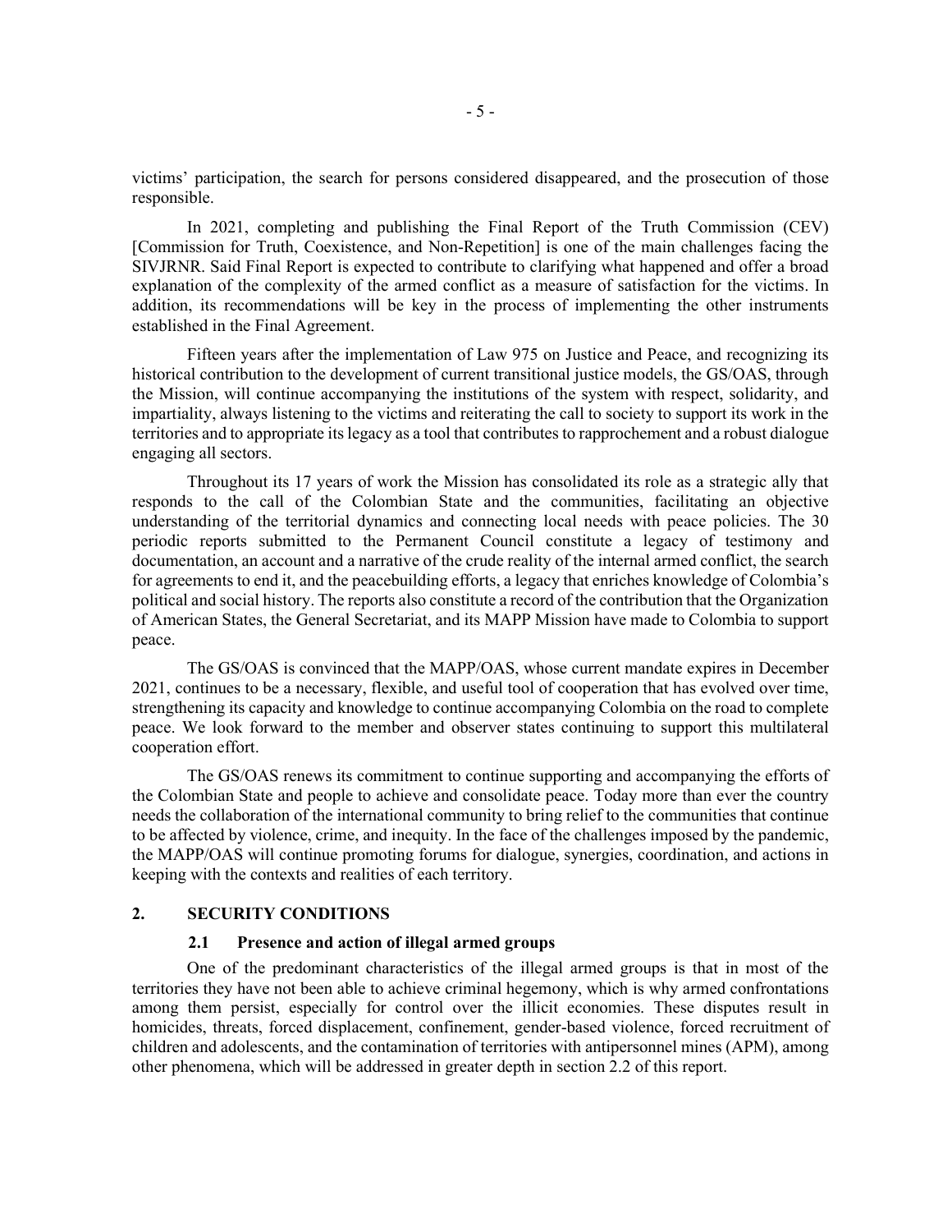victims' participation, the search for persons considered disappeared, and the prosecution of those responsible.

In 2021, completing and publishing the Final Report of the Truth Commission (CEV) [Commission for Truth, Coexistence, and Non-Repetition] is one of the main challenges facing the SIVJRNR. Said Final Report is expected to contribute to clarifying what happened and offer a broad explanation of the complexity of the armed conflict as a measure of satisfaction for the victims. In addition, its recommendations will be key in the process of implementing the other instruments established in the Final Agreement.

Fifteen years after the implementation of Law 975 on Justice and Peace, and recognizing its historical contribution to the development of current transitional justice models, the GS/OAS, through the Mission, will continue accompanying the institutions of the system with respect, solidarity, and impartiality, always listening to the victims and reiterating the call to society to support its work in the territories and to appropriate its legacy as a tool that contributes to rapprochement and a robust dialogue engaging all sectors.

Throughout its 17 years of work the Mission has consolidated its role as a strategic ally that responds to the call of the Colombian State and the communities, facilitating an objective understanding of the territorial dynamics and connecting local needs with peace policies. The 30 periodic reports submitted to the Permanent Council constitute a legacy of testimony and documentation, an account and a narrative of the crude reality of the internal armed conflict, the search for agreements to end it, and the peacebuilding efforts, a legacy that enriches knowledge of Colombia's political and social history. The reports also constitute a record of the contribution that the Organization of American States, the General Secretariat, and its MAPP Mission have made to Colombia to support peace.

The GS/OAS is convinced that the MAPP/OAS, whose current mandate expires in December 2021, continues to be a necessary, flexible, and useful tool of cooperation that has evolved over time, strengthening its capacity and knowledge to continue accompanying Colombia on the road to complete peace. We look forward to the member and observer states continuing to support this multilateral cooperation effort.

The GS/OAS renews its commitment to continue supporting and accompanying the efforts of the Colombian State and people to achieve and consolidate peace. Today more than ever the country needs the collaboration of the international community to bring relief to the communities that continue to be affected by violence, crime, and inequity. In the face of the challenges imposed by the pandemic, the MAPP/OAS will continue promoting forums for dialogue, synergies, coordination, and actions in keeping with the contexts and realities of each territory.

## 2. SECURITY CONDITIONS

### 2.1 Presence and action of illegal armed groups

One of the predominant characteristics of the illegal armed groups is that in most of the territories they have not been able to achieve criminal hegemony, which is why armed confrontations among them persist, especially for control over the illicit economies. These disputes result in homicides, threats, forced displacement, confinement, gender-based violence, forced recruitment of children and adolescents, and the contamination of territories with antipersonnel mines (APM), among other phenomena, which will be addressed in greater depth in section 2.2 of this report.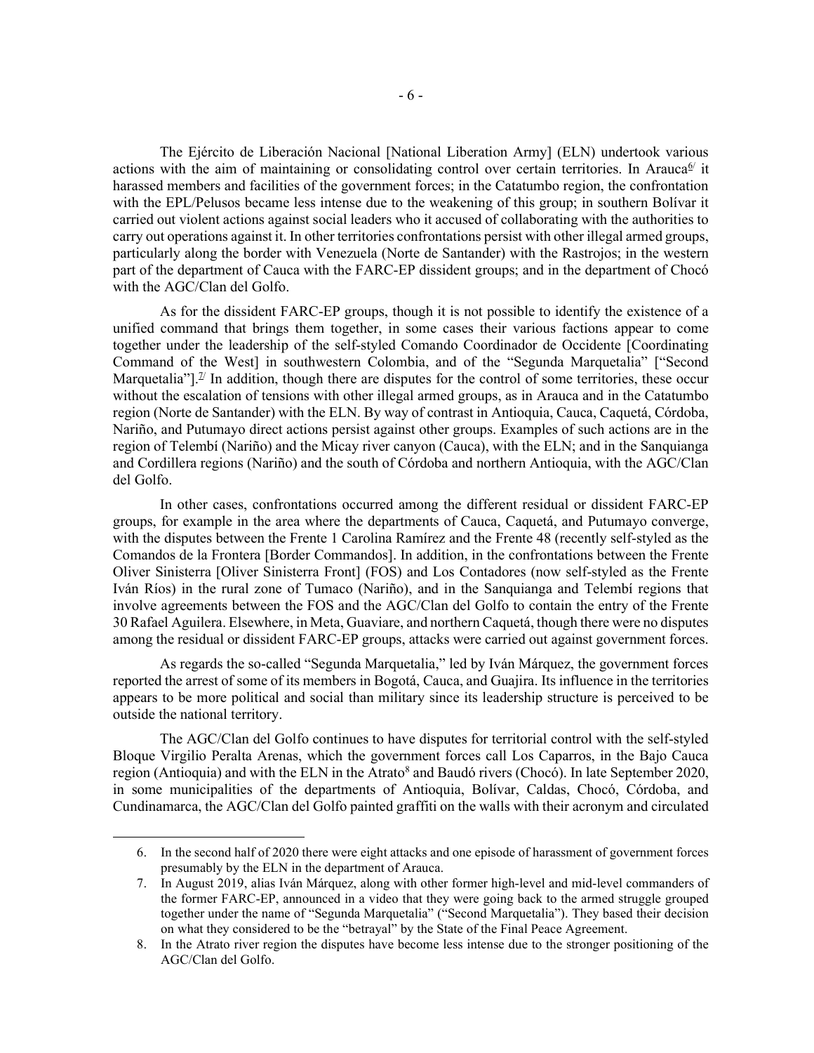The Ejército de Liberación Nacional [National Liberation Army] (ELN) undertook various actions with the aim of maintaining or consolidating control over certain territories. In Arauca[6] it harassed members and facilities of the government forces; in the Catatumbo region, the confrontation with the EPL/Pelusos became less intense due to the weakening of this group; in southern Bolívar it carried out violent actions against social leaders who it accused of collaborating with the authorities to carry out operations against it. In other territories confrontations persist with other illegal armed groups, particularly along the border with Venezuela (Norte de Santander) with the Rastrojos; in the western part of the department of Cauca with the FARC-EP dissident groups; and in the department of Chocó with the AGC/Clan del Golfo.

As for the dissident FARC-EP groups, though it is not possible to identify the existence of a unified command that brings them together, in some cases their various factions appear to come together under the leadership of the self-styled Comando Coordinador de Occidente [Coordinating Command of the West] in southwestern Colombia, and of the "Segunda Marquetalia" ["Second Marquetalia"].[7] In addition, though there are disputes for the control of some territories, these occur without the escalation of tensions with other illegal armed groups, as in Arauca and in the Catatumbo region (Norte de Santander) with the ELN. By way of contrast in Antioquia, Cauca, Caquetá, Córdoba, Nariño, and Putumayo direct actions persist against other groups. Examples of such actions are in the region of Telembí (Nariño) and the Micay river canyon (Cauca), with the ELN; and in the Sanquianga and Cordillera regions (Nariño) and the south of Córdoba and northern Antioquia, with the AGC/Clan del Golfo.

In other cases, confrontations occurred among the different residual or dissident FARC-EP groups, for example in the area where the departments of Cauca, Caquetá, and Putumayo converge, with the disputes between the Frente 1 Carolina Ramírez and the Frente 48 (recently self-styled as the Comandos de la Frontera [Border Commandos]. In addition, in the confrontations between the Frente Oliver Sinisterra [Oliver Sinisterra Front] (FOS) and Los Contadores (now self-styled as the Frente Iván Ríos) in the rural zone of Tumaco (Nariño), and in the Sanquianga and Telembí regions that involve agreements between the FOS and the AGC/Clan del Golfo to contain the entry of the Frente 30 Rafael Aguilera. Elsewhere, in Meta, Guaviare, and northern Caquetá, though there were no disputes among the residual or dissident FARC-EP groups, attacks were carried out against government forces.

As regards the so-called "Segunda Marquetalia," led by Iván Márquez, the government forces reported the arrest of some of its members in Bogotá, Cauca, and Guajira. Its influence in the territories appears to be more political and social than military since its leadership structure is perceived to be outside the national territory.

The AGC/Clan del Golfo continues to have disputes for territorial control with the self-styled Bloque Virgilio Peralta Arenas, which the government forces call Los Caparros, in the Bajo Cauca region (Antioquia) and with the ELN in the Atrato[8] and Baudó rivers (Chocó). In late September 2020, in some municipalities of the departments of Antioquia, Bolívar, Caldas, Chocó, Córdoba, and Cundinamarca, the AGC/Clan del Golfo painted graffiti on the walls with their acronym and circulated

---

6. In the second half of 2020 there were eight attacks and one episode of harassment of government forces presumably by the ELN in the department of Arauca.
7. In August 2019, alias Iván Márquez, along with other former high-level and mid-level commanders of the former FARC-EP, announced in a video that they were going back to the armed struggle grouped together under the name of "Segunda Marquetalia" ("Second Marquetalia"). They based their decision on what they considered to be the "betrayal" by the State of the Final Peace Agreement.
8. In the Atrato river region the disputes have become less intense due to the stronger positioning of the AGC/Clan del Golfo.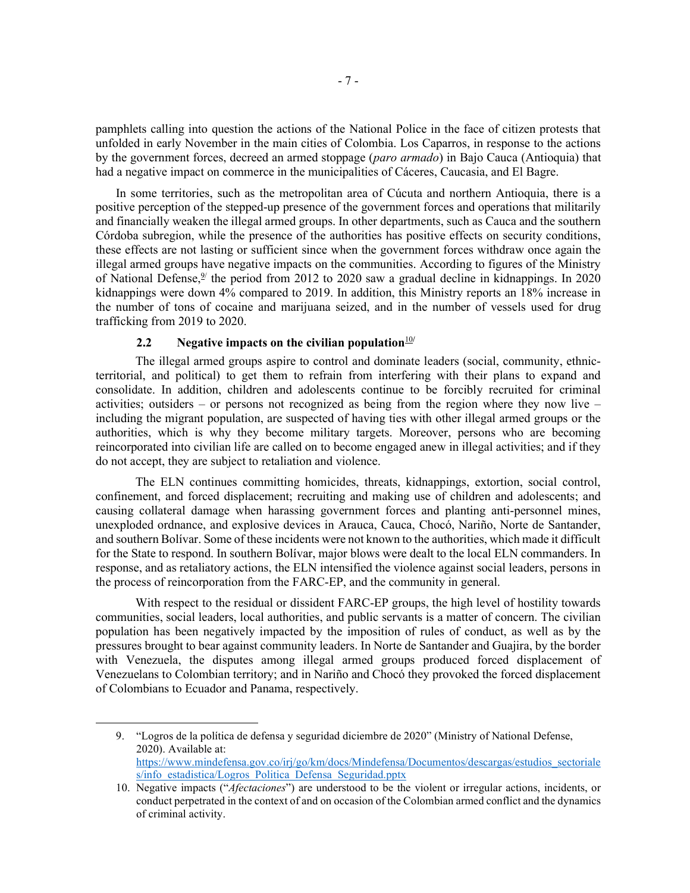pamphlets calling into question the actions of the National Police in the face of citizen protests that unfolded in early November in the main cities of Colombia. Los Caparros, in response to the actions by the government forces, decreed an armed stoppage (*paro armado*) in Bajo Cauca (Antioquia) that had a negative impact on commerce in the municipalities of Cáceres, Caucasia, and El Bagre.

In some territories, such as the metropolitan area of Cúcuta and northern Antioquia, there is a positive perception of the stepped-up presence of the government forces and operations that militarily and financially weaken the illegal armed groups. In other departments, such as Cauca and the southern Córdoba subregion, while the presence of the authorities has positive effects on security conditions, these effects are not lasting or sufficient since when the government forces withdraw once again the illegal armed groups have negative impacts on the communities. According to figures of the Ministry of National Defense,[9] the period from 2012 to 2020 saw a gradual decline in kidnappings. In 2020 kidnappings were down 4% compared to 2019. In addition, this Ministry reports an 18% increase in the number of tons of cocaine and marijuana seized, and in the number of vessels used for drug trafficking from 2019 to 2020.

### 2.2 Negative impacts on the civilian population[10]

The illegal armed groups aspire to control and dominate leaders (social, community, ethnic-territorial, and political) to get them to refrain from interfering with their plans to expand and consolidate. In addition, children and adolescents continue to be forcibly recruited for criminal activities; outsiders – or persons not recognized as being from the region where they now live – including the migrant population, are suspected of having ties with other illegal armed groups or the authorities, which is why they become military targets. Moreover, persons who are becoming reincorporated into civilian life are called on to become engaged anew in illegal activities; and if they do not accept, they are subject to retaliation and violence.

The ELN continues committing homicides, threats, kidnappings, extortion, social control, confinement, and forced displacement; recruiting and making use of children and adolescents; and causing collateral damage when harassing government forces and planting anti-personnel mines, unexploded ordnance, and explosive devices in Arauca, Cauca, Chocó, Nariño, Norte de Santander, and southern Bolívar. Some of these incidents were not known to the authorities, which made it difficult for the State to respond. In southern Bolívar, major blows were dealt to the local ELN commanders. In response, and as retaliatory actions, the ELN intensified the violence against social leaders, persons in the process of reincorporation from the FARC-EP, and the community in general.

With respect to the residual or dissident FARC-EP groups, the high level of hostility towards communities, social leaders, local authorities, and public servants is a matter of concern. The civilian population has been negatively impacted by the imposition of rules of conduct, as well as by the pressures brought to bear against community leaders. In Norte de Santander and Guajira, by the border with Venezuela, the disputes among illegal armed groups produced forced displacement of Venezuelans to Colombian territory; and in Nariño and Chocó they provoked the forced displacement of Colombians to Ecuador and Panama, respectively.

---

9. "Logros de la política de defensa y seguridad diciembre de 2020" (Ministry of National Defense, 2020). Available at: https://www.mindefensa.gov.co/irj/go/km/docs/Mindefensa/Documentos/descargas/estudios_sectoriales/info_estadistica/Logros_Politica_Defensa_Seguridad.pptx
10. Negative impacts ("*Afectaciones*") are understood to be the violent or irregular actions, incidents, or conduct perpetrated in the context of and on occasion of the Colombian armed conflict and the dynamics of criminal activity.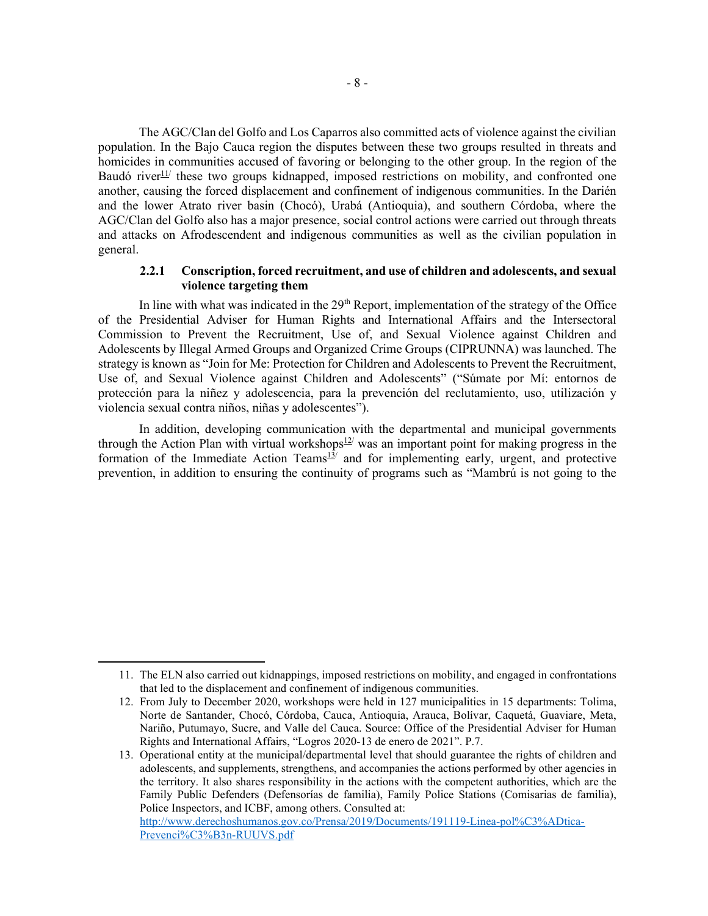The AGC/Clan del Golfo and Los Caparros also committed acts of violence against the civilian population. In the Bajo Cauca region the disputes between these two groups resulted in threats and homicides in communities accused of favoring or belonging to the other group. In the region of the Baudó river[11] these two groups kidnapped, imposed restrictions on mobility, and confronted one another, causing the forced displacement and confinement of indigenous communities. In the Darién and the lower Atrato river basin (Chocó), Urabá (Antioquia), and southern Córdoba, where the AGC/Clan del Golfo also has a major presence, social control actions were carried out through threats and attacks on Afrodescendent and indigenous communities as well as the civilian population in general.

### 2.2.1 Conscription, forced recruitment, and use of children and adolescents, and sexual violence targeting them

In line with what was indicated in the 29th Report, implementation of the strategy of the Office of the Presidential Adviser for Human Rights and International Affairs and the Intersectoral Commission to Prevent the Recruitment, Use of, and Sexual Violence against Children and Adolescents by Illegal Armed Groups and Organized Crime Groups (CIPRUNNA) was launched. The strategy is known as "Join for Me: Protection for Children and Adolescents to Prevent the Recruitment, Use of, and Sexual Violence against Children and Adolescents" ("Súmate por Mí: entornos de protección para la niñez y adolescencia, para la prevención del reclutamiento, uso, utilización y violencia sexual contra niños, niñas y adolescentes").

In addition, developing communication with the departmental and municipal governments through the Action Plan with virtual workshops[12] was an important point for making progress in the formation of the Immediate Action Teams[13] and for implementing early, urgent, and protective prevention, in addition to ensuring the continuity of programs such as "Mambrú is not going to the

---

11. The ELN also carried out kidnappings, imposed restrictions on mobility, and engaged in confrontations that led to the displacement and confinement of indigenous communities.
12. From July to December 2020, workshops were held in 127 municipalities in 15 departments: Tolima, Norte de Santander, Chocó, Córdoba, Cauca, Antioquia, Arauca, Bolívar, Caquetá, Guaviare, Meta, Nariño, Putumayo, Sucre, and Valle del Cauca. Source: Office of the Presidential Adviser for Human Rights and International Affairs, "Logros 2020-13 de enero de 2021". P.7.
13. Operational entity at the municipal/departmental level that should guarantee the rights of children and adolescents, and supplements, strengthens, and accompanies the actions performed by other agencies in the territory. It also shares responsibility in the actions with the competent authorities, which are the Family Public Defenders (Defensorías de familia), Family Police Stations (Comisarias de familia), Police Inspectors, and ICBF, among others. Consulted at: http://www.derechoshumanos.gov.co/Prensa/2019/Documents/191119-Linea-pol%C3%ADtica-Prevenci%C3%B3n-RUUVS.pdf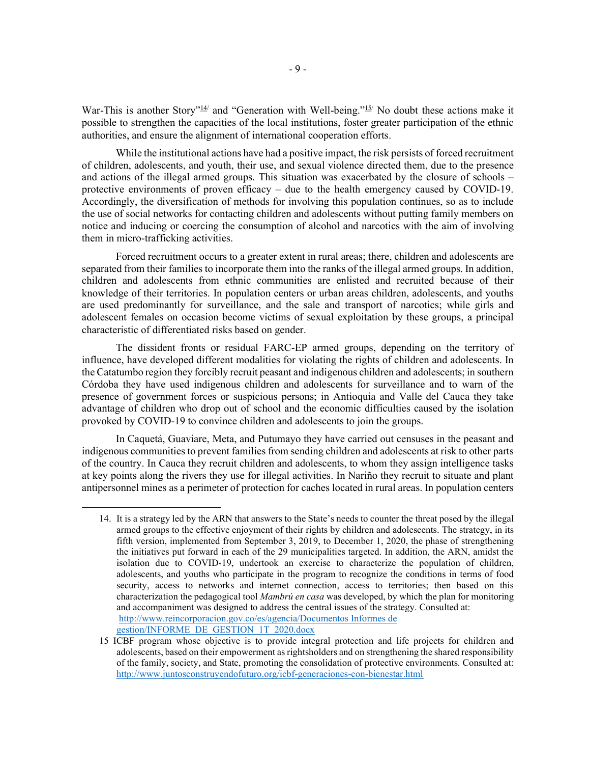War-This is another Story"[14] and "Generation with Well-being."[15] No doubt these actions make it possible to strengthen the capacities of the local institutions, foster greater participation of the ethnic authorities, and ensure the alignment of international cooperation efforts.

While the institutional actions have had a positive impact, the risk persists of forced recruitment of children, adolescents, and youth, their use, and sexual violence directed them, due to the presence and actions of the illegal armed groups. This situation was exacerbated by the closure of schools – protective environments of proven efficacy – due to the health emergency caused by COVID-19. Accordingly, the diversification of methods for involving this population continues, so as to include the use of social networks for contacting children and adolescents without putting family members on notice and inducing or coercing the consumption of alcohol and narcotics with the aim of involving them in micro-trafficking activities.

Forced recruitment occurs to a greater extent in rural areas; there, children and adolescents are separated from their families to incorporate them into the ranks of the illegal armed groups. In addition, children and adolescents from ethnic communities are enlisted and recruited because of their knowledge of their territories. In population centers or urban areas children, adolescents, and youths are used predominantly for surveillance, and the sale and transport of narcotics; while girls and adolescent females on occasion become victims of sexual exploitation by these groups, a principal characteristic of differentiated risks based on gender.

The dissident fronts or residual FARC-EP armed groups, depending on the territory of influence, have developed different modalities for violating the rights of children and adolescents. In the Catatumbo region they forcibly recruit peasant and indigenous children and adolescents; in southern Córdoba they have used indigenous children and adolescents for surveillance and to warn of the presence of government forces or suspicious persons; in Antioquia and Valle del Cauca they take advantage of children who drop out of school and the economic difficulties caused by the isolation provoked by COVID-19 to convince children and adolescents to join the groups.

In Caquetá, Guaviare, Meta, and Putumayo they have carried out censuses in the peasant and indigenous communities to prevent families from sending children and adolescents at risk to other parts of the country. In Cauca they recruit children and adolescents, to whom they assign intelligence tasks at key points along the rivers they use for illegal activities. In Nariño they recruit to situate and plant antipersonnel mines as a perimeter of protection for caches located in rural areas. In population centers

---

14. It is a strategy led by the ARN that answers to the State's needs to counter the threat posed by the illegal armed groups to the effective enjoyment of their rights by children and adolescents. The strategy, in its fifth version, implemented from September 3, 2019, to December 1, 2020, the phase of strengthening the initiatives put forward in each of the 29 municipalities targeted. In addition, the ARN, amidst the isolation due to COVID-19, undertook an exercise to characterize the population of children, adolescents, and youths who participate in the program to recognize the conditions in terms of food security, access to networks and internet connection, access to territories; then based on this characterization the pedagogical tool *Mambrú en casa* was developed, by which the plan for monitoring and accompaniment was designed to address the central issues of the strategy. Consulted at: http://www.reincorporacion.gov.co/es/agencia/Documentos Informes de gestion/INFORME_DE_GESTION_1T_2020.docx

15. ICBF program whose objective is to provide integral protection and life projects for children and adolescents, based on their empowerment as rightsholders and on strengthening the shared responsibility of the family, society, and State, promoting the consolidation of protective environments. Consulted at: http://www.juntosconstruyendofuturo.org/icbf-generaciones-con-bienestar.html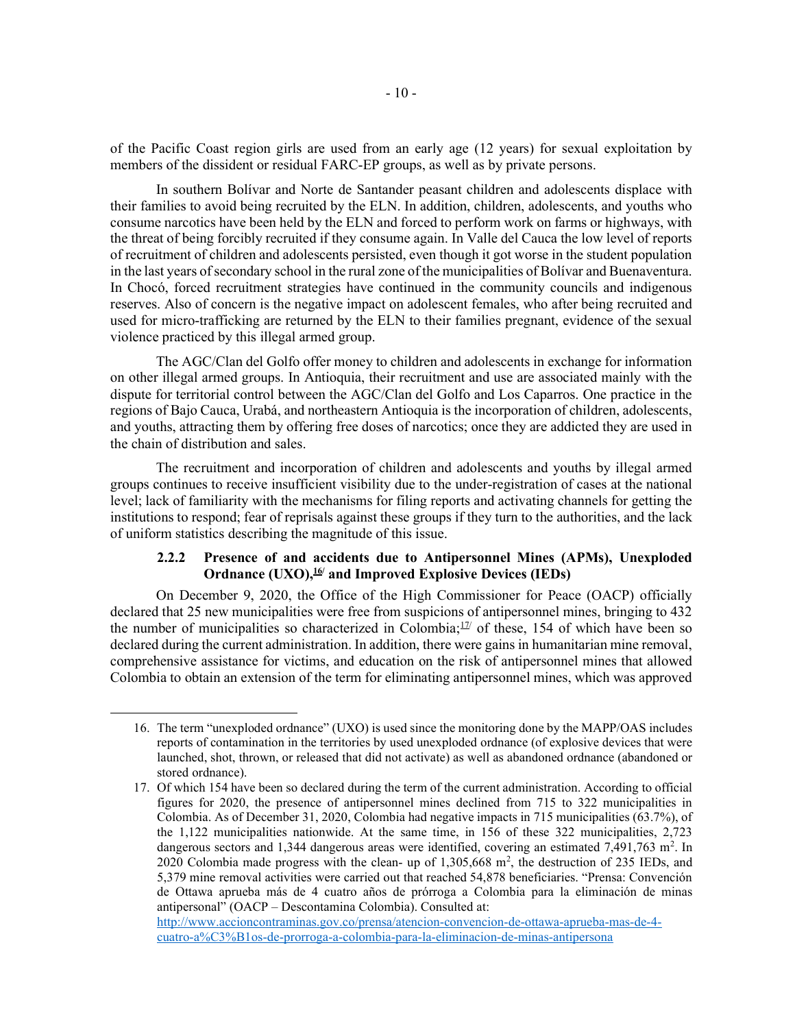of the Pacific Coast region girls are used from an early age (12 years) for sexual exploitation by members of the dissident or residual FARC-EP groups, as well as by private persons.

In southern Bolívar and Norte de Santander peasant children and adolescents displace with their families to avoid being recruited by the ELN. In addition, children, adolescents, and youths who consume narcotics have been held by the ELN and forced to perform work on farms or highways, with the threat of being forcibly recruited if they consume again. In Valle del Cauca the low level of reports of recruitment of children and adolescents persisted, even though it got worse in the student population in the last years of secondary school in the rural zone of the municipalities of Bolívar and Buenaventura. In Chocó, forced recruitment strategies have continued in the community councils and indigenous reserves. Also of concern is the negative impact on adolescent females, who after being recruited and used for micro-trafficking are returned by the ELN to their families pregnant, evidence of the sexual violence practiced by this illegal armed group.

The AGC/Clan del Golfo offer money to children and adolescents in exchange for information on other illegal armed groups. In Antioquia, their recruitment and use are associated mainly with the dispute for territorial control between the AGC/Clan del Golfo and Los Caparros. One practice in the regions of Bajo Cauca, Urabá, and northeastern Antioquia is the incorporation of children, adolescents, and youths, attracting them by offering free doses of narcotics; once they are addicted they are used in the chain of distribution and sales.

The recruitment and incorporation of children and adolescents and youths by illegal armed groups continues to receive insufficient visibility due to the under-registration of cases at the national level; lack of familiarity with the mechanisms for filing reports and activating channels for getting the institutions to respond; fear of reprisals against these groups if they turn to the authorities, and the lack of uniform statistics describing the magnitude of this issue.

### 2.2.2 Presence of and accidents due to Antipersonnel Mines (APMs), Unexploded Ordnance (UXO),[16] and Improved Explosive Devices (IEDs)

On December 9, 2020, the Office of the High Commissioner for Peace (OACP) officially declared that 25 new municipalities were free from suspicions of antipersonnel mines, bringing to 432 the number of municipalities so characterized in Colombia;[17] of these, 154 of which have been so declared during the current administration. In addition, there were gains in humanitarian mine removal, comprehensive assistance for victims, and education on the risk of antipersonnel mines that allowed Colombia to obtain an extension of the term for eliminating antipersonnel mines, which was approved

---

16. The term "unexploded ordnance" (UXO) is used since the monitoring done by the MAPP/OAS includes reports of contamination in the territories by used unexploded ordnance (of explosive devices that were launched, shot, thrown, or released that did not activate) as well as abandoned ordnance (abandoned or stored ordnance).

17. Of which 154 have been so declared during the term of the current administration. According to official figures for 2020, the presence of antipersonnel mines declined from 715 to 322 municipalities in Colombia. As of December 31, 2020, Colombia had negative impacts in 715 municipalities (63.7%), of the 1,122 municipalities nationwide. At the same time, in 156 of these 322 municipalities, 2,723 dangerous sectors and 1,344 dangerous areas were identified, covering an estimated 7,491,763 m$^2$. In 2020 Colombia made progress with the clean- up of 1,305,668 m$^2$, the destruction of 235 IEDs, and 5,379 mine removal activities were carried out that reached 54,878 beneficiaries. "Prensa: Convención de Ottawa aprueba más de 4 cuatro años de prórroga a Colombia para la eliminación de minas antipersonal" (OACP – Descontamina Colombia). Consulted at: http://www.accioncontraminas.gov.co/prensa/atencion-convencion-de-ottawa-aprueba-mas-de-4-cuatro-a%C3%B1os-de-prorroga-a-colombia-para-la-eliminacion-de-minas-antipersona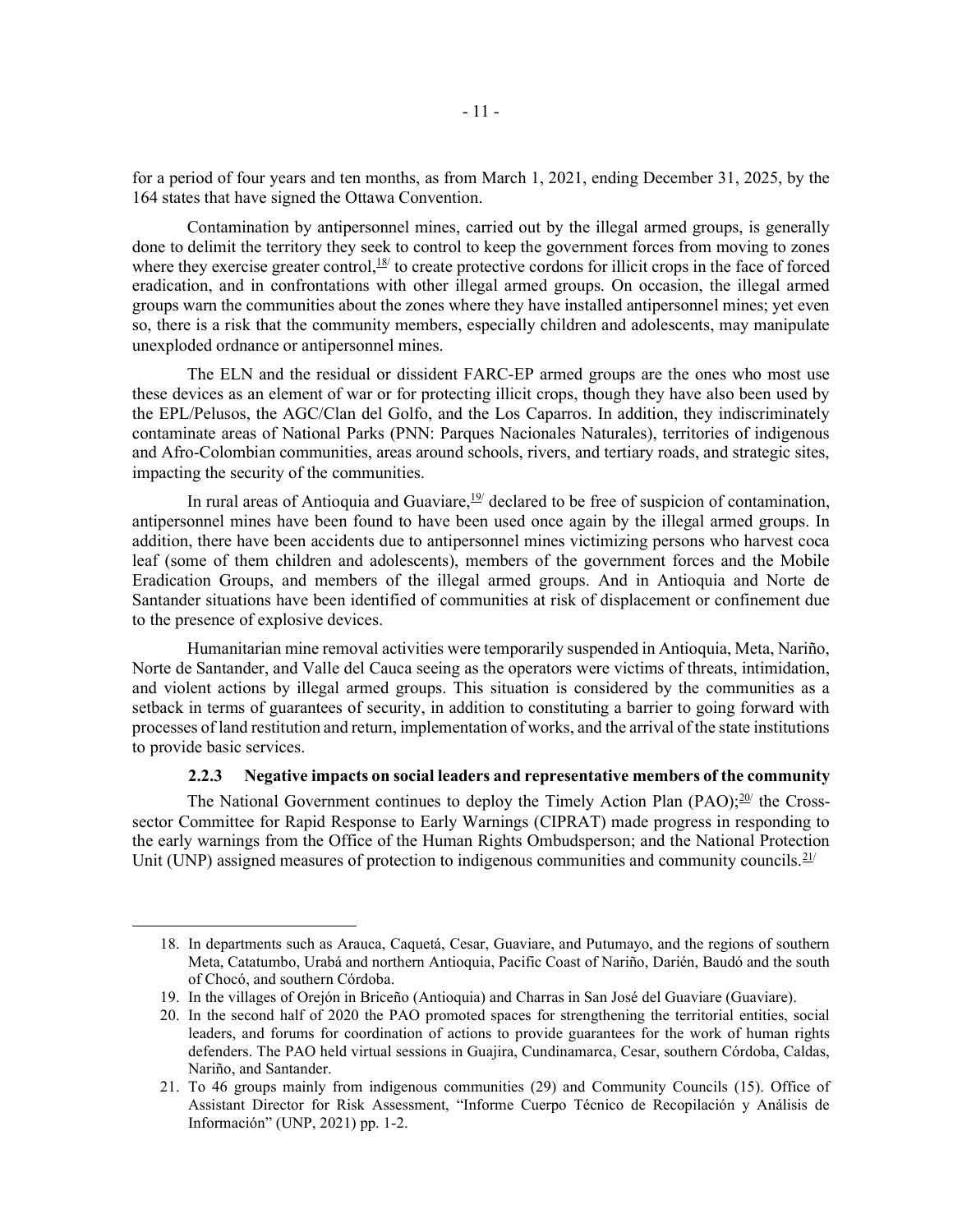for a period of four years and ten months, as from March 1, 2021, ending December 31, 2025, by the 164 states that have signed the Ottawa Convention.

Contamination by antipersonnel mines, carried out by the illegal armed groups, is generally done to delimit the territory they seek to control to keep the government forces from moving to zones where they exercise greater control,[18] to create protective cordons for illicit crops in the face of forced eradication, and in confrontations with other illegal armed groups. On occasion, the illegal armed groups warn the communities about the zones where they have installed antipersonnel mines; yet even so, there is a risk that the community members, especially children and adolescents, may manipulate unexploded ordnance or antipersonnel mines.

The ELN and the residual or dissident FARC-EP armed groups are the ones who most use these devices as an element of war or for protecting illicit crops, though they have also been used by the EPL/Pelusos, the AGC/Clan del Golfo, and the Los Caparros. In addition, they indiscriminately contaminate areas of National Parks (PNN: Parques Nacionales Naturales), territories of indigenous and Afro-Colombian communities, areas around schools, rivers, and tertiary roads, and strategic sites, impacting the security of the communities.

In rural areas of Antioquia and Guaviare,[19] declared to be free of suspicion of contamination, antipersonnel mines have been found to have been used once again by the illegal armed groups. In addition, there have been accidents due to antipersonnel mines victimizing persons who harvest coca leaf (some of them children and adolescents), members of the government forces and the Mobile Eradication Groups, and members of the illegal armed groups. And in Antioquia and Norte de Santander situations have been identified of communities at risk of displacement or confinement due to the presence of explosive devices.

Humanitarian mine removal activities were temporarily suspended in Antioquia, Meta, Nariño, Norte de Santander, and Valle del Cauca seeing as the operators were victims of threats, intimidation, and violent actions by illegal armed groups. This situation is considered by the communities as a setback in terms of guarantees of security, in addition to constituting a barrier to going forward with processes of land restitution and return, implementation of works, and the arrival of the state institutions to provide basic services.

#### 2.2.3 Negative impacts on social leaders and representative members of the community

The National Government continues to deploy the Timely Action Plan (PAO);[20] the Cross-sector Committee for Rapid Response to Early Warnings (CIPRAT) made progress in responding to the early warnings from the Office of the Human Rights Ombudsperson; and the National Protection Unit (UNP) assigned measures of protection to indigenous communities and community councils.[21]

---

18. In departments such as Arauca, Caquetá, Cesar, Guaviare, and Putumayo, and the regions of southern Meta, Catatumbo, Urabá and northern Antioquia, Pacific Coast of Nariño, Darién, Baudó and the south of Chocó, and southern Córdoba.
19. In the villages of Orejón in Briceño (Antioquia) and Charras in San José del Guaviare (Guaviare).
20. In the second half of 2020 the PAO promoted spaces for strengthening the territorial entities, social leaders, and forums for coordination of actions to provide guarantees for the work of human rights defenders. The PAO held virtual sessions in Guajira, Cundinamarca, Cesar, southern Córdoba, Caldas, Nariño, and Santander.
21. To 46 groups mainly from indigenous communities (29) and Community Councils (15). Office of Assistant Director for Risk Assessment, "Informe Cuerpo Técnico de Recopilación y Análisis de Información" (UNP, 2021) pp. 1-2.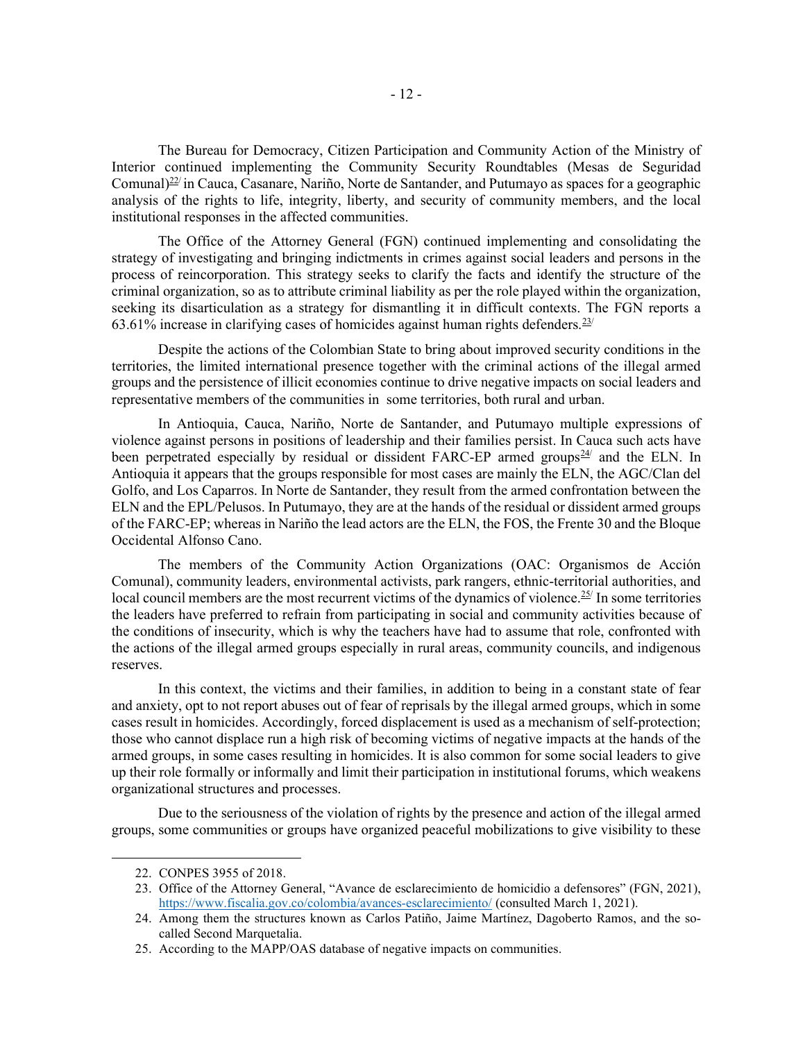The Bureau for Democracy, Citizen Participation and Community Action of the Ministry of Interior continued implementing the Community Security Roundtables (Mesas de Seguridad Comunal)[22] in Cauca, Casanare, Nariño, Norte de Santander, and Putumayo as spaces for a geographic analysis of the rights to life, integrity, liberty, and security of community members, and the local institutional responses in the affected communities.

The Office of the Attorney General (FGN) continued implementing and consolidating the strategy of investigating and bringing indictments in crimes against social leaders and persons in the process of reincorporation. This strategy seeks to clarify the facts and identify the structure of the criminal organization, so as to attribute criminal liability as per the role played within the organization, seeking its disarticulation as a strategy for dismantling it in difficult contexts. The FGN reports a 63.61% increase in clarifying cases of homicides against human rights defenders.[23]

Despite the actions of the Colombian State to bring about improved security conditions in the territories, the limited international presence together with the criminal actions of the illegal armed groups and the persistence of illicit economies continue to drive negative impacts on social leaders and representative members of the communities in some territories, both rural and urban.

In Antioquia, Cauca, Nariño, Norte de Santander, and Putumayo multiple expressions of violence against persons in positions of leadership and their families persist. In Cauca such acts have been perpetrated especially by residual or dissident FARC-EP armed groups[24] and the ELN. In Antioquia it appears that the groups responsible for most cases are mainly the ELN, the AGC/Clan del Golfo, and Los Caparros. In Norte de Santander, they result from the armed confrontation between the ELN and the EPL/Pelusos. In Putumayo, they are at the hands of the residual or dissident armed groups of the FARC-EP; whereas in Nariño the lead actors are the ELN, the FOS, the Frente 30 and the Bloque Occidental Alfonso Cano.

The members of the Community Action Organizations (OAC: Organismos de Acción Comunal), community leaders, environmental activists, park rangers, ethnic-territorial authorities, and local council members are the most recurrent victims of the dynamics of violence.[25] In some territories the leaders have preferred to refrain from participating in social and community activities because of the conditions of insecurity, which is why the teachers have had to assume that role, confronted with the actions of the illegal armed groups especially in rural areas, community councils, and indigenous reserves.

In this context, the victims and their families, in addition to being in a constant state of fear and anxiety, opt to not report abuses out of fear of reprisals by the illegal armed groups, which in some cases result in homicides. Accordingly, forced displacement is used as a mechanism of self-protection; those who cannot displace run a high risk of becoming victims of negative impacts at the hands of the armed groups, in some cases resulting in homicides. It is also common for some social leaders to give up their role formally or informally and limit their participation in institutional forums, which weakens organizational structures and processes.

Due to the seriousness of the violation of rights by the presence and action of the illegal armed groups, some communities or groups have organized peaceful mobilizations to give visibility to these

---

22. CONPES 3955 of 2018.
23. Office of the Attorney General, "Avance de esclarecimiento de homicidio a defensores" (FGN, 2021), https://www.fiscalia.gov.co/colombia/avances-esclarecimiento/ (consulted March 1, 2021).
24. Among them the structures known as Carlos Patiño, Jaime Martínez, Dagoberto Ramos, and the so-called Second Marquetalia.
25. According to the MAPP/OAS database of negative impacts on communities.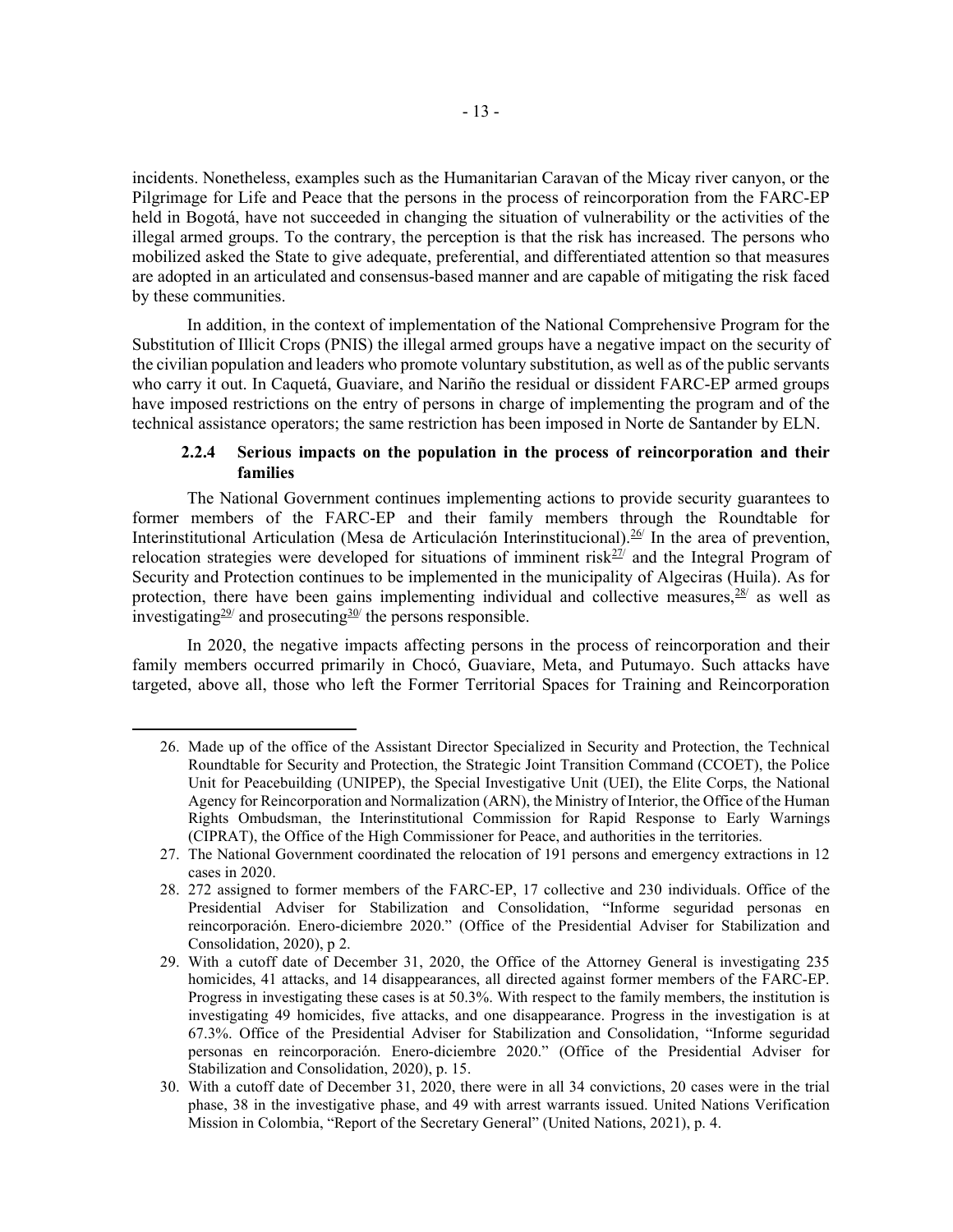incidents. Nonetheless, examples such as the Humanitarian Caravan of the Micay river canyon, or the Pilgrimage for Life and Peace that the persons in the process of reincorporation from the FARC-EP held in Bogotá, have not succeeded in changing the situation of vulnerability or the activities of the illegal armed groups. To the contrary, the perception is that the risk has increased. The persons who mobilized asked the State to give adequate, preferential, and differentiated attention so that measures are adopted in an articulated and consensus-based manner and are capable of mitigating the risk faced by these communities.

In addition, in the context of implementation of the National Comprehensive Program for the Substitution of Illicit Crops (PNIS) the illegal armed groups have a negative impact on the security of the civilian population and leaders who promote voluntary substitution, as well as of the public servants who carry it out. In Caquetá, Guaviare, and Nariño the residual or dissident FARC-EP armed groups have imposed restrictions on the entry of persons in charge of implementing the program and of the technical assistance operators; the same restriction has been imposed in Norte de Santander by ELN.

### 2.2.4 Serious impacts on the population in the process of reincorporation and their families

The National Government continues implementing actions to provide security guarantees to former members of the FARC-EP and their family members through the Roundtable for Interinstitutional Articulation (Mesa de Articulación Interinstitucional).[26/] In the area of prevention, relocation strategies were developed for situations of imminent risk[27/] and the Integral Program of Security and Protection continues to be implemented in the municipality of Algeciras (Huila). As for protection, there have been gains implementing individual and collective measures,[28/] as well as investigating[29/] and prosecuting[30/] the persons responsible.

In 2020, the negative impacts affecting persons in the process of reincorporation and their family members occurred primarily in Chocó, Guaviare, Meta, and Putumayo. Such attacks have targeted, above all, those who left the Former Territorial Spaces for Training and Reincorporation

---

26. Made up of the office of the Assistant Director Specialized in Security and Protection, the Technical Roundtable for Security and Protection, the Strategic Joint Transition Command (CCOET), the Police Unit for Peacebuilding (UNIPEP), the Special Investigative Unit (UEI), the Elite Corps, the National Agency for Reincorporation and Normalization (ARN), the Ministry of Interior, the Office of the Human Rights Ombudsman, the Interinstitutional Commission for Rapid Response to Early Warnings (CIPRAT), the Office of the High Commissioner for Peace, and authorities in the territories.

27. The National Government coordinated the relocation of 191 persons and emergency extractions in 12 cases in 2020.

28. 272 assigned to former members of the FARC-EP, 17 collective and 230 individuals. Office of the Presidential Adviser for Stabilization and Consolidation, "Informe seguridad personas en reincorporación. Enero-diciembre 2020." (Office of the Presidential Adviser for Stabilization and Consolidation, 2020), p 2.

29. With a cutoff date of December 31, 2020, the Office of the Attorney General is investigating 235 homicides, 41 attacks, and 14 disappearances, all directed against former members of the FARC-EP. Progress in investigating these cases is at 50.3%. With respect to the family members, the institution is investigating 49 homicides, five attacks, and one disappearance. Progress in the investigation is at 67.3%. Office of the Presidential Adviser for Stabilization and Consolidation, "Informe seguridad personas en reincorporación. Enero-diciembre 2020." (Office of the Presidential Adviser for Stabilization and Consolidation, 2020), p. 15.

30. With a cutoff date of December 31, 2020, there were in all 34 convictions, 20 cases were in the trial phase, 38 in the investigative phase, and 49 with arrest warrants issued. United Nations Verification Mission in Colombia, "Report of the Secretary General" (United Nations, 2021), p. 4.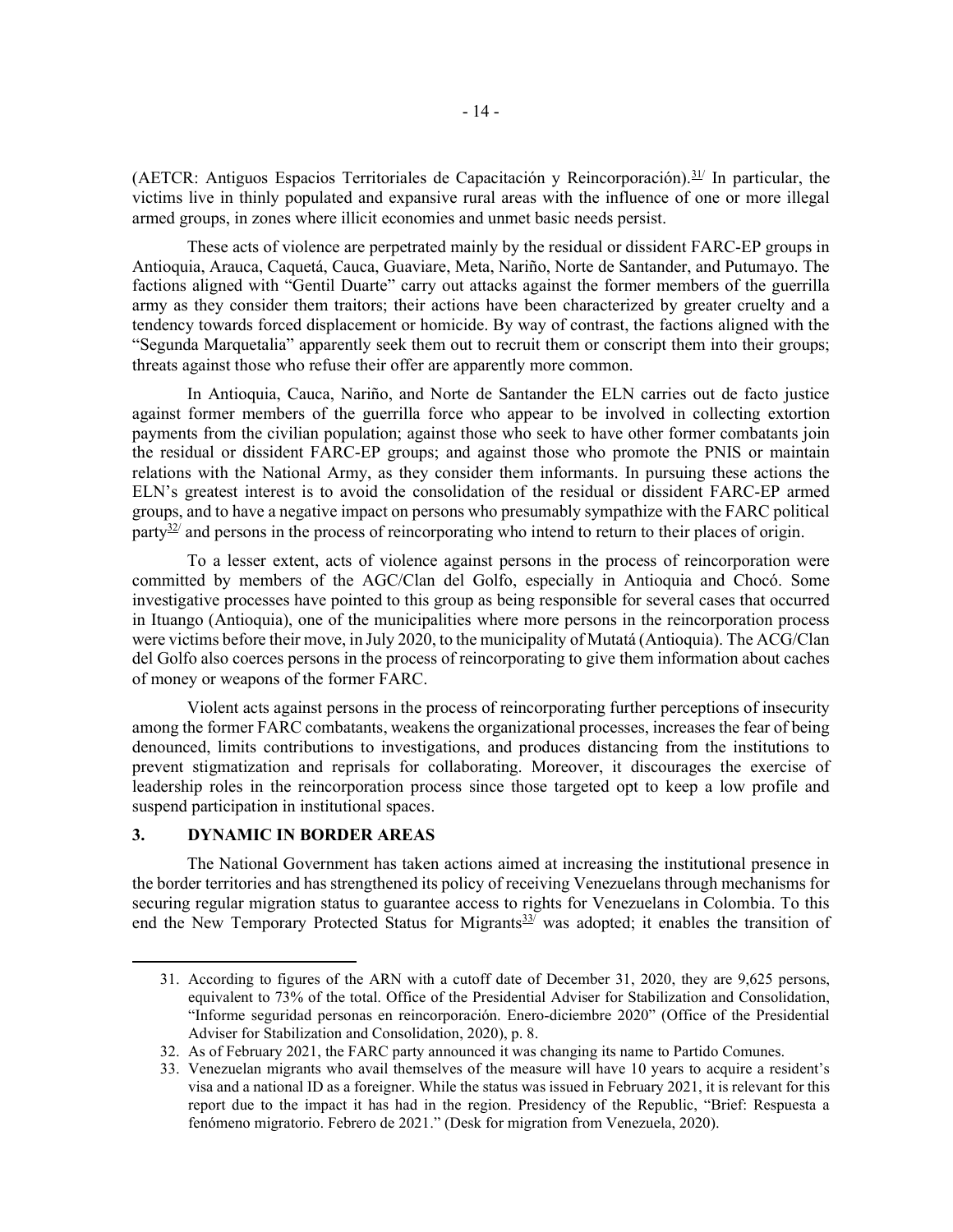(AETCR: Antiguos Espacios Territoriales de Capacitación y Reincorporación).[31] In particular, the victims live in thinly populated and expansive rural areas with the influence of one or more illegal armed groups, in zones where illicit economies and unmet basic needs persist.

These acts of violence are perpetrated mainly by the residual or dissident FARC-EP groups in Antioquia, Arauca, Caquetá, Cauca, Guaviare, Meta, Nariño, Norte de Santander, and Putumayo. The factions aligned with "Gentil Duarte" carry out attacks against the former members of the guerrilla army as they consider them traitors; their actions have been characterized by greater cruelty and a tendency towards forced displacement or homicide. By way of contrast, the factions aligned with the "Segunda Marquetalia" apparently seek them out to recruit them or conscript them into their groups; threats against those who refuse their offer are apparently more common.

In Antioquia, Cauca, Nariño, and Norte de Santander the ELN carries out de facto justice against former members of the guerrilla force who appear to be involved in collecting extortion payments from the civilian population; against those who seek to have other former combatants join the residual or dissident FARC-EP groups; and against those who promote the PNIS or maintain relations with the National Army, as they consider them informants. In pursuing these actions the ELN's greatest interest is to avoid the consolidation of the residual or dissident FARC-EP armed groups, and to have a negative impact on persons who presumably sympathize with the FARC political party[32] and persons in the process of reincorporating who intend to return to their places of origin.

To a lesser extent, acts of violence against persons in the process of reincorporation were committed by members of the AGC/Clan del Golfo, especially in Antioquia and Chocó. Some investigative processes have pointed to this group as being responsible for several cases that occurred in Ituango (Antioquia), one of the municipalities where more persons in the reincorporation process were victims before their move, in July 2020, to the municipality of Mutatá (Antioquia). The ACG/Clan del Golfo also coerces persons in the process of reincorporating to give them information about caches of money or weapons of the former FARC.

Violent acts against persons in the process of reincorporating further perceptions of insecurity among the former FARC combatants, weakens the organizational processes, increases the fear of being denounced, limits contributions to investigations, and produces distancing from the institutions to prevent stigmatization and reprisals for collaborating. Moreover, it discourages the exercise of leadership roles in the reincorporation process since those targeted opt to keep a low profile and suspend participation in institutional spaces.

## 3. DYNAMIC IN BORDER AREAS

The National Government has taken actions aimed at increasing the institutional presence in the border territories and has strengthened its policy of receiving Venezuelans through mechanisms for securing regular migration status to guarantee access to rights for Venezuelans in Colombia. To this end the New Temporary Protected Status for Migrants[33] was adopted; it enables the transition of

---

31. According to figures of the ARN with a cutoff date of December 31, 2020, they are 9,625 persons, equivalent to 73% of the total. Office of the Presidential Adviser for Stabilization and Consolidation, "Informe seguridad personas en reincorporación. Enero-diciembre 2020" (Office of the Presidential Adviser for Stabilization and Consolidation, 2020), p. 8.
32. As of February 2021, the FARC party announced it was changing its name to Partido Comunes.
33. Venezuelan migrants who avail themselves of the measure will have 10 years to acquire a resident's visa and a national ID as a foreigner. While the status was issued in February 2021, it is relevant for this report due to the impact it has had in the region. Presidency of the Republic, "Brief: Respuesta a fenómeno migratorio. Febrero de 2021." (Desk for migration from Venezuela, 2020).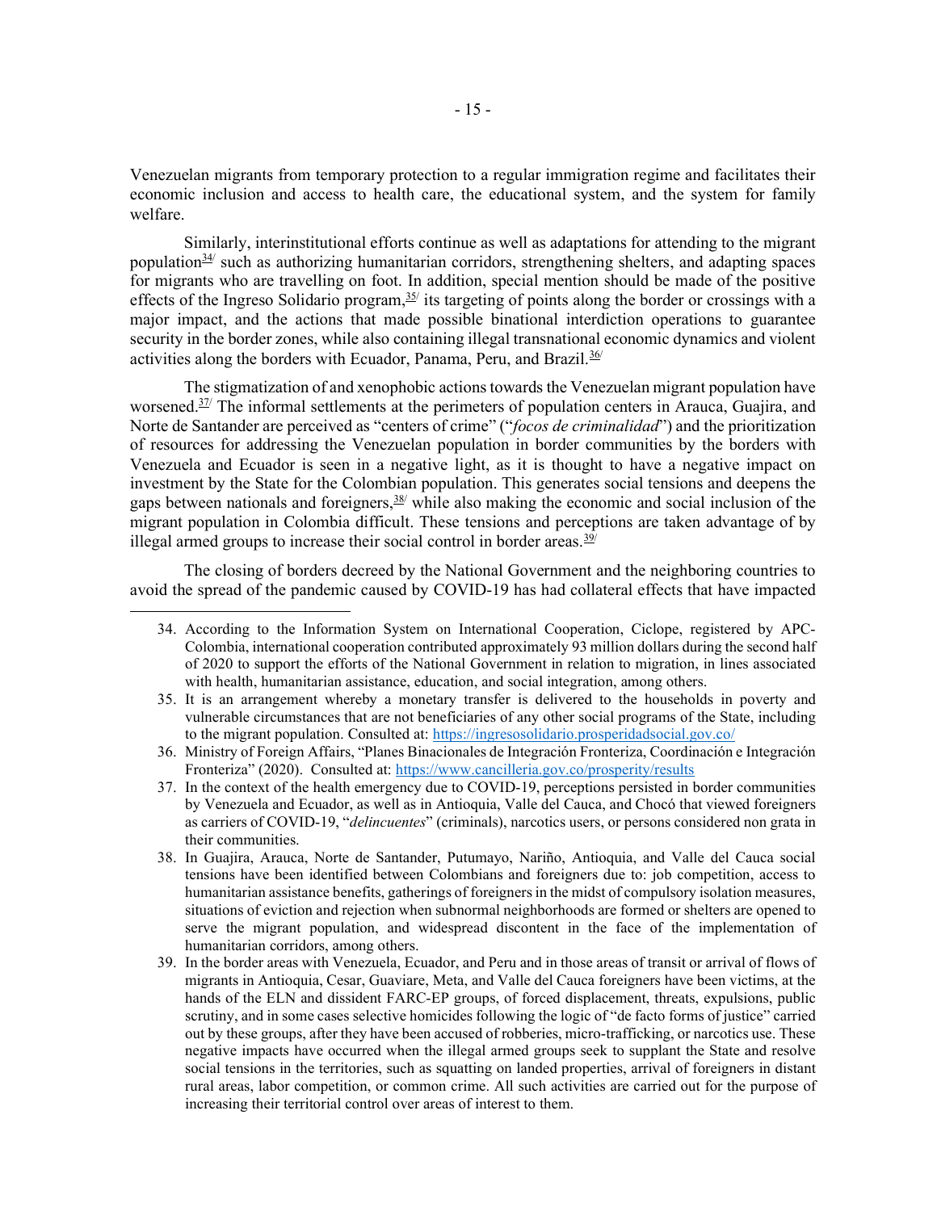Venezuelan migrants from temporary protection to a regular immigration regime and facilitates their economic inclusion and access to health care, the educational system, and the system for family welfare.

Similarly, interinstitutional efforts continue as well as adaptations for attending to the migrant population[34] such as authorizing humanitarian corridors, strengthening shelters, and adapting spaces for migrants who are travelling on foot. In addition, special mention should be made of the positive effects of the Ingreso Solidario program,[35] its targeting of points along the border or crossings with a major impact, and the actions that made possible binational interdiction operations to guarantee security in the border zones, while also containing illegal transnational economic dynamics and violent activities along the borders with Ecuador, Panama, Peru, and Brazil.[36]

The stigmatization of and xenophobic actions towards the Venezuelan migrant population have worsened.[37] The informal settlements at the perimeters of population centers in Arauca, Guajira, and Norte de Santander are perceived as "centers of crime" ("*focos de criminalidad*") and the prioritization of resources for addressing the Venezuelan population in border communities by the borders with Venezuela and Ecuador is seen in a negative light, as it is thought to have a negative impact on investment by the State for the Colombian population. This generates social tensions and deepens the gaps between nationals and foreigners,[38] while also making the economic and social inclusion of the migrant population in Colombia difficult. These tensions and perceptions are taken advantage of by illegal armed groups to increase their social control in border areas.[39]

The closing of borders decreed by the National Government and the neighboring countries to avoid the spread of the pandemic caused by COVID-19 has had collateral effects that have impacted

---

34. According to the Information System on International Cooperation, Ciclope, registered by APC-Colombia, international cooperation contributed approximately 93 million dollars during the second half of 2020 to support the efforts of the National Government in relation to migration, in lines associated with health, humanitarian assistance, education, and social integration, among others.

35. It is an arrangement whereby a monetary transfer is delivered to the households in poverty and vulnerable circumstances that are not beneficiaries of any other social programs of the State, including to the migrant population. Consulted at: https://ingresosolidario.prosperidadsocial.gov.co/

36. Ministry of Foreign Affairs, "Planes Binacionales de Integración Fronteriza, Coordinación e Integración Fronteriza" (2020). Consulted at: https://www.cancilleria.gov.co/prosperity/results

37. In the context of the health emergency due to COVID-19, perceptions persisted in border communities by Venezuela and Ecuador, as well as in Antioquia, Valle del Cauca, and Chocó that viewed foreigners as carriers of COVID-19, "*delincuentes*" (criminals), narcotics users, or persons considered non grata in their communities.

38. In Guajira, Arauca, Norte de Santander, Putumayo, Nariño, Antioquia, and Valle del Cauca social tensions have been identified between Colombians and foreigners due to: job competition, access to humanitarian assistance benefits, gatherings of foreigners in the midst of compulsory isolation measures, situations of eviction and rejection when subnormal neighborhoods are formed or shelters are opened to serve the migrant population, and widespread discontent in the face of the implementation of humanitarian corridors, among others.

39. In the border areas with Venezuela, Ecuador, and Peru and in those areas of transit or arrival of flows of migrants in Antioquia, Cesar, Guaviare, Meta, and Valle del Cauca foreigners have been victims, at the hands of the ELN and dissident FARC-EP groups, of forced displacement, threats, expulsions, public scrutiny, and in some cases selective homicides following the logic of "de facto forms of justice" carried out by these groups, after they have been accused of robberies, micro-trafficking, or narcotics use. These negative impacts have occurred when the illegal armed groups seek to supplant the State and resolve social tensions in the territories, such as squatting on landed properties, arrival of foreigners in distant rural areas, labor competition, or common crime. All such activities are carried out for the purpose of increasing their territorial control over areas of interest to them.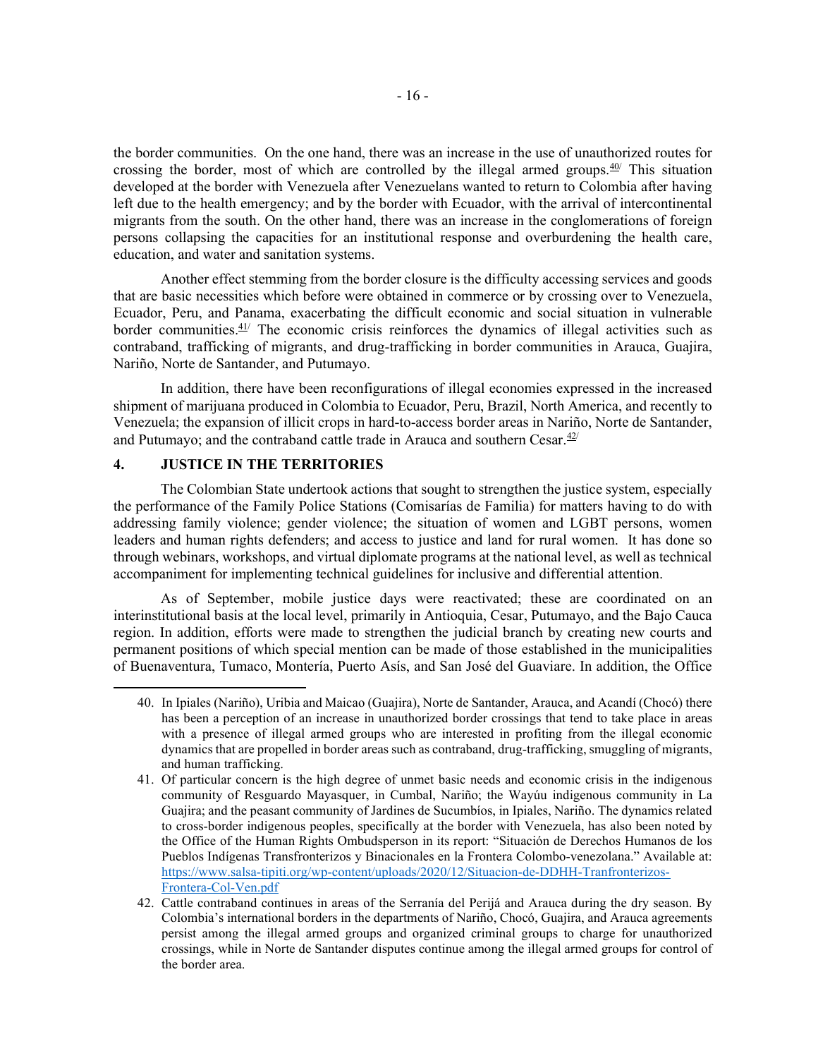the border communities. On the one hand, there was an increase in the use of unauthorized routes for crossing the border, most of which are controlled by the illegal armed groups.[40] This situation developed at the border with Venezuela after Venezuelans wanted to return to Colombia after having left due to the health emergency; and by the border with Ecuador, with the arrival of intercontinental migrants from the south. On the other hand, there was an increase in the conglomerations of foreign persons collapsing the capacities for an institutional response and overburdening the health care, education, and water and sanitation systems.

Another effect stemming from the border closure is the difficulty accessing services and goods that are basic necessities which before were obtained in commerce or by crossing over to Venezuela, Ecuador, Peru, and Panama, exacerbating the difficult economic and social situation in vulnerable border communities.[41] The economic crisis reinforces the dynamics of illegal activities such as contraband, trafficking of migrants, and drug-trafficking in border communities in Arauca, Guajira, Nariño, Norte de Santander, and Putumayo.

In addition, there have been reconfigurations of illegal economies expressed in the increased shipment of marijuana produced in Colombia to Ecuador, Peru, Brazil, North America, and recently to Venezuela; the expansion of illicit crops in hard-to-access border areas in Nariño, Norte de Santander, and Putumayo; and the contraband cattle trade in Arauca and southern Cesar.[42]

## 4. JUSTICE IN THE TERRITORIES

The Colombian State undertook actions that sought to strengthen the justice system, especially the performance of the Family Police Stations (Comisarías de Familia) for matters having to do with addressing family violence; gender violence; the situation of women and LGBT persons, women leaders and human rights defenders; and access to justice and land for rural women. It has done so through webinars, workshops, and virtual diplomate programs at the national level, as well as technical accompaniment for implementing technical guidelines for inclusive and differential attention.

As of September, mobile justice days were reactivated; these are coordinated on an interinstitutional basis at the local level, primarily in Antioquia, Cesar, Putumayo, and the Bajo Cauca region. In addition, efforts were made to strengthen the judicial branch by creating new courts and permanent positions of which special mention can be made of those established in the municipalities of Buenaventura, Tumaco, Montería, Puerto Asís, and San José del Guaviare. In addition, the Office

---

40. In Ipiales (Nariño), Uribia and Maicao (Guajira), Norte de Santander, Arauca, and Acandí (Chocó) there has been a perception of an increase in unauthorized border crossings that tend to take place in areas with a presence of illegal armed groups who are interested in profiting from the illegal economic dynamics that are propelled in border areas such as contraband, drug-trafficking, smuggling of migrants, and human trafficking.

41. Of particular concern is the high degree of unmet basic needs and economic crisis in the indigenous community of Resguardo Mayasquer, in Cumbal, Nariño; the Wayúu indigenous community in La Guajira; and the peasant community of Jardines de Sucumbíos, in Ipiales, Nariño. The dynamics related to cross-border indigenous peoples, specifically at the border with Venezuela, has also been noted by the Office of the Human Rights Ombudsperson in its report: "Situación de Derechos Humanos de los Pueblos Indígenas Transfronterizos y Binacionales en la Frontera Colombo-venezolana." Available at: https://www.salsa-tipiti.org/wp-content/uploads/2020/12/Situacion-de-DDHH-Tranfronterizos-Frontera-Col-Ven.pdf

42. Cattle contraband continues in areas of the Serranía del Perijá and Arauca during the dry season. By Colombia's international borders in the departments of Nariño, Chocó, Guajira, and Arauca agreements persist among the illegal armed groups and organized criminal groups to charge for unauthorized crossings, while in Norte de Santander disputes continue among the illegal armed groups for control of the border area.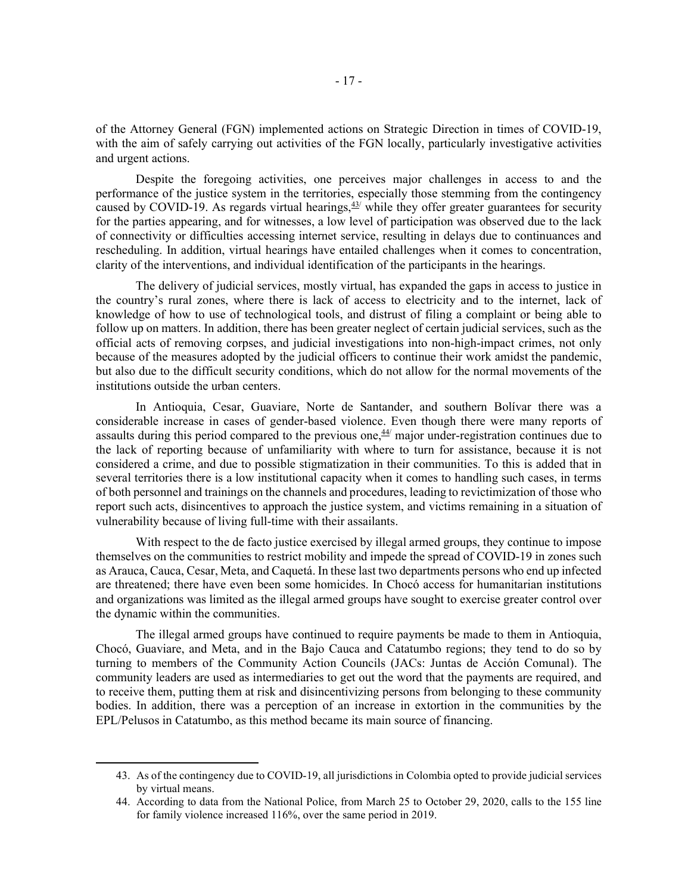of the Attorney General (FGN) implemented actions on Strategic Direction in times of COVID-19, with the aim of safely carrying out activities of the FGN locally, particularly investigative activities and urgent actions.

Despite the foregoing activities, one perceives major challenges in access to and the performance of the justice system in the territories, especially those stemming from the contingency caused by COVID-19. As regards virtual hearings,[43] while they offer greater guarantees for security for the parties appearing, and for witnesses, a low level of participation was observed due to the lack of connectivity or difficulties accessing internet service, resulting in delays due to continuances and rescheduling. In addition, virtual hearings have entailed challenges when it comes to concentration, clarity of the interventions, and individual identification of the participants in the hearings.

The delivery of judicial services, mostly virtual, has expanded the gaps in access to justice in the country's rural zones, where there is lack of access to electricity and to the internet, lack of knowledge of how to use of technological tools, and distrust of filing a complaint or being able to follow up on matters. In addition, there has been greater neglect of certain judicial services, such as the official acts of removing corpses, and judicial investigations into non-high-impact crimes, not only because of the measures adopted by the judicial officers to continue their work amidst the pandemic, but also due to the difficult security conditions, which do not allow for the normal movements of the institutions outside the urban centers.

In Antioquia, Cesar, Guaviare, Norte de Santander, and southern Bolívar there was a considerable increase in cases of gender-based violence. Even though there were many reports of assaults during this period compared to the previous one,[44] major under-registration continues due to the lack of reporting because of unfamiliarity with where to turn for assistance, because it is not considered a crime, and due to possible stigmatization in their communities. To this is added that in several territories there is a low institutional capacity when it comes to handling such cases, in terms of both personnel and trainings on the channels and procedures, leading to revictimization of those who report such acts, disincentives to approach the justice system, and victims remaining in a situation of vulnerability because of living full-time with their assailants.

With respect to the de facto justice exercised by illegal armed groups, they continue to impose themselves on the communities to restrict mobility and impede the spread of COVID-19 in zones such as Arauca, Cauca, Cesar, Meta, and Caquetá. In these last two departments persons who end up infected are threatened; there have even been some homicides. In Chocó access for humanitarian institutions and organizations was limited as the illegal armed groups have sought to exercise greater control over the dynamic within the communities.

The illegal armed groups have continued to require payments be made to them in Antioquia, Chocó, Guaviare, and Meta, and in the Bajo Cauca and Catatumbo regions; they tend to do so by turning to members of the Community Action Councils (JACs: Juntas de Acción Comunal). The community leaders are used as intermediaries to get out the word that the payments are required, and to receive them, putting them at risk and disincentivizing persons from belonging to these community bodies. In addition, there was a perception of an increase in extortion in the communities by the EPL/Pelusos in Catatumbo, as this method became its main source of financing.

---

43. As of the contingency due to COVID-19, all jurisdictions in Colombia opted to provide judicial services by virtual means.
44. According to data from the National Police, from March 25 to October 29, 2020, calls to the 155 line for family violence increased 116%, over the same period in 2019.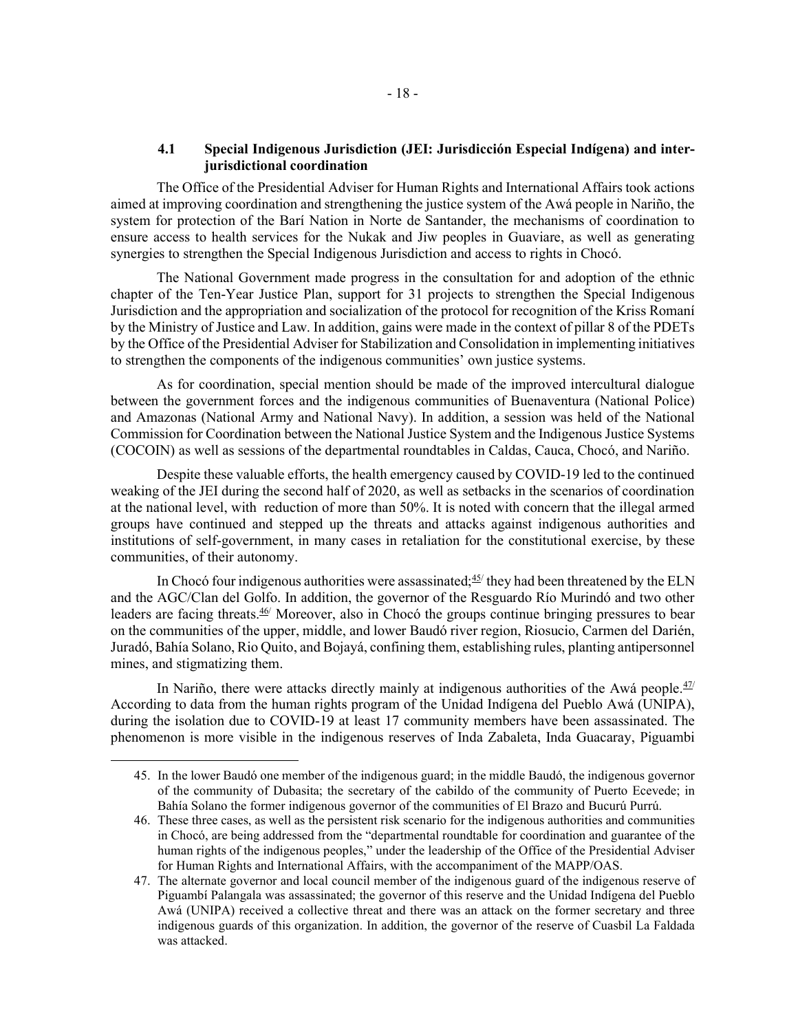### 4.1 Special Indigenous Jurisdiction (JEI: Jurisdicción Especial Indígena) and inter-jurisdictional coordination

The Office of the Presidential Adviser for Human Rights and International Affairs took actions aimed at improving coordination and strengthening the justice system of the Awá people in Nariño, the system for protection of the Barí Nation in Norte de Santander, the mechanisms of coordination to ensure access to health services for the Nukak and Jiw peoples in Guaviare, as well as generating synergies to strengthen the Special Indigenous Jurisdiction and access to rights in Chocó.

The National Government made progress in the consultation for and adoption of the ethnic chapter of the Ten-Year Justice Plan, support for 31 projects to strengthen the Special Indigenous Jurisdiction and the appropriation and socialization of the protocol for recognition of the Kriss Romaní by the Ministry of Justice and Law. In addition, gains were made in the context of pillar 8 of the PDETs by the Office of the Presidential Adviser for Stabilization and Consolidation in implementing initiatives to strengthen the components of the indigenous communities' own justice systems.

As for coordination, special mention should be made of the improved intercultural dialogue between the government forces and the indigenous communities of Buenaventura (National Police) and Amazonas (National Army and National Navy). In addition, a session was held of the National Commission for Coordination between the National Justice System and the Indigenous Justice Systems (COCOIN) as well as sessions of the departmental roundtables in Caldas, Cauca, Chocó, and Nariño.

Despite these valuable efforts, the health emergency caused by COVID-19 led to the continued weaking of the JEI during the second half of 2020, as well as setbacks in the scenarios of coordination at the national level, with reduction of more than 50%. It is noted with concern that the illegal armed groups have continued and stepped up the threats and attacks against indigenous authorities and institutions of self-government, in many cases in retaliation for the constitutional exercise, by these communities, of their autonomy.

In Chocó four indigenous authorities were assassinated;[45] they had been threatened by the ELN and the AGC/Clan del Golfo. In addition, the governor of the Resguardo Río Murindó and two other leaders are facing threats.[46] Moreover, also in Chocó the groups continue bringing pressures to bear on the communities of the upper, middle, and lower Baudó river region, Riosucio, Carmen del Darién, Juradó, Bahía Solano, Rio Quito, and Bojayá, confining them, establishing rules, planting antipersonnel mines, and stigmatizing them.

In Nariño, there were attacks directly mainly at indigenous authorities of the Awá people.[47] According to data from the human rights program of the Unidad Indígena del Pueblo Awá (UNIPA), during the isolation due to COVID-19 at least 17 community members have been assassinated. The phenomenon is more visible in the indigenous reserves of Inda Zabaleta, Inda Guacaray, Piguambi

---

45. In the lower Baudó one member of the indigenous guard; in the middle Baudó, the indigenous governor of the community of Dubasita; the secretary of the cabildo of the community of Puerto Ecevede; in Bahía Solano the former indigenous governor of the communities of El Brazo and Bucurú Purrú.

46. These three cases, as well as the persistent risk scenario for the indigenous authorities and communities in Chocó, are being addressed from the "departmental roundtable for coordination and guarantee of the human rights of the indigenous peoples," under the leadership of the Office of the Presidential Adviser for Human Rights and International Affairs, with the accompaniment of the MAPP/OAS.

47. The alternate governor and local council member of the indigenous guard of the indigenous reserve of Piguambí Palangala was assassinated; the governor of this reserve and the Unidad Indígena del Pueblo Awá (UNIPA) received a collective threat and there was an attack on the former secretary and three indigenous guards of this organization. In addition, the governor of the reserve of Cuasbil La Faldada was attacked.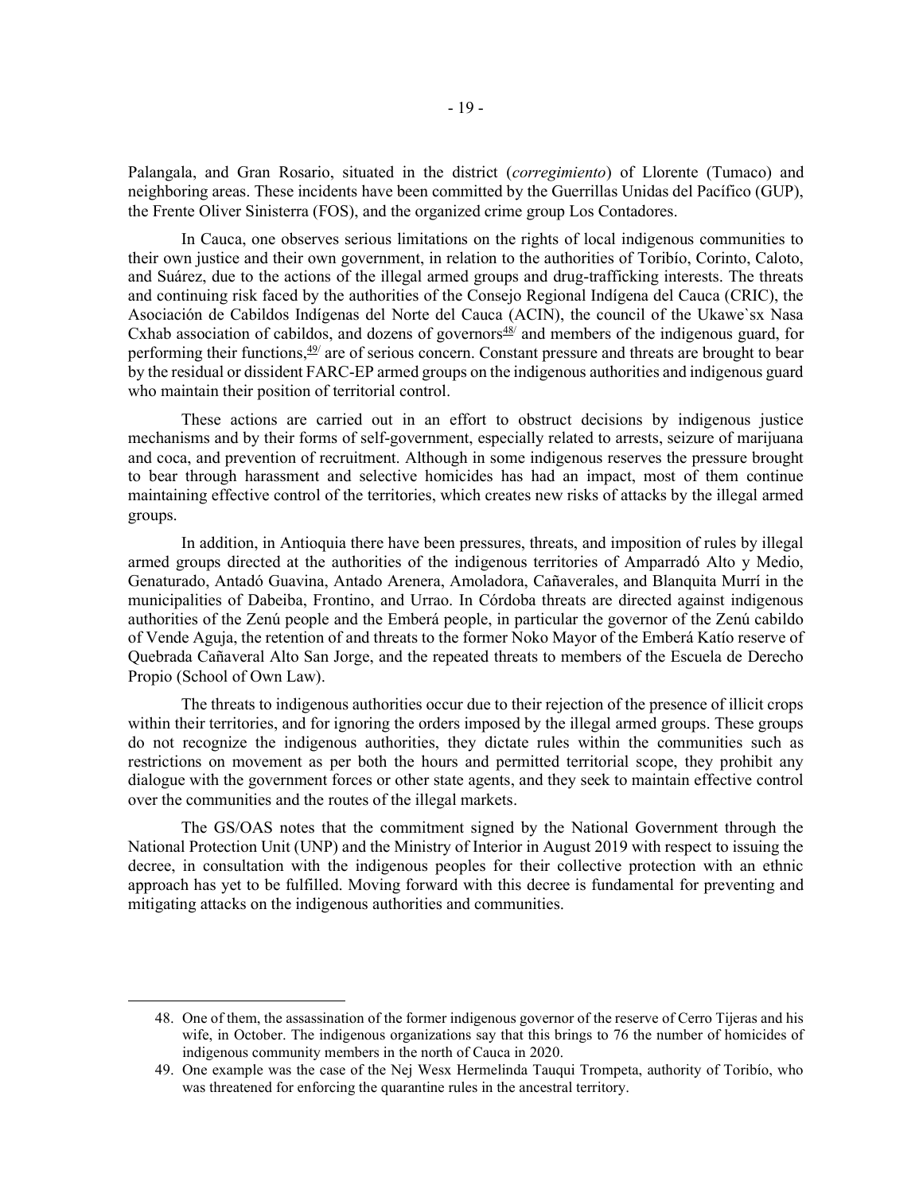Palangala, and Gran Rosario, situated in the district (*corregimiento*) of Llorente (Tumaco) and neighboring areas. These incidents have been committed by the Guerrillas Unidas del Pacífico (GUP), the Frente Oliver Sinisterra (FOS), and the organized crime group Los Contadores.

In Cauca, one observes serious limitations on the rights of local indigenous communities to their own justice and their own government, in relation to the authorities of Toribío, Corinto, Caloto, and Suárez, due to the actions of the illegal armed groups and drug-trafficking interests. The threats and continuing risk faced by the authorities of the Consejo Regional Indígena del Cauca (CRIC), the Asociación de Cabildos Indígenas del Norte del Cauca (ACIN), the council of the Ukawe`sx Nasa Cxhab association of cabildos, and dozens of governors[48] and members of the indigenous guard, for performing their functions,[49] are of serious concern. Constant pressure and threats are brought to bear by the residual or dissident FARC-EP armed groups on the indigenous authorities and indigenous guard who maintain their position of territorial control.

These actions are carried out in an effort to obstruct decisions by indigenous justice mechanisms and by their forms of self-government, especially related to arrests, seizure of marijuana and coca, and prevention of recruitment. Although in some indigenous reserves the pressure brought to bear through harassment and selective homicides has had an impact, most of them continue maintaining effective control of the territories, which creates new risks of attacks by the illegal armed groups.

In addition, in Antioquia there have been pressures, threats, and imposition of rules by illegal armed groups directed at the authorities of the indigenous territories of Amparradó Alto y Medio, Genaturado, Antadó Guavina, Antado Arenera, Amoladora, Cañaverales, and Blanquita Murrí in the municipalities of Dabeiba, Frontino, and Urrao. In Córdoba threats are directed against indigenous authorities of the Zenú people and the Emberá people, in particular the governor of the Zenú cabildo of Vende Aguja, the retention of and threats to the former Noko Mayor of the Emberá Katío reserve of Quebrada Cañaveral Alto San Jorge, and the repeated threats to members of the Escuela de Derecho Propio (School of Own Law).

The threats to indigenous authorities occur due to their rejection of the presence of illicit crops within their territories, and for ignoring the orders imposed by the illegal armed groups. These groups do not recognize the indigenous authorities, they dictate rules within the communities such as restrictions on movement as per both the hours and permitted territorial scope, they prohibit any dialogue with the government forces or other state agents, and they seek to maintain effective control over the communities and the routes of the illegal markets.

The GS/OAS notes that the commitment signed by the National Government through the National Protection Unit (UNP) and the Ministry of Interior in August 2019 with respect to issuing the decree, in consultation with the indigenous peoples for their collective protection with an ethnic approach has yet to be fulfilled. Moving forward with this decree is fundamental for preventing and mitigating attacks on the indigenous authorities and communities.

---

48. One of them, the assassination of the former indigenous governor of the reserve of Cerro Tijeras and his wife, in October. The indigenous organizations say that this brings to 76 the number of homicides of indigenous community members in the north of Cauca in 2020.
49. One example was the case of the Nej Wesx Hermelinda Tauqui Trompeta, authority of Toribío, who was threatened for enforcing the quarantine rules in the ancestral territory.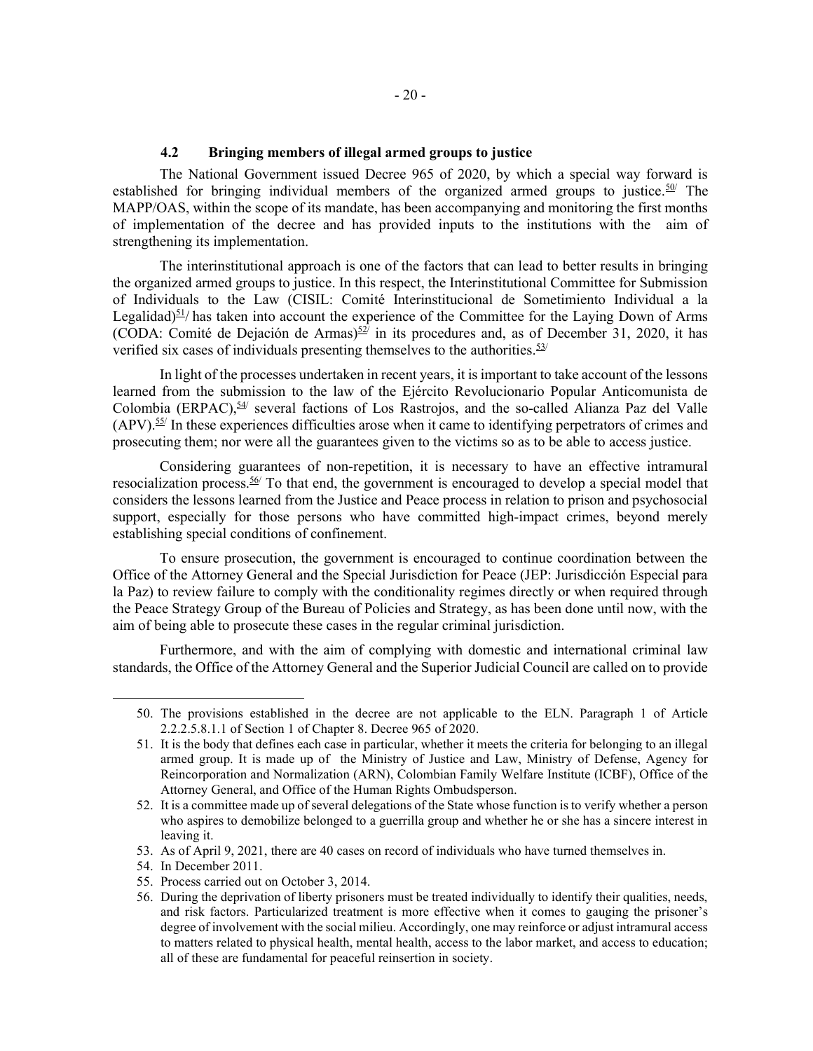### 4.2 Bringing members of illegal armed groups to justice

The National Government issued Decree 965 of 2020, by which a special way forward is established for bringing individual members of the organized armed groups to justice.[50] The MAPP/OAS, within the scope of its mandate, has been accompanying and monitoring the first months of implementation of the decree and has provided inputs to the institutions with the aim of strengthening its implementation.

The interinstitutional approach is one of the factors that can lead to better results in bringing the organized armed groups to justice. In this respect, the Interinstitutional Committee for Submission of Individuals to the Law (CISIL: Comité Interinstitucional de Sometimiento Individual a la Legalidad)[51] has taken into account the experience of the Committee for the Laying Down of Arms (CODA: Comité de Dejación de Armas)[52] in its procedures and, as of December 31, 2020, it has verified six cases of individuals presenting themselves to the authorities.[53]

In light of the processes undertaken in recent years, it is important to take account of the lessons learned from the submission to the law of the Ejército Revolucionario Popular Anticomunista de Colombia (ERPAC),[54] several factions of Los Rastrojos, and the so-called Alianza Paz del Valle (APV).[55] In these experiences difficulties arose when it came to identifying perpetrators of crimes and prosecuting them; nor were all the guarantees given to the victims so as to be able to access justice.

Considering guarantees of non-repetition, it is necessary to have an effective intramural resocialization process.[56] To that end, the government is encouraged to develop a special model that considers the lessons learned from the Justice and Peace process in relation to prison and psychosocial support, especially for those persons who have committed high-impact crimes, beyond merely establishing special conditions of confinement.

To ensure prosecution, the government is encouraged to continue coordination between the Office of the Attorney General and the Special Jurisdiction for Peace (JEP: Jurisdicción Especial para la Paz) to review failure to comply with the conditionality regimes directly or when required through the Peace Strategy Group of the Bureau of Policies and Strategy, as has been done until now, with the aim of being able to prosecute these cases in the regular criminal jurisdiction.

Furthermore, and with the aim of complying with domestic and international criminal law standards, the Office of the Attorney General and the Superior Judicial Council are called on to provide

---

50. The provisions established in the decree are not applicable to the ELN. Paragraph 1 of Article 2.2.2.5.8.1.1 of Section 1 of Chapter 8. Decree 965 of 2020.
51. It is the body that defines each case in particular, whether it meets the criteria for belonging to an illegal armed group. It is made up of the Ministry of Justice and Law, Ministry of Defense, Agency for Reincorporation and Normalization (ARN), Colombian Family Welfare Institute (ICBF), Office of the Attorney General, and Office of the Human Rights Ombudsperson.
52. It is a committee made up of several delegations of the State whose function is to verify whether a person who aspires to demobilize belonged to a guerrilla group and whether he or she has a sincere interest in leaving it.
53. As of April 9, 2021, there are 40 cases on record of individuals who have turned themselves in.
54. In December 2011.
55. Process carried out on October 3, 2014.
56. During the deprivation of liberty prisoners must be treated individually to identify their qualities, needs, and risk factors. Particularized treatment is more effective when it comes to gauging the prisoner's degree of involvement with the social milieu. Accordingly, one may reinforce or adjust intramural access to matters related to physical health, mental health, access to the labor market, and access to education; all of these are fundamental for peaceful reinsertion in society.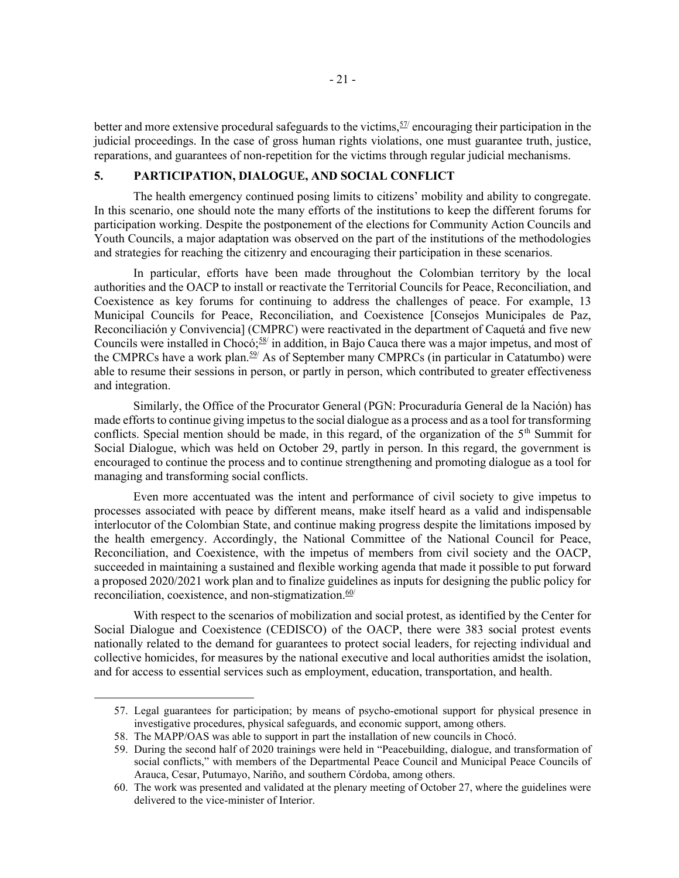better and more extensive procedural safeguards to the victims,[57] encouraging their participation in the judicial proceedings. In the case of gross human rights violations, one must guarantee truth, justice, reparations, and guarantees of non-repetition for the victims through regular judicial mechanisms.

## 5. PARTICIPATION, DIALOGUE, AND SOCIAL CONFLICT

The health emergency continued posing limits to citizens' mobility and ability to congregate. In this scenario, one should note the many efforts of the institutions to keep the different forums for participation working. Despite the postponement of the elections for Community Action Councils and Youth Councils, a major adaptation was observed on the part of the institutions of the methodologies and strategies for reaching the citizenry and encouraging their participation in these scenarios.

In particular, efforts have been made throughout the Colombian territory by the local authorities and the OACP to install or reactivate the Territorial Councils for Peace, Reconciliation, and Coexistence as key forums for continuing to address the challenges of peace. For example, 13 Municipal Councils for Peace, Reconciliation, and Coexistence [Consejos Municipales de Paz, Reconciliación y Convivencia] (CMPRC) were reactivated in the department of Caquetá and five new Councils were installed in Chocó;[58] in addition, in Bajo Cauca there was a major impetus, and most of the CMPRCs have a work plan.[59] As of September many CMPRCs (in particular in Catatumbo) were able to resume their sessions in person, or partly in person, which contributed to greater effectiveness and integration.

Similarly, the Office of the Procurator General (PGN: Procuraduría General de la Nación) has made efforts to continue giving impetus to the social dialogue as a process and as a tool for transforming conflicts. Special mention should be made, in this regard, of the organization of the 5th Summit for Social Dialogue, which was held on October 29, partly in person. In this regard, the government is encouraged to continue the process and to continue strengthening and promoting dialogue as a tool for managing and transforming social conflicts.

Even more accentuated was the intent and performance of civil society to give impetus to processes associated with peace by different means, make itself heard as a valid and indispensable interlocutor of the Colombian State, and continue making progress despite the limitations imposed by the health emergency. Accordingly, the National Committee of the National Council for Peace, Reconciliation, and Coexistence, with the impetus of members from civil society and the OACP, succeeded in maintaining a sustained and flexible working agenda that made it possible to put forward a proposed 2020/2021 work plan and to finalize guidelines as inputs for designing the public policy for reconciliation, coexistence, and non-stigmatization.[60]

With respect to the scenarios of mobilization and social protest, as identified by the Center for Social Dialogue and Coexistence (CEDISCO) of the OACP, there were 383 social protest events nationally related to the demand for guarantees to protect social leaders, for rejecting individual and collective homicides, for measures by the national executive and local authorities amidst the isolation, and for access to essential services such as employment, education, transportation, and health.

---

57. Legal guarantees for participation; by means of psycho-emotional support for physical presence in investigative procedures, physical safeguards, and economic support, among others.
58. The MAPP/OAS was able to support in part the installation of new councils in Chocó.
59. During the second half of 2020 trainings were held in "Peacebuilding, dialogue, and transformation of social conflicts," with members of the Departmental Peace Council and Municipal Peace Councils of Arauca, Cesar, Putumayo, Nariño, and southern Córdoba, among others.
60. The work was presented and validated at the plenary meeting of October 27, where the guidelines were delivered to the vice-minister of Interior.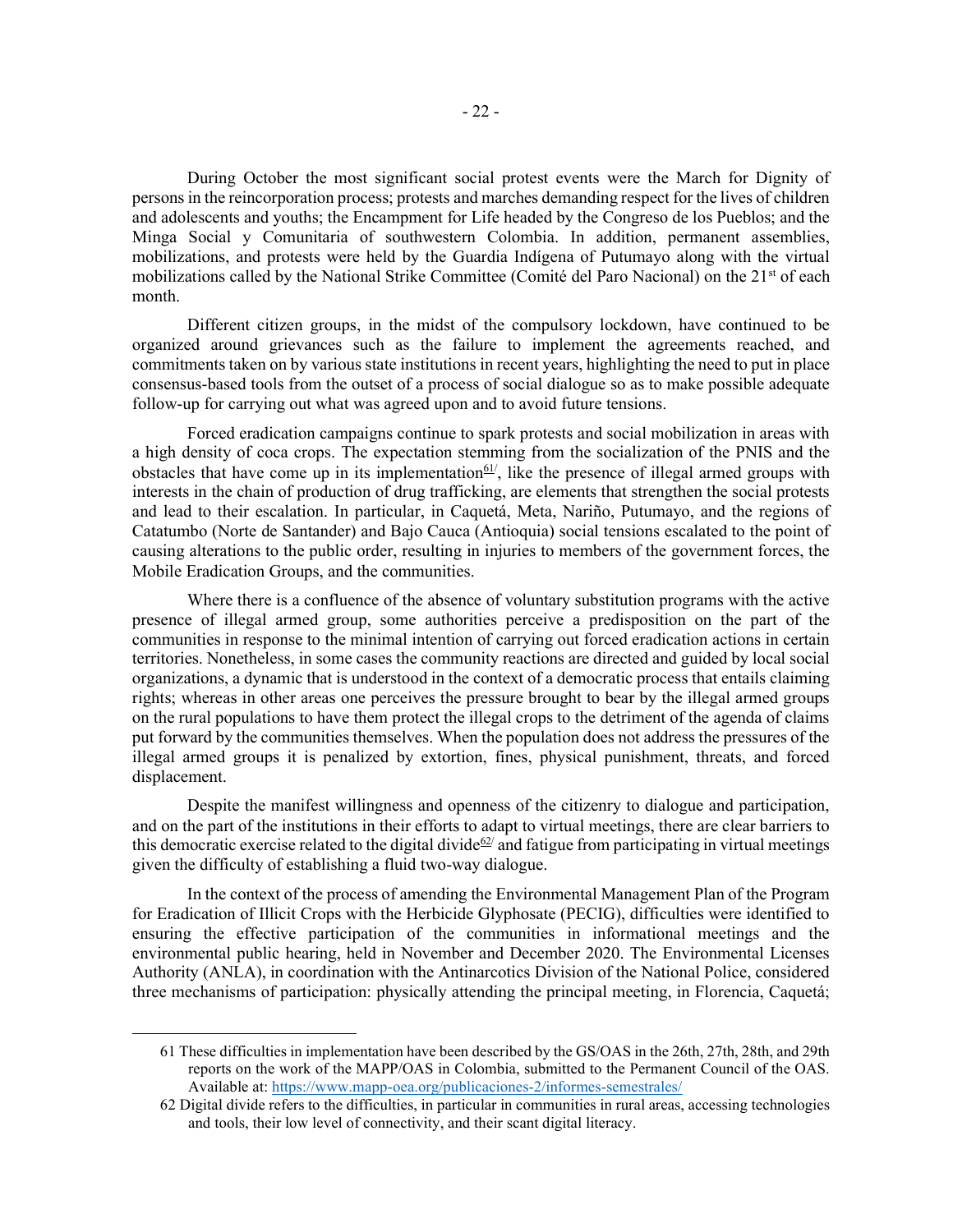During October the most significant social protest events were the March for Dignity of persons in the reincorporation process; protests and marches demanding respect for the lives of children and adolescents and youths; the Encampment for Life headed by the Congreso de los Pueblos; and the Minga Social y Comunitaria of southwestern Colombia. In addition, permanent assemblies, mobilizations, and protests were held by the Guardia Indígena of Putumayo along with the virtual mobilizations called by the National Strike Committee (Comité del Paro Nacional) on the 21st of each month.

Different citizen groups, in the midst of the compulsory lockdown, have continued to be organized around grievances such as the failure to implement the agreements reached, and commitments taken on by various state institutions in recent years, highlighting the need to put in place consensus-based tools from the outset of a process of social dialogue so as to make possible adequate follow-up for carrying out what was agreed upon and to avoid future tensions.

Forced eradication campaigns continue to spark protests and social mobilization in areas with a high density of coca crops. The expectation stemming from the socialization of the PNIS and the obstacles that have come up in its implementation[61/], like the presence of illegal armed groups with interests in the chain of production of drug trafficking, are elements that strengthen the social protests and lead to their escalation. In particular, in Caquetá, Meta, Nariño, Putumayo, and the regions of Catatumbo (Norte de Santander) and Bajo Cauca (Antioquia) social tensions escalated to the point of causing alterations to the public order, resulting in injuries to members of the government forces, the Mobile Eradication Groups, and the communities.

Where there is a confluence of the absence of voluntary substitution programs with the active presence of illegal armed group, some authorities perceive a predisposition on the part of the communities in response to the minimal intention of carrying out forced eradication actions in certain territories. Nonetheless, in some cases the community reactions are directed and guided by local social organizations, a dynamic that is understood in the context of a democratic process that entails claiming rights; whereas in other areas one perceives the pressure brought to bear by the illegal armed groups on the rural populations to have them protect the illegal crops to the detriment of the agenda of claims put forward by the communities themselves. When the population does not address the pressures of the illegal armed groups it is penalized by extortion, fines, physical punishment, threats, and forced displacement.

Despite the manifest willingness and openness of the citizenry to dialogue and participation, and on the part of the institutions in their efforts to adapt to virtual meetings, there are clear barriers to this democratic exercise related to the digital divide[62/] and fatigue from participating in virtual meetings given the difficulty of establishing a fluid two-way dialogue.

In the context of the process of amending the Environmental Management Plan of the Program for Eradication of Illicit Crops with the Herbicide Glyphosate (PECIG), difficulties were identified to ensuring the effective participation of the communities in informational meetings and the environmental public hearing, held in November and December 2020. The Environmental Licenses Authority (ANLA), in coordination with the Antinarcotics Division of the National Police, considered three mechanisms of participation: physically attending the principal meeting, in Florencia, Caquetá;

---

61 These difficulties in implementation have been described by the GS/OAS in the 26th, 27th, 28th, and 29th reports on the work of the MAPP/OAS in Colombia, submitted to the Permanent Council of the OAS. Available at: https://www.mapp-oea.org/publicaciones-2/informes-semestrales/

62 Digital divide refers to the difficulties, in particular in communities in rural areas, accessing technologies and tools, their low level of connectivity, and their scant digital literacy.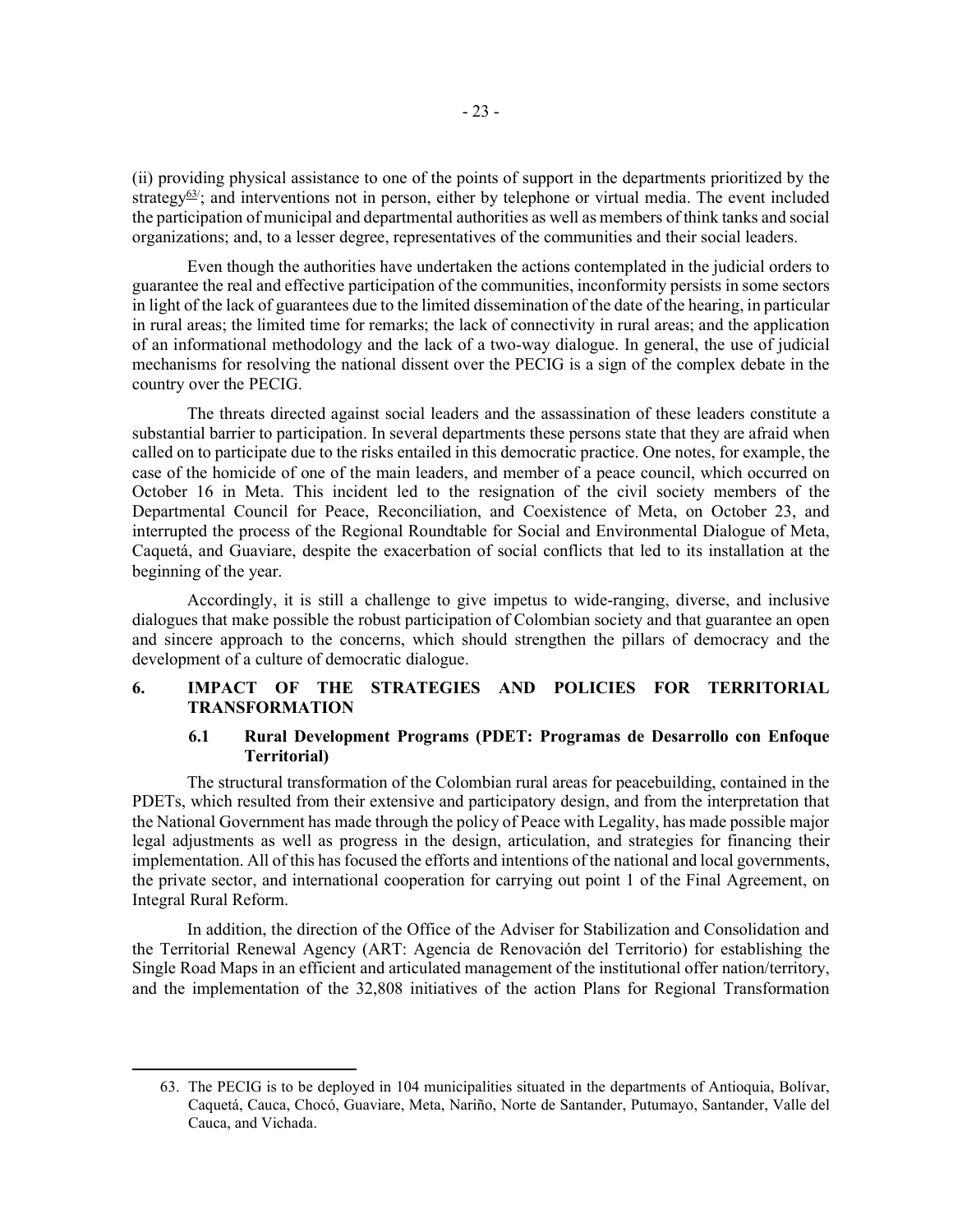(ii) providing physical assistance to one of the points of support in the departments prioritized by the strategy[63]; and interventions not in person, either by telephone or virtual media. The event included the participation of municipal and departmental authorities as well as members of think tanks and social organizations; and, to a lesser degree, representatives of the communities and their social leaders.

Even though the authorities have undertaken the actions contemplated in the judicial orders to guarantee the real and effective participation of the communities, inconformity persists in some sectors in light of the lack of guarantees due to the limited dissemination of the date of the hearing, in particular in rural areas; the limited time for remarks; the lack of connectivity in rural areas; and the application of an informational methodology and the lack of a two-way dialogue. In general, the use of judicial mechanisms for resolving the national dissent over the PECIG is a sign of the complex debate in the country over the PECIG.

The threats directed against social leaders and the assassination of these leaders constitute a substantial barrier to participation. In several departments these persons state that they are afraid when called on to participate due to the risks entailed in this democratic practice. One notes, for example, the case of the homicide of one of the main leaders, and member of a peace council, which occurred on October 16 in Meta. This incident led to the resignation of the civil society members of the Departmental Council for Peace, Reconciliation, and Coexistence of Meta, on October 23, and interrupted the process of the Regional Roundtable for Social and Environmental Dialogue of Meta, Caquetá, and Guaviare, despite the exacerbation of social conflicts that led to its installation at the beginning of the year.

Accordingly, it is still a challenge to give impetus to wide-ranging, diverse, and inclusive dialogues that make possible the robust participation of Colombian society and that guarantee an open and sincere approach to the concerns, which should strengthen the pillars of democracy and the development of a culture of democratic dialogue.

## 6. IMPACT OF THE STRATEGIES AND POLICIES FOR TERRITORIAL TRANSFORMATION

### 6.1 Rural Development Programs (PDET: Programas de Desarrollo con Enfoque Territorial)

The structural transformation of the Colombian rural areas for peacebuilding, contained in the PDETs, which resulted from their extensive and participatory design, and from the interpretation that the National Government has made through the policy of Peace with Legality, has made possible major legal adjustments as well as progress in the design, articulation, and strategies for financing their implementation. All of this has focused the efforts and intentions of the national and local governments, the private sector, and international cooperation for carrying out point 1 of the Final Agreement, on Integral Rural Reform.

In addition, the direction of the Office of the Adviser for Stabilization and Consolidation and the Territorial Renewal Agency (ART: Agencia de Renovación del Territorio) for establishing the Single Road Maps in an efficient and articulated management of the institutional offer nation/territory, and the implementation of the 32,808 initiatives of the action Plans for Regional Transformation

---

63. The PECIG is to be deployed in 104 municipalities situated in the departments of Antioquia, Bolívar, Caquetá, Cauca, Chocó, Guaviare, Meta, Nariño, Norte de Santander, Putumayo, Santander, Valle del Cauca, and Vichada.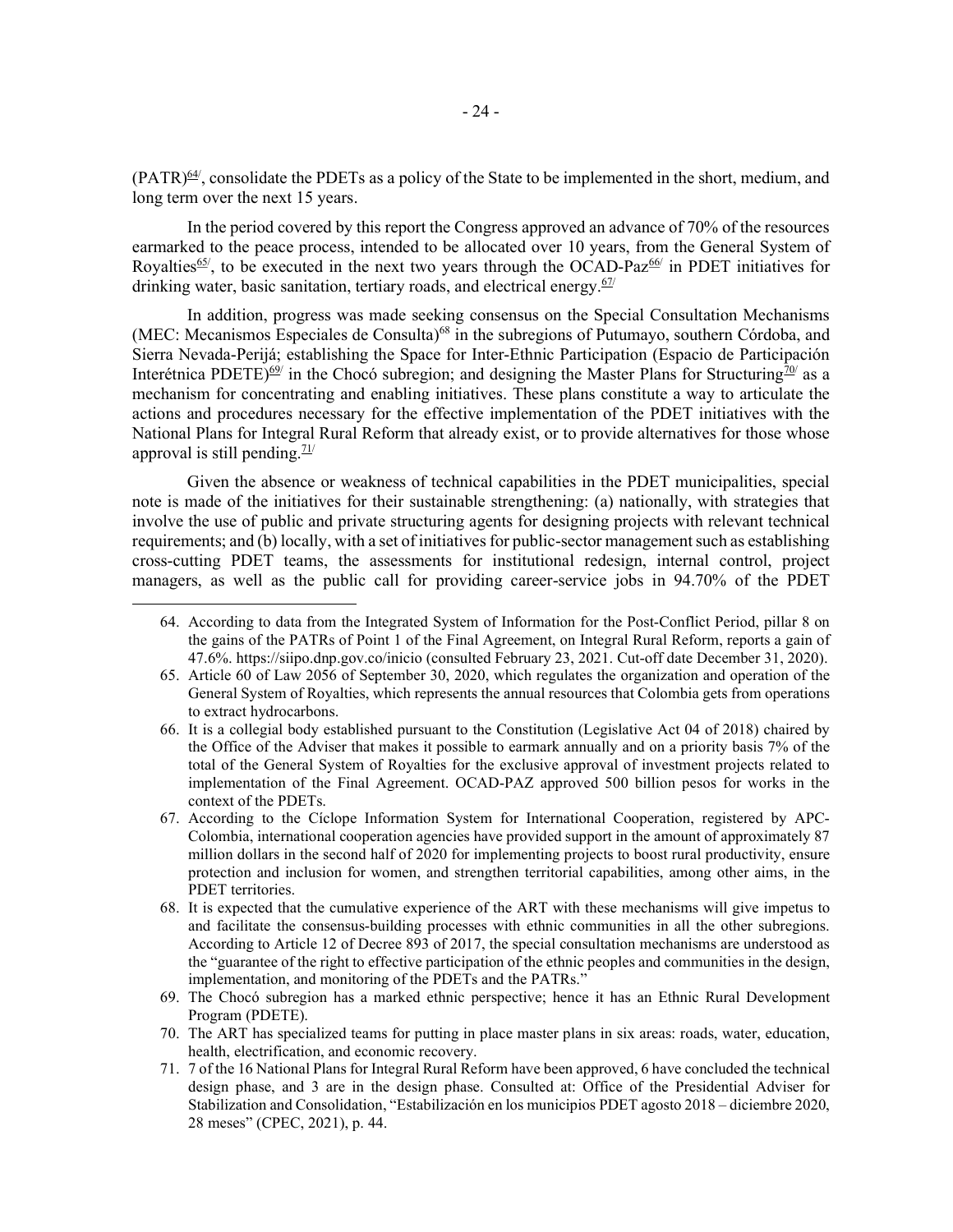(PATR)[64], consolidate the PDETs as a policy of the State to be implemented in the short, medium, and long term over the next 15 years.

In the period covered by this report the Congress approved an advance of 70% of the resources earmarked to the peace process, intended to be allocated over 10 years, from the General System of Royalties[65], to be executed in the next two years through the OCAD-Paz[66] in PDET initiatives for drinking water, basic sanitation, tertiary roads, and electrical energy.[67]

In addition, progress was made seeking consensus on the Special Consultation Mechanisms (MEC: Mecanismos Especiales de Consulta)[68] in the subregions of Putumayo, southern Córdoba, and Sierra Nevada-Perijá; establishing the Space for Inter-Ethnic Participation (Espacio de Participación Interétnica PDETE)[69] in the Chocó subregion; and designing the Master Plans for Structuring[70] as a mechanism for concentrating and enabling initiatives. These plans constitute a way to articulate the actions and procedures necessary for the effective implementation of the PDET initiatives with the National Plans for Integral Rural Reform that already exist, or to provide alternatives for those whose approval is still pending.[71]

Given the absence or weakness of technical capabilities in the PDET municipalities, special note is made of the initiatives for their sustainable strengthening: (a) nationally, with strategies that involve the use of public and private structuring agents for designing projects with relevant technical requirements; and (b) locally, with a set of initiatives for public-sector management such as establishing cross-cutting PDET teams, the assessments for institutional redesign, internal control, project managers, as well as the public call for providing career-service jobs in 94.70% of the PDET

---

64. According to data from the Integrated System of Information for the Post-Conflict Period, pillar 8 on the gains of the PATRs of Point 1 of the Final Agreement, on Integral Rural Reform, reports a gain of 47.6%. https://siipo.dnp.gov.co/inicio (consulted February 23, 2021. Cut-off date December 31, 2020).
65. Article 60 of Law 2056 of September 30, 2020, which regulates the organization and operation of the General System of Royalties, which represents the annual resources that Colombia gets from operations to extract hydrocarbons.
66. It is a collegial body established pursuant to the Constitution (Legislative Act 04 of 2018) chaired by the Office of the Adviser that makes it possible to earmark annually and on a priority basis 7% of the total of the General System of Royalties for the exclusive approval of investment projects related to implementation of the Final Agreement. OCAD-PAZ approved 500 billion pesos for works in the context of the PDETs.
67. According to the Cíclope Information System for International Cooperation, registered by APC-Colombia, international cooperation agencies have provided support in the amount of approximately 87 million dollars in the second half of 2020 for implementing projects to boost rural productivity, ensure protection and inclusion for women, and strengthen territorial capabilities, among other aims, in the PDET territories.
68. It is expected that the cumulative experience of the ART with these mechanisms will give impetus to and facilitate the consensus-building processes with ethnic communities in all the other subregions. According to Article 12 of Decree 893 of 2017, the special consultation mechanisms are understood as the "guarantee of the right to effective participation of the ethnic peoples and communities in the design, implementation, and monitoring of the PDETs and the PATRs."
69. The Chocó subregion has a marked ethnic perspective; hence it has an Ethnic Rural Development Program (PDETE).
70. The ART has specialized teams for putting in place master plans in six areas: roads, water, education, health, electrification, and economic recovery.
71. 7 of the 16 National Plans for Integral Rural Reform have been approved, 6 have concluded the technical design phase, and 3 are in the design phase. Consulted at: Office of the Presidential Adviser for Stabilization and Consolidation, "Estabilización en los municipios PDET agosto 2018 – diciembre 2020, 28 meses" (CPEC, 2021), p. 44.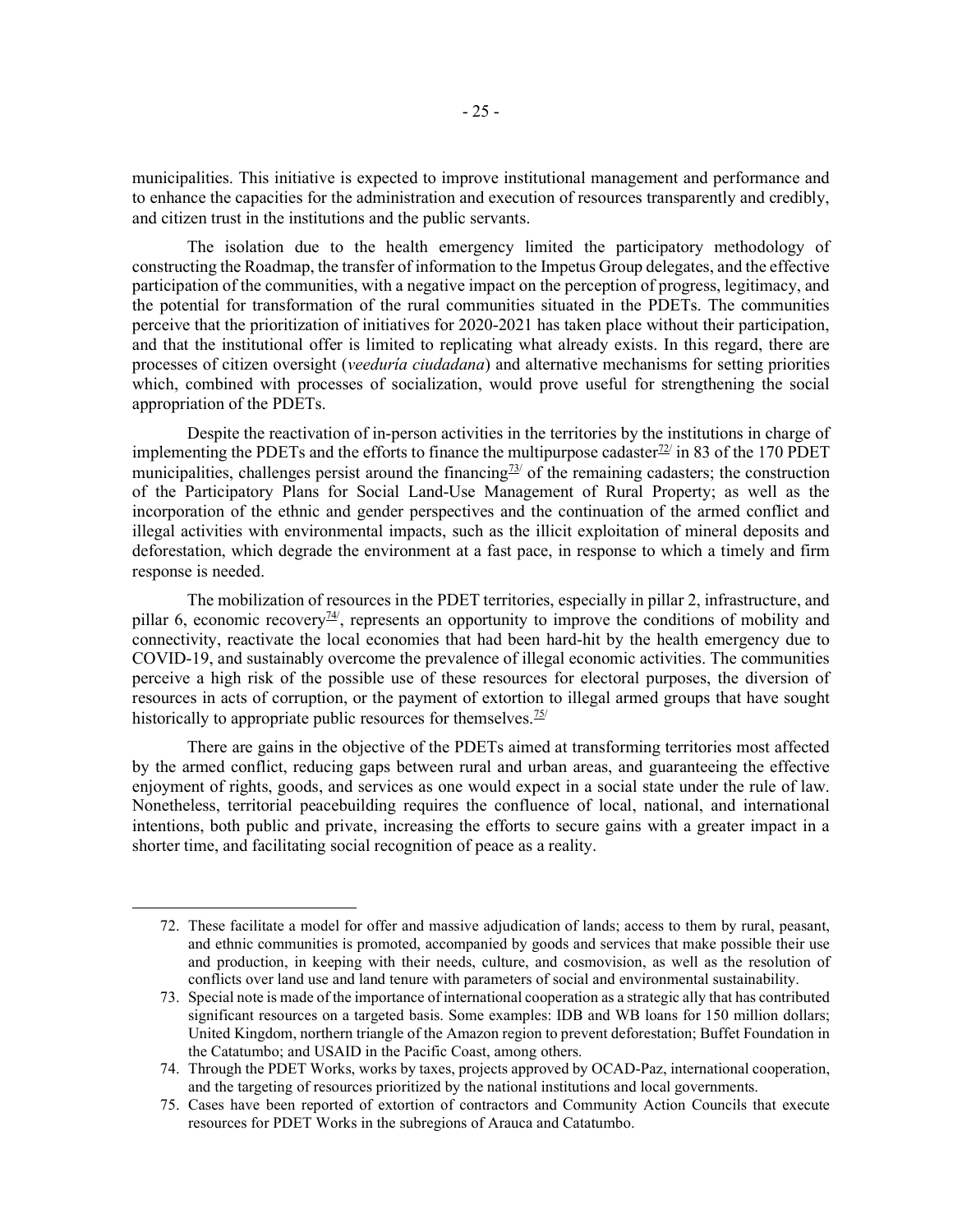municipalities. This initiative is expected to improve institutional management and performance and to enhance the capacities for the administration and execution of resources transparently and credibly, and citizen trust in the institutions and the public servants.

The isolation due to the health emergency limited the participatory methodology of constructing the Roadmap, the transfer of information to the Impetus Group delegates, and the effective participation of the communities, with a negative impact on the perception of progress, legitimacy, and the potential for transformation of the rural communities situated in the PDETs. The communities perceive that the prioritization of initiatives for 2020-2021 has taken place without their participation, and that the institutional offer is limited to replicating what already exists. In this regard, there are processes of citizen oversight (*veeduría ciudadana*) and alternative mechanisms for setting priorities which, combined with processes of socialization, would prove useful for strengthening the social appropriation of the PDETs.

Despite the reactivation of in-person activities in the territories by the institutions in charge of implementing the PDETs and the efforts to finance the multipurpose cadaster[72] in 83 of the 170 PDET municipalities, challenges persist around the financing[73] of the remaining cadasters; the construction of the Participatory Plans for Social Land-Use Management of Rural Property; as well as the incorporation of the ethnic and gender perspectives and the continuation of the armed conflict and illegal activities with environmental impacts, such as the illicit exploitation of mineral deposits and deforestation, which degrade the environment at a fast pace, in response to which a timely and firm response is needed.

The mobilization of resources in the PDET territories, especially in pillar 2, infrastructure, and pillar 6, economic recovery[74], represents an opportunity to improve the conditions of mobility and connectivity, reactivate the local economies that had been hard-hit by the health emergency due to COVID-19, and sustainably overcome the prevalence of illegal economic activities. The communities perceive a high risk of the possible use of these resources for electoral purposes, the diversion of resources in acts of corruption, or the payment of extortion to illegal armed groups that have sought historically to appropriate public resources for themselves.[75]

There are gains in the objective of the PDETs aimed at transforming territories most affected by the armed conflict, reducing gaps between rural and urban areas, and guaranteeing the effective enjoyment of rights, goods, and services as one would expect in a social state under the rule of law. Nonetheless, territorial peacebuilding requires the confluence of local, national, and international intentions, both public and private, increasing the efforts to secure gains with a greater impact in a shorter time, and facilitating social recognition of peace as a reality.

72. These facilitate a model for offer and massive adjudication of lands; access to them by rural, peasant, and ethnic communities is promoted, accompanied by goods and services that make possible their use and production, in keeping with their needs, culture, and cosmovision, as well as the resolution of conflicts over land use and land tenure with parameters of social and environmental sustainability.
73. Special note is made of the importance of international cooperation as a strategic ally that has contributed significant resources on a targeted basis. Some examples: IDB and WB loans for 150 million dollars; United Kingdom, northern triangle of the Amazon region to prevent deforestation; Buffet Foundation in the Catatumbo; and USAID in the Pacific Coast, among others.
74. Through the PDET Works, works by taxes, projects approved by OCAD-Paz, international cooperation, and the targeting of resources prioritized by the national institutions and local governments.
75. Cases have been reported of extortion of contractors and Community Action Councils that execute resources for PDET Works in the subregions of Arauca and Catatumbo.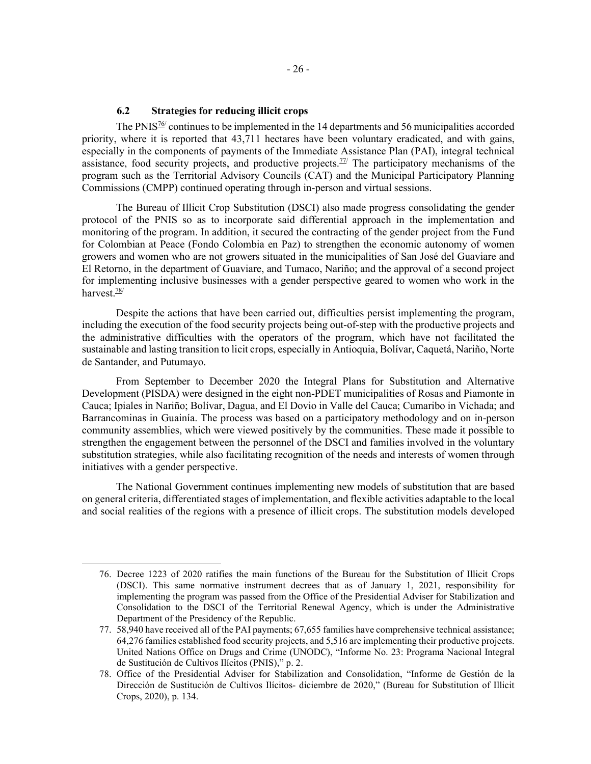### 6.2 Strategies for reducing illicit crops

The PNIS[76] continues to be implemented in the 14 departments and 56 municipalities accorded priority, where it is reported that 43,711 hectares have been voluntary eradicated, and with gains, especially in the components of payments of the Immediate Assistance Plan (PAI), integral technical assistance, food security projects, and productive projects.[77] The participatory mechanisms of the program such as the Territorial Advisory Councils (CAT) and the Municipal Participatory Planning Commissions (CMPP) continued operating through in-person and virtual sessions.

The Bureau of Illicit Crop Substitution (DSCI) also made progress consolidating the gender protocol of the PNIS so as to incorporate said differential approach in the implementation and monitoring of the program. In addition, it secured the contracting of the gender project from the Fund for Colombian at Peace (Fondo Colombia en Paz) to strengthen the economic autonomy of women growers and women who are not growers situated in the municipalities of San José del Guaviare and El Retorno, in the department of Guaviare, and Tumaco, Nariño; and the approval of a second project for implementing inclusive businesses with a gender perspective geared to women who work in the harvest.[78]

Despite the actions that have been carried out, difficulties persist implementing the program, including the execution of the food security projects being out-of-step with the productive projects and the administrative difficulties with the operators of the program, which have not facilitated the sustainable and lasting transition to licit crops, especially in Antioquia, Bolívar, Caquetá, Nariño, Norte de Santander, and Putumayo.

From September to December 2020 the Integral Plans for Substitution and Alternative Development (PISDA) were designed in the eight non-PDET municipalities of Rosas and Piamonte in Cauca; Ipiales in Nariño; Bolívar, Dagua, and El Dovio in Valle del Cauca; Cumaribo in Vichada; and Barrancominas in Guainía. The process was based on a participatory methodology and on in-person community assemblies, which were viewed positively by the communities. These made it possible to strengthen the engagement between the personnel of the DSCI and families involved in the voluntary substitution strategies, while also facilitating recognition of the needs and interests of women through initiatives with a gender perspective.

The National Government continues implementing new models of substitution that are based on general criteria, differentiated stages of implementation, and flexible activities adaptable to the local and social realities of the regions with a presence of illicit crops. The substitution models developed

---

76. Decree 1223 of 2020 ratifies the main functions of the Bureau for the Substitution of Illicit Crops (DSCI). This same normative instrument decrees that as of January 1, 2021, responsibility for implementing the program was passed from the Office of the Presidential Adviser for Stabilization and Consolidation to the DSCI of the Territorial Renewal Agency, which is under the Administrative Department of the Presidency of the Republic.

77. 58,940 have received all of the PAI payments; 67,655 families have comprehensive technical assistance; 64,276 families established food security projects, and 5,516 are implementing their productive projects. United Nations Office on Drugs and Crime (UNODC), "Informe No. 23: Programa Nacional Integral de Sustitución de Cultivos Ilícitos (PNIS)," p. 2.

78. Office of the Presidential Adviser for Stabilization and Consolidation, "Informe de Gestión de la Dirección de Sustitución de Cultivos Ilícitos- diciembre de 2020," (Bureau for Substitution of Illicit Crops, 2020), p. 134.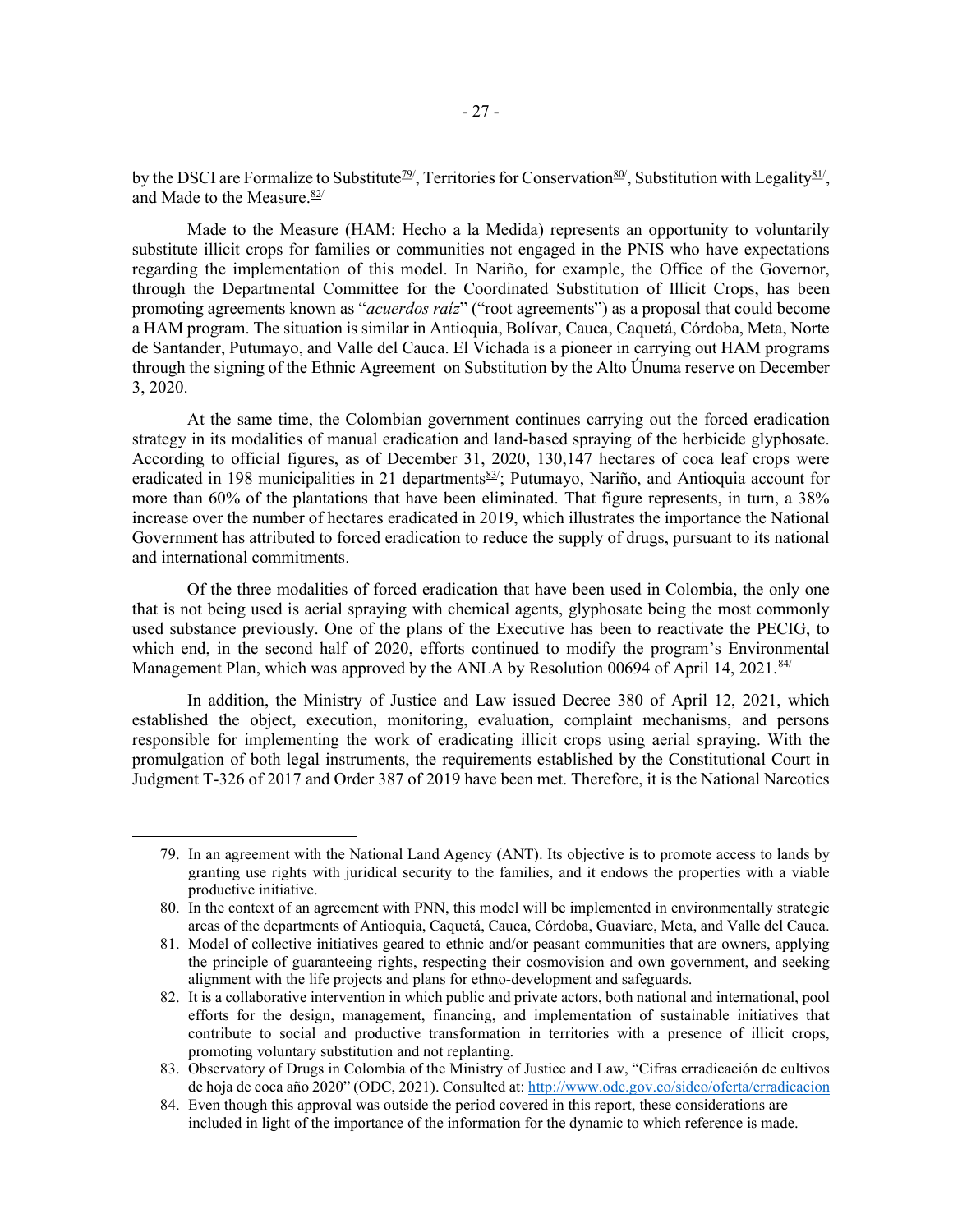by the DSCI are Formalize to Substitute[79], Territories for Conservation[80], Substitution with Legality[81], and Made to the Measure.[82]

Made to the Measure (HAM: Hecho a la Medida) represents an opportunity to voluntarily substitute illicit crops for families or communities not engaged in the PNIS who have expectations regarding the implementation of this model. In Nariño, for example, the Office of the Governor, through the Departmental Committee for the Coordinated Substitution of Illicit Crops, has been promoting agreements known as "*acuerdos raíz*" ("root agreements") as a proposal that could become a HAM program. The situation is similar in Antioquia, Bolívar, Cauca, Caquetá, Córdoba, Meta, Norte de Santander, Putumayo, and Valle del Cauca. El Vichada is a pioneer in carrying out HAM programs through the signing of the Ethnic Agreement on Substitution by the Alto Únuma reserve on December 3, 2020.

At the same time, the Colombian government continues carrying out the forced eradication strategy in its modalities of manual eradication and land-based spraying of the herbicide glyphosate. According to official figures, as of December 31, 2020, 130,147 hectares of coca leaf crops were eradicated in 198 municipalities in 21 departments[83]; Putumayo, Nariño, and Antioquia account for more than 60% of the plantations that have been eliminated. That figure represents, in turn, a 38% increase over the number of hectares eradicated in 2019, which illustrates the importance the National Government has attributed to forced eradication to reduce the supply of drugs, pursuant to its national and international commitments.

Of the three modalities of forced eradication that have been used in Colombia, the only one that is not being used is aerial spraying with chemical agents, glyphosate being the most commonly used substance previously. One of the plans of the Executive has been to reactivate the PECIG, to which end, in the second half of 2020, efforts continued to modify the program's Environmental Management Plan, which was approved by the ANLA by Resolution 00694 of April 14, 2021.[84]

In addition, the Ministry of Justice and Law issued Decree 380 of April 12, 2021, which established the object, execution, monitoring, evaluation, complaint mechanisms, and persons responsible for implementing the work of eradicating illicit crops using aerial spraying. With the promulgation of both legal instruments, the requirements established by the Constitutional Court in Judgment T-326 of 2017 and Order 387 of 2019 have been met. Therefore, it is the National Narcotics

---

79. In an agreement with the National Land Agency (ANT). Its objective is to promote access to lands by granting use rights with juridical security to the families, and it endows the properties with a viable productive initiative.
80. In the context of an agreement with PNN, this model will be implemented in environmentally strategic areas of the departments of Antioquia, Caquetá, Cauca, Córdoba, Guaviare, Meta, and Valle del Cauca.
81. Model of collective initiatives geared to ethnic and/or peasant communities that are owners, applying the principle of guaranteeing rights, respecting their cosmovision and own government, and seeking alignment with the life projects and plans for ethno-development and safeguards.
82. It is a collaborative intervention in which public and private actors, both national and international, pool efforts for the design, management, financing, and implementation of sustainable initiatives that contribute to social and productive transformation in territories with a presence of illicit crops, promoting voluntary substitution and not replanting.
83. Observatory of Drugs in Colombia of the Ministry of Justice and Law, "Cifras erradicación de cultivos de hoja de coca año 2020" (ODC, 2021). Consulted at: http://www.odc.gov.co/sidco/oferta/erradicacion
84. Even though this approval was outside the period covered in this report, these considerations are included in light of the importance of the information for the dynamic to which reference is made.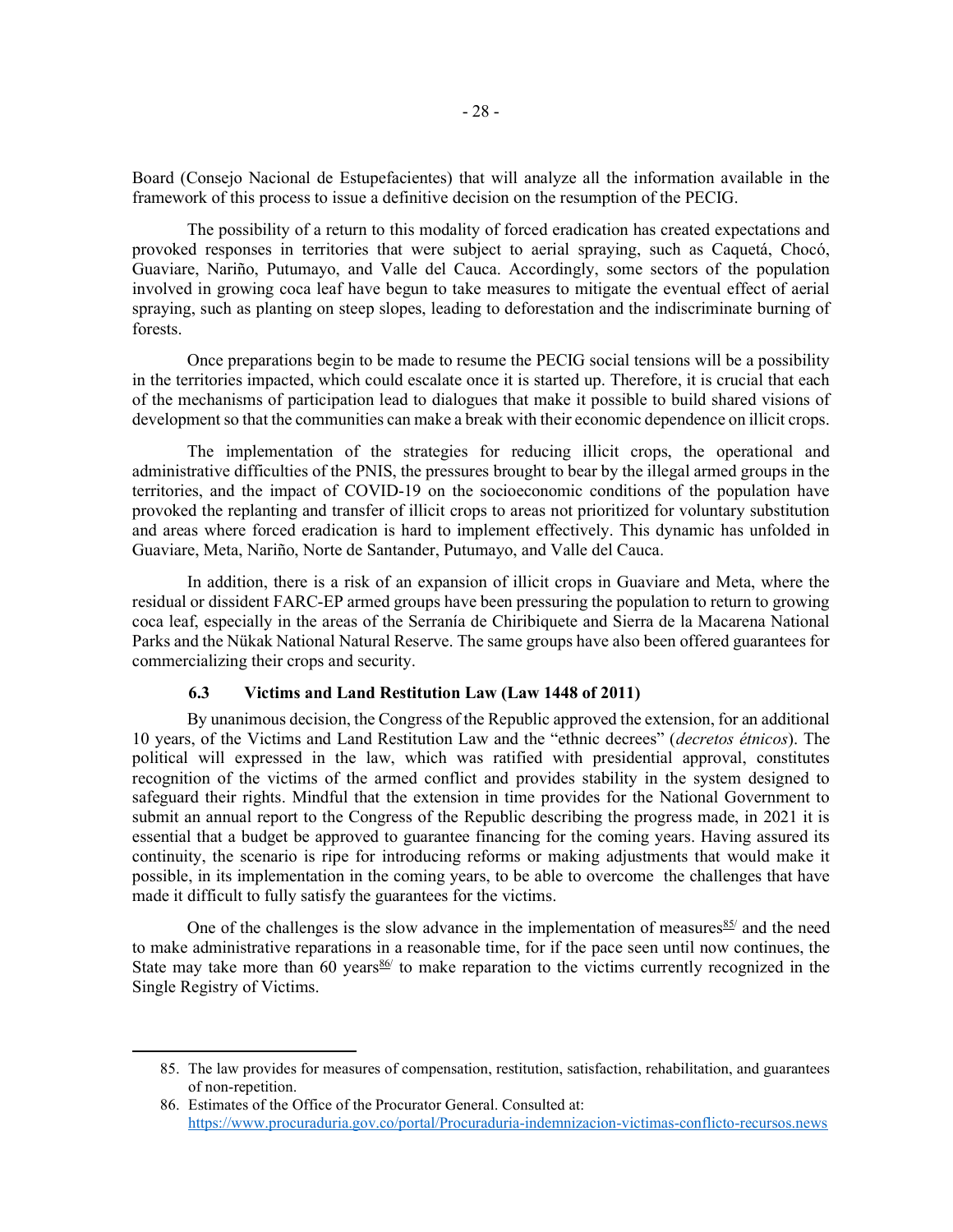Board (Consejo Nacional de Estupefacientes) that will analyze all the information available in the framework of this process to issue a definitive decision on the resumption of the PECIG.

The possibility of a return to this modality of forced eradication has created expectations and provoked responses in territories that were subject to aerial spraying, such as Caquetá, Chocó, Guaviare, Nariño, Putumayo, and Valle del Cauca. Accordingly, some sectors of the population involved in growing coca leaf have begun to take measures to mitigate the eventual effect of aerial spraying, such as planting on steep slopes, leading to deforestation and the indiscriminate burning of forests.

Once preparations begin to be made to resume the PECIG social tensions will be a possibility in the territories impacted, which could escalate once it is started up. Therefore, it is crucial that each of the mechanisms of participation lead to dialogues that make it possible to build shared visions of development so that the communities can make a break with their economic dependence on illicit crops.

The implementation of the strategies for reducing illicit crops, the operational and administrative difficulties of the PNIS, the pressures brought to bear by the illegal armed groups in the territories, and the impact of COVID-19 on the socioeconomic conditions of the population have provoked the replanting and transfer of illicit crops to areas not prioritized for voluntary substitution and areas where forced eradication is hard to implement effectively. This dynamic has unfolded in Guaviare, Meta, Nariño, Norte de Santander, Putumayo, and Valle del Cauca.

In addition, there is a risk of an expansion of illicit crops in Guaviare and Meta, where the residual or dissident FARC-EP armed groups have been pressuring the population to return to growing coca leaf, especially in the areas of the Serranía de Chiribiquete and Sierra de la Macarena National Parks and the Nükak National Natural Reserve. The same groups have also been offered guarantees for commercializing their crops and security.

### 6.3 Victims and Land Restitution Law (Law 1448 of 2011)

By unanimous decision, the Congress of the Republic approved the extension, for an additional 10 years, of the Victims and Land Restitution Law and the "ethnic decrees" (*decretos étnicos*). The political will expressed in the law, which was ratified with presidential approval, constitutes recognition of the victims of the armed conflict and provides stability in the system designed to safeguard their rights. Mindful that the extension in time provides for the National Government to submit an annual report to the Congress of the Republic describing the progress made, in 2021 it is essential that a budget be approved to guarantee financing for the coming years. Having assured its continuity, the scenario is ripe for introducing reforms or making adjustments that would make it possible, in its implementation in the coming years, to be able to overcome the challenges that have made it difficult to fully satisfy the guarantees for the victims.

One of the challenges is the slow advance in the implementation of measures[85] and the need to make administrative reparations in a reasonable time, for if the pace seen until now continues, the State may take more than 60 years[86] to make reparation to the victims currently recognized in the Single Registry of Victims.

---

85. The law provides for measures of compensation, restitution, satisfaction, rehabilitation, and guarantees of non-repetition.

86. Estimates of the Office of the Procurator General. Consulted at: https://www.procuraduria.gov.co/portal/Procuraduria-indemnizacion-victimas-conflicto-recursos.news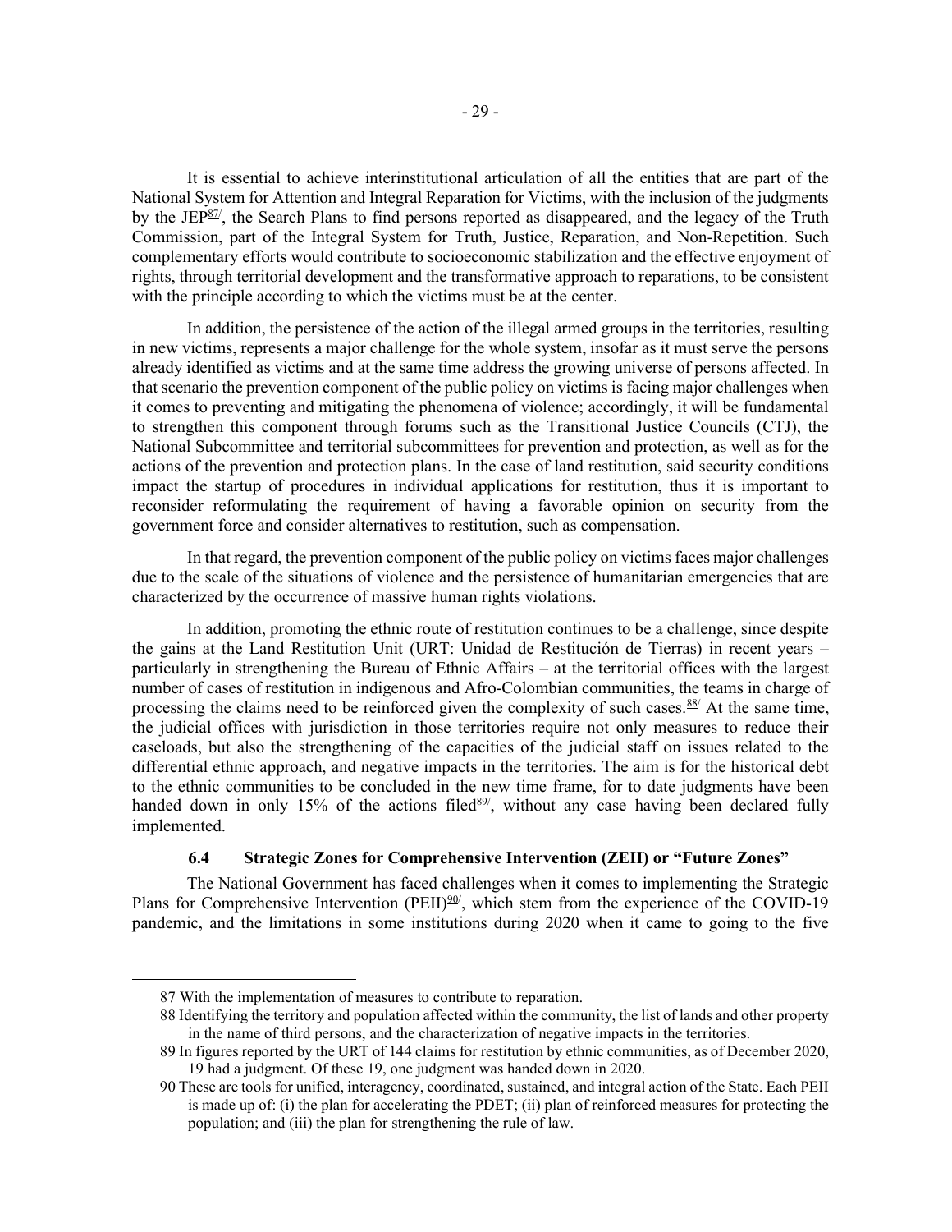It is essential to achieve interinstitutional articulation of all the entities that are part of the National System for Attention and Integral Reparation for Victims, with the inclusion of the judgments by the JEP[87], the Search Plans to find persons reported as disappeared, and the legacy of the Truth Commission, part of the Integral System for Truth, Justice, Reparation, and Non-Repetition. Such complementary efforts would contribute to socioeconomic stabilization and the effective enjoyment of rights, through territorial development and the transformative approach to reparations, to be consistent with the principle according to which the victims must be at the center.

In addition, the persistence of the action of the illegal armed groups in the territories, resulting in new victims, represents a major challenge for the whole system, insofar as it must serve the persons already identified as victims and at the same time address the growing universe of persons affected. In that scenario the prevention component of the public policy on victims is facing major challenges when it comes to preventing and mitigating the phenomena of violence; accordingly, it will be fundamental to strengthen this component through forums such as the Transitional Justice Councils (CTJ), the National Subcommittee and territorial subcommittees for prevention and protection, as well as for the actions of the prevention and protection plans. In the case of land restitution, said security conditions impact the startup of procedures in individual applications for restitution, thus it is important to reconsider reformulating the requirement of having a favorable opinion on security from the government force and consider alternatives to restitution, such as compensation.

In that regard, the prevention component of the public policy on victims faces major challenges due to the scale of the situations of violence and the persistence of humanitarian emergencies that are characterized by the occurrence of massive human rights violations.

In addition, promoting the ethnic route of restitution continues to be a challenge, since despite the gains at the Land Restitution Unit (URT: Unidad de Restitución de Tierras) in recent years – particularly in strengthening the Bureau of Ethnic Affairs – at the territorial offices with the largest number of cases of restitution in indigenous and Afro-Colombian communities, the teams in charge of processing the claims need to be reinforced given the complexity of such cases.[88] At the same time, the judicial offices with jurisdiction in those territories require not only measures to reduce their caseloads, but also the strengthening of the capacities of the judicial staff on issues related to the differential ethnic approach, and negative impacts in the territories. The aim is for the historical debt to the ethnic communities to be concluded in the new time frame, for to date judgments have been handed down in only 15% of the actions filed[89], without any case having been declared fully implemented.

### 6.4 Strategic Zones for Comprehensive Intervention (ZEII) or "Future Zones"

The National Government has faced challenges when it comes to implementing the Strategic Plans for Comprehensive Intervention (PEII)[90], which stem from the experience of the COVID-19 pandemic, and the limitations in some institutions during 2020 when it came to going to the five

---

87 With the implementation of measures to contribute to reparation.

88 Identifying the territory and population affected within the community, the list of lands and other property in the name of third persons, and the characterization of negative impacts in the territories.

89 In figures reported by the URT of 144 claims for restitution by ethnic communities, as of December 2020, 19 had a judgment. Of these 19, one judgment was handed down in 2020.

90 These are tools for unified, interagency, coordinated, sustained, and integral action of the State. Each PEII is made up of: (i) the plan for accelerating the PDET; (ii) plan of reinforced measures for protecting the population; and (iii) the plan for strengthening the rule of law.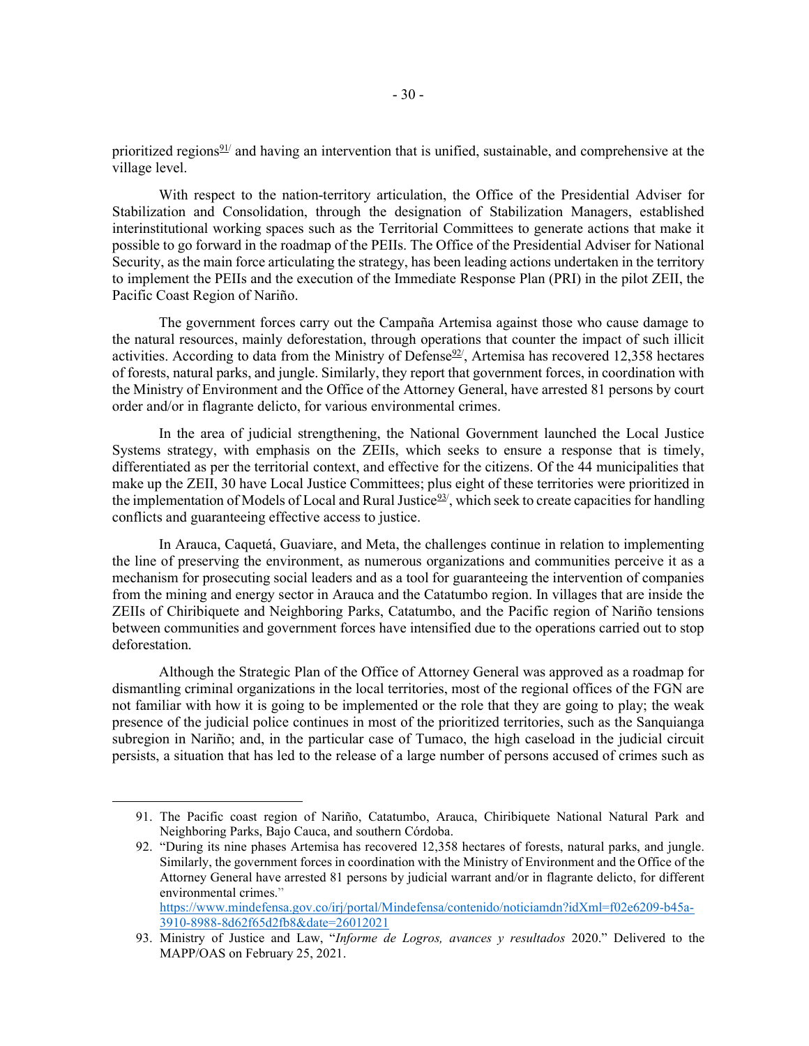prioritized regions[91] and having an intervention that is unified, sustainable, and comprehensive at the village level.

With respect to the nation-territory articulation, the Office of the Presidential Adviser for Stabilization and Consolidation, through the designation of Stabilization Managers, established interinstitutional working spaces such as the Territorial Committees to generate actions that make it possible to go forward in the roadmap of the PEIIs. The Office of the Presidential Adviser for National Security, as the main force articulating the strategy, has been leading actions undertaken in the territory to implement the PEIIs and the execution of the Immediate Response Plan (PRI) in the pilot ZEII, the Pacific Coast Region of Nariño.

The government forces carry out the Campaña Artemisa against those who cause damage to the natural resources, mainly deforestation, through operations that counter the impact of such illicit activities. According to data from the Ministry of Defense[92], Artemisa has recovered 12,358 hectares of forests, natural parks, and jungle. Similarly, they report that government forces, in coordination with the Ministry of Environment and the Office of the Attorney General, have arrested 81 persons by court order and/or in flagrante delicto, for various environmental crimes.

In the area of judicial strengthening, the National Government launched the Local Justice Systems strategy, with emphasis on the ZEIIs, which seeks to ensure a response that is timely, differentiated as per the territorial context, and effective for the citizens. Of the 44 municipalities that make up the ZEII, 30 have Local Justice Committees; plus eight of these territories were prioritized in the implementation of Models of Local and Rural Justice[93], which seek to create capacities for handling conflicts and guaranteeing effective access to justice.

In Arauca, Caquetá, Guaviare, and Meta, the challenges continue in relation to implementing the line of preserving the environment, as numerous organizations and communities perceive it as a mechanism for prosecuting social leaders and as a tool for guaranteeing the intervention of companies from the mining and energy sector in Arauca and the Catatumbo region. In villages that are inside the ZEIIs of Chiribiquete and Neighboring Parks, Catatumbo, and the Pacific region of Nariño tensions between communities and government forces have intensified due to the operations carried out to stop deforestation.

Although the Strategic Plan of the Office of Attorney General was approved as a roadmap for dismantling criminal organizations in the local territories, most of the regional offices of the FGN are not familiar with how it is going to be implemented or the role that they are going to play; the weak presence of the judicial police continues in most of the prioritized territories, such as the Sanquianga subregion in Nariño; and, in the particular case of Tumaco, the high caseload in the judicial circuit persists, a situation that has led to the release of a large number of persons accused of crimes such as

---

91. The Pacific coast region of Nariño, Catatumbo, Arauca, Chiribiquete National Natural Park and Neighboring Parks, Bajo Cauca, and southern Córdoba.

92. "During its nine phases Artemisa has recovered 12,358 hectares of forests, natural parks, and jungle. Similarly, the government forces in coordination with the Ministry of Environment and the Office of the Attorney General have arrested 81 persons by judicial warrant and/or in flagrante delicto, for different environmental crimes." https://www.mindefensa.gov.co/irj/portal/Mindefensa/contenido/noticiamdn?idXml=f02e6209-b45a-3910-8988-8d62f65d2fb8&date=26012021

93. Ministry of Justice and Law, "*Informe de Logros, avances y resultados* 2020." Delivered to the MAPP/OAS on February 25, 2021.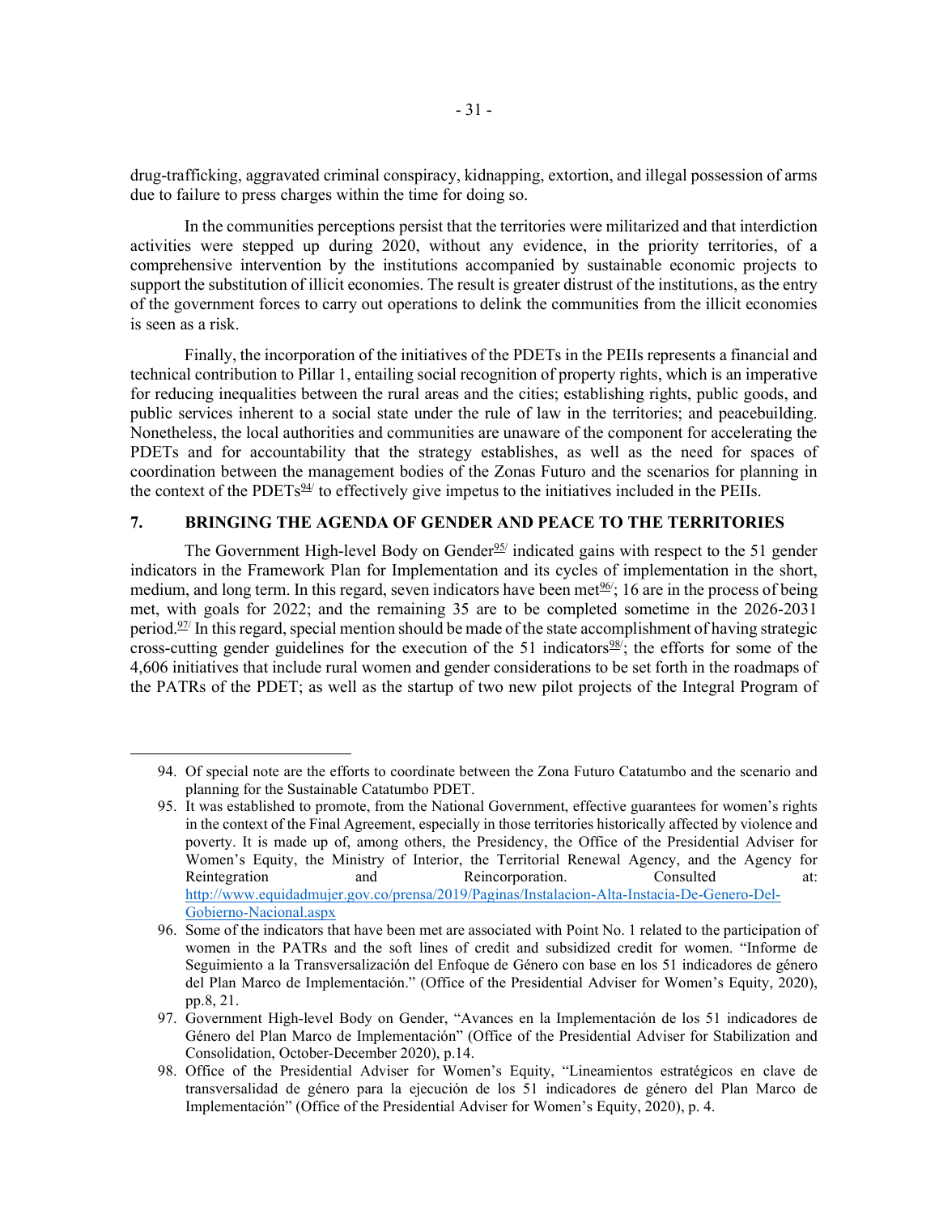drug-trafficking, aggravated criminal conspiracy, kidnapping, extortion, and illegal possession of arms due to failure to press charges within the time for doing so.

In the communities perceptions persist that the territories were militarized and that interdiction activities were stepped up during 2020, without any evidence, in the priority territories, of a comprehensive intervention by the institutions accompanied by sustainable economic projects to support the substitution of illicit economies. The result is greater distrust of the institutions, as the entry of the government forces to carry out operations to delink the communities from the illicit economies is seen as a risk.

Finally, the incorporation of the initiatives of the PDETs in the PEIIs represents a financial and technical contribution to Pillar 1, entailing social recognition of property rights, which is an imperative for reducing inequalities between the rural areas and the cities; establishing rights, public goods, and public services inherent to a social state under the rule of law in the territories; and peacebuilding. Nonetheless, the local authorities and communities are unaware of the component for accelerating the PDETs and for accountability that the strategy establishes, as well as the need for spaces of coordination between the management bodies of the Zonas Futuro and the scenarios for planning in the context of the PDETs[94] to effectively give impetus to the initiatives included in the PEIIs.

## 7. BRINGING THE AGENDA OF GENDER AND PEACE TO THE TERRITORIES

The Government High-level Body on Gender[95] indicated gains with respect to the 51 gender indicators in the Framework Plan for Implementation and its cycles of implementation in the short, medium, and long term. In this regard, seven indicators have been met[96]; 16 are in the process of being met, with goals for 2022; and the remaining 35 are to be completed sometime in the 2026-2031 period.[97] In this regard, special mention should be made of the state accomplishment of having strategic cross-cutting gender guidelines for the execution of the 51 indicators[98]; the efforts for some of the 4,606 initiatives that include rural women and gender considerations to be set forth in the roadmaps of the PATRs of the PDET; as well as the startup of two new pilot projects of the Integral Program of

---

94. Of special note are the efforts to coordinate between the Zona Futuro Catatumbo and the scenario and planning for the Sustainable Catatumbo PDET.

95. It was established to promote, from the National Government, effective guarantees for women's rights in the context of the Final Agreement, especially in those territories historically affected by violence and poverty. It is made up of, among others, the Presidency, the Office of the Presidential Adviser for Women's Equity, the Ministry of Interior, the Territorial Renewal Agency, and the Agency for Reintegration and Reincorporation. Consulted at: http://www.equidadmujer.gov.co/prensa/2019/Paginas/Instalacion-Alta-Instacia-De-Genero-Del-Gobierno-Nacional.aspx

96. Some of the indicators that have been met are associated with Point No. 1 related to the participation of women in the PATRs and the soft lines of credit and subsidized credit for women. "Informe de Seguimiento a la Transversalización del Enfoque de Género con base en los 51 indicadores de género del Plan Marco de Implementación." (Office of the Presidential Adviser for Women's Equity, 2020), pp.8, 21.

97. Government High-level Body on Gender, "Avances en la Implementación de los 51 indicadores de Género del Plan Marco de Implementación" (Office of the Presidential Adviser for Stabilization and Consolidation, October-December 2020), p.14.

98. Office of the Presidential Adviser for Women's Equity, "Lineamientos estratégicos en clave de transversalidad de género para la ejecución de los 51 indicadores de género del Plan Marco de Implementación" (Office of the Presidential Adviser for Women's Equity, 2020), p. 4.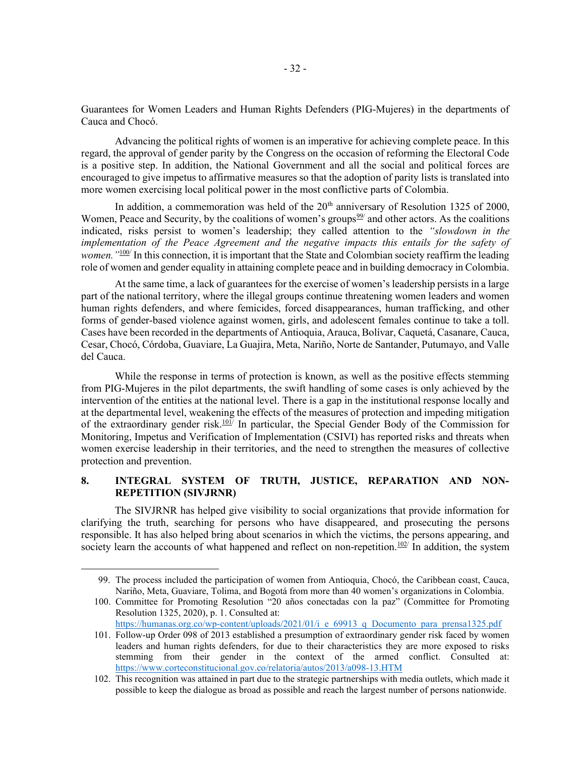Guarantees for Women Leaders and Human Rights Defenders (PIG-Mujeres) in the departments of Cauca and Chocó.

Advancing the political rights of women is an imperative for achieving complete peace. In this regard, the approval of gender parity by the Congress on the occasion of reforming the Electoral Code is a positive step. In addition, the National Government and all the social and political forces are encouraged to give impetus to affirmative measures so that the adoption of parity lists is translated into more women exercising local political power in the most conflictive parts of Colombia.

In addition, a commemoration was held of the 20th anniversary of Resolution 1325 of 2000, Women, Peace and Security, by the coalitions of women's groups[99] and other actors. As the coalitions indicated, risks persist to women's leadership; they called attention to the *"slowdown in the implementation of the Peace Agreement and the negative impacts this entails for the safety of women."*[100] In this connection, it is important that the State and Colombian society reaffirm the leading role of women and gender equality in attaining complete peace and in building democracy in Colombia.

At the same time, a lack of guarantees for the exercise of women's leadership persists in a large part of the national territory, where the illegal groups continue threatening women leaders and women human rights defenders, and where femicides, forced disappearances, human trafficking, and other forms of gender-based violence against women, girls, and adolescent females continue to take a toll. Cases have been recorded in the departments of Antioquia, Arauca, Bolívar, Caquetá, Casanare, Cauca, Cesar, Chocó, Córdoba, Guaviare, La Guajira, Meta, Nariño, Norte de Santander, Putumayo, and Valle del Cauca.

While the response in terms of protection is known, as well as the positive effects stemming from PIG-Mujeres in the pilot departments, the swift handling of some cases is only achieved by the intervention of the entities at the national level. There is a gap in the institutional response locally and at the departmental level, weakening the effects of the measures of protection and impeding mitigation of the extraordinary gender risk.[101] In particular, the Special Gender Body of the Commission for Monitoring, Impetus and Verification of Implementation (CSIVI) has reported risks and threats when women exercise leadership in their territories, and the need to strengthen the measures of collective protection and prevention.

## 8. INTEGRAL SYSTEM OF TRUTH, JUSTICE, REPARATION AND NON-REPETITION (SIVJRNR)

The SIVJRNR has helped give visibility to social organizations that provide information for clarifying the truth, searching for persons who have disappeared, and prosecuting the persons responsible. It has also helped bring about scenarios in which the victims, the persons appearing, and society learn the accounts of what happened and reflect on non-repetition.[102] In addition, the system

---

99. The process included the participation of women from Antioquia, Chocó, the Caribbean coast, Cauca, Nariño, Meta, Guaviare, Tolima, and Bogotá from more than 40 women's organizations in Colombia.

100. Committee for Promoting Resolution "20 años conectadas con la paz" (Committee for Promoting Resolution 1325, 2020), p. 1. Consulted at: https://humanas.org.co/wp-content/uploads/2021/01/i_e_69913_q_Documento_para_prensa1325.pdf

101. Follow-up Order 098 of 2013 established a presumption of extraordinary gender risk faced by women leaders and human rights defenders, for due to their characteristics they are more exposed to risks stemming from their gender in the context of the armed conflict. Consulted at: https://www.corteconstitucional.gov.co/relatoria/autos/2013/a098-13.HTM

102. This recognition was attained in part due to the strategic partnerships with media outlets, which made it possible to keep the dialogue as broad as possible and reach the largest number of persons nationwide.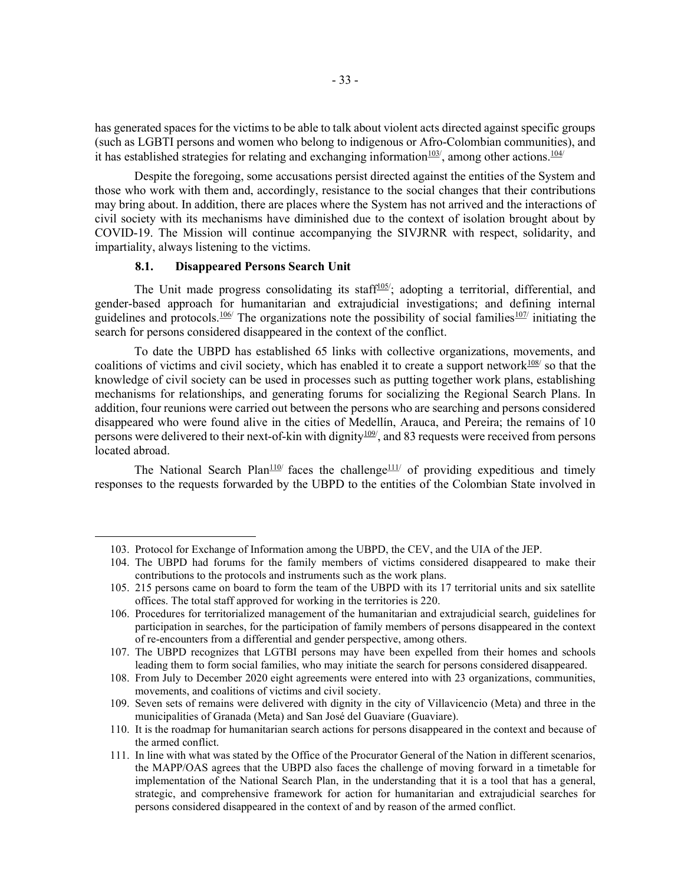has generated spaces for the victims to be able to talk about violent acts directed against specific groups (such as LGBTI persons and women who belong to indigenous or Afro-Colombian communities), and it has established strategies for relating and exchanging information[103], among other actions.[104]

Despite the foregoing, some accusations persist directed against the entities of the System and those who work with them and, accordingly, resistance to the social changes that their contributions may bring about. In addition, there are places where the System has not arrived and the interactions of civil society with its mechanisms have diminished due to the context of isolation brought about by COVID-19. The Mission will continue accompanying the SIVJRNR with respect, solidarity, and impartiality, always listening to the victims.

### 8.1. Disappeared Persons Search Unit

The Unit made progress consolidating its staff[105]; adopting a territorial, differential, and gender-based approach for humanitarian and extrajudicial investigations; and defining internal guidelines and protocols.[106] The organizations note the possibility of social families[107] initiating the search for persons considered disappeared in the context of the conflict.

To date the UBPD has established 65 links with collective organizations, movements, and coalitions of victims and civil society, which has enabled it to create a support network[108] so that the knowledge of civil society can be used in processes such as putting together work plans, establishing mechanisms for relationships, and generating forums for socializing the Regional Search Plans. In addition, four reunions were carried out between the persons who are searching and persons considered disappeared who were found alive in the cities of Medellín, Arauca, and Pereira; the remains of 10 persons were delivered to their next-of-kin with dignity[109], and 83 requests were received from persons located abroad.

The National Search Plan[110] faces the challenge[111] of providing expeditious and timely responses to the requests forwarded by the UBPD to the entities of the Colombian State involved in

---

103. Protocol for Exchange of Information among the UBPD, the CEV, and the UIA of the JEP.
104. The UBPD had forums for the family members of victims considered disappeared to make their contributions to the protocols and instruments such as the work plans.
105. 215 persons came on board to form the team of the UBPD with its 17 territorial units and six satellite offices. The total staff approved for working in the territories is 220.
106. Procedures for territorialized management of the humanitarian and extrajudicial search, guidelines for participation in searches, for the participation of family members of persons disappeared in the context of re-encounters from a differential and gender perspective, among others.
107. The UBPD recognizes that LGTBI persons may have been expelled from their homes and schools leading them to form social families, who may initiate the search for persons considered disappeared.
108. From July to December 2020 eight agreements were entered into with 23 organizations, communities, movements, and coalitions of victims and civil society.
109. Seven sets of remains were delivered with dignity in the city of Villavicencio (Meta) and three in the municipalities of Granada (Meta) and San José del Guaviare (Guaviare).
110. It is the roadmap for humanitarian search actions for persons disappeared in the context and because of the armed conflict.
111. In line with what was stated by the Office of the Procurator General of the Nation in different scenarios, the MAPP/OAS agrees that the UBPD also faces the challenge of moving forward in a timetable for implementation of the National Search Plan, in the understanding that it is a tool that has a general, strategic, and comprehensive framework for action for humanitarian and extrajudicial searches for persons considered disappeared in the context of and by reason of the armed conflict.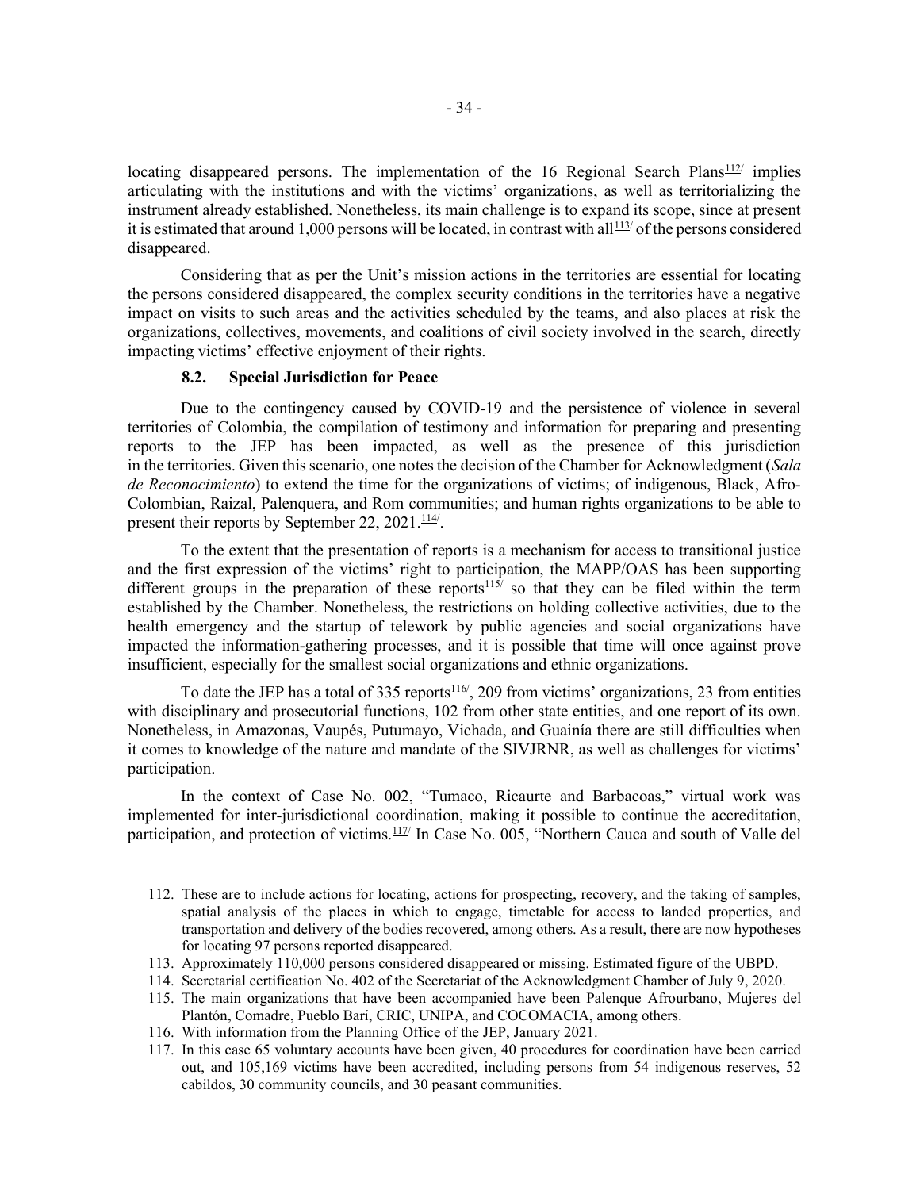locating disappeared persons. The implementation of the 16 Regional Search Plans[112] implies articulating with the institutions and with the victims' organizations, as well as territorializing the instrument already established. Nonetheless, its main challenge is to expand its scope, since at present it is estimated that around 1,000 persons will be located, in contrast with all[113] of the persons considered disappeared.

Considering that as per the Unit's mission actions in the territories are essential for locating the persons considered disappeared, the complex security conditions in the territories have a negative impact on visits to such areas and the activities scheduled by the teams, and also places at risk the organizations, collectives, movements, and coalitions of civil society involved in the search, directly impacting victims' effective enjoyment of their rights.

### 8.2. Special Jurisdiction for Peace

Due to the contingency caused by COVID-19 and the persistence of violence in several territories of Colombia, the compilation of testimony and information for preparing and presenting reports to the JEP has been impacted, as well as the presence of this jurisdiction in the territories. Given this scenario, one notes the decision of the Chamber for Acknowledgment (*Sala de Reconocimiento*) to extend the time for the organizations of victims; of indigenous, Black, Afro-Colombian, Raizal, Palenquera, and Rom communities; and human rights organizations to be able to present their reports by September 22, 2021.[114].

To the extent that the presentation of reports is a mechanism for access to transitional justice and the first expression of the victims' right to participation, the MAPP/OAS has been supporting different groups in the preparation of these reports[115] so that they can be filed within the term established by the Chamber. Nonetheless, the restrictions on holding collective activities, due to the health emergency and the startup of telework by public agencies and social organizations have impacted the information-gathering processes, and it is possible that time will once against prove insufficient, especially for the smallest social organizations and ethnic organizations.

To date the JEP has a total of 335 reports[116], 209 from victims' organizations, 23 from entities with disciplinary and prosecutorial functions, 102 from other state entities, and one report of its own. Nonetheless, in Amazonas, Vaupés, Putumayo, Vichada, and Guainía there are still difficulties when it comes to knowledge of the nature and mandate of the SIVJRNR, as well as challenges for victims' participation.

In the context of Case No. 002, "Tumaco, Ricaurte and Barbacoas," virtual work was implemented for inter-jurisdictional coordination, making it possible to continue the accreditation, participation, and protection of victims.[117] In Case No. 005, "Northern Cauca and south of Valle del

---

112. These are to include actions for locating, actions for prospecting, recovery, and the taking of samples, spatial analysis of the places in which to engage, timetable for access to landed properties, and transportation and delivery of the bodies recovered, among others. As a result, there are now hypotheses for locating 97 persons reported disappeared.
113. Approximately 110,000 persons considered disappeared or missing. Estimated figure of the UBPD.
114. Secretarial certification No. 402 of the Secretariat of the Acknowledgment Chamber of July 9, 2020.
115. The main organizations that have been accompanied have been Palenque Afrourbano, Mujeres del Plantón, Comadre, Pueblo Barí, CRIC, UNIPA, and COCOMACIA, among others.
116. With information from the Planning Office of the JEP, January 2021.
117. In this case 65 voluntary accounts have been given, 40 procedures for coordination have been carried out, and 105,169 victims have been accredited, including persons from 54 indigenous reserves, 52 cabildos, 30 community councils, and 30 peasant communities.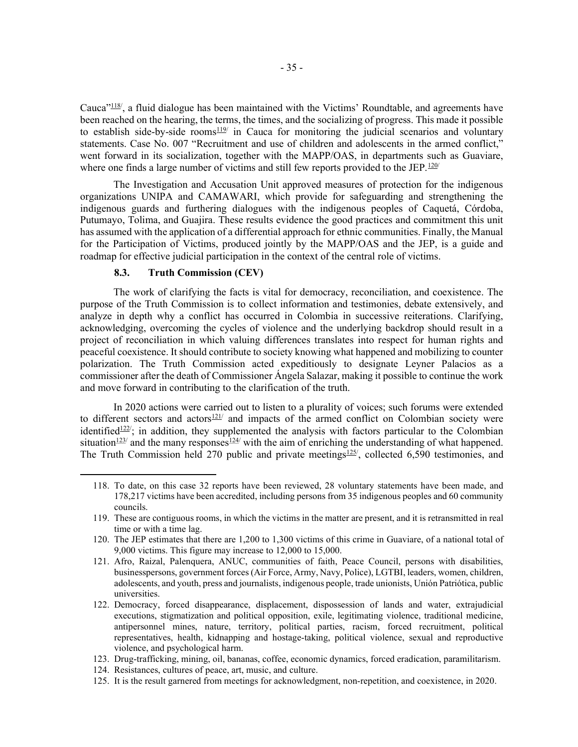Cauca"[118], a fluid dialogue has been maintained with the Victims' Roundtable, and agreements have been reached on the hearing, the terms, the times, and the socializing of progress. This made it possible to establish side-by-side rooms[119] in Cauca for monitoring the judicial scenarios and voluntary statements. Case No. 007 "Recruitment and use of children and adolescents in the armed conflict," went forward in its socialization, together with the MAPP/OAS, in departments such as Guaviare, where one finds a large number of victims and still few reports provided to the JEP.[120]

The Investigation and Accusation Unit approved measures of protection for the indigenous organizations UNIPA and CAMAWARI, which provide for safeguarding and strengthening the indigenous guards and furthering dialogues with the indigenous peoples of Caquetá, Córdoba, Putumayo, Tolima, and Guajira. These results evidence the good practices and commitment this unit has assumed with the application of a differential approach for ethnic communities. Finally, the Manual for the Participation of Victims, produced jointly by the MAPP/OAS and the JEP, is a guide and roadmap for effective judicial participation in the context of the central role of victims.

### 8.3. Truth Commission (CEV)

The work of clarifying the facts is vital for democracy, reconciliation, and coexistence. The purpose of the Truth Commission is to collect information and testimonies, debate extensively, and analyze in depth why a conflict has occurred in Colombia in successive reiterations. Clarifying, acknowledging, overcoming the cycles of violence and the underlying backdrop should result in a project of reconciliation in which valuing differences translates into respect for human rights and peaceful coexistence. It should contribute to society knowing what happened and mobilizing to counter polarization. The Truth Commission acted expeditiously to designate Leyner Palacios as a commissioner after the death of Commissioner Ángela Salazar, making it possible to continue the work and move forward in contributing to the clarification of the truth.

In 2020 actions were carried out to listen to a plurality of voices; such forums were extended to different sectors and actors[121] and impacts of the armed conflict on Colombian society were identified[122]; in addition, they supplemented the analysis with factors particular to the Colombian situation[123] and the many responses[124] with the aim of enriching the understanding of what happened. The Truth Commission held 270 public and private meetings[125], collected 6,590 testimonies, and

---

118. To date, on this case 32 reports have been reviewed, 28 voluntary statements have been made, and 178,217 victims have been accredited, including persons from 35 indigenous peoples and 60 community councils.

119. These are contiguous rooms, in which the victims in the matter are present, and it is retransmitted in real time or with a time lag.

120. The JEP estimates that there are 1,200 to 1,300 victims of this crime in Guaviare, of a national total of 9,000 victims. This figure may increase to 12,000 to 15,000.

121. Afro, Raizal, Palenquera, ANUC, communities of faith, Peace Council, persons with disabilities, businesspersons, government forces (Air Force, Army, Navy, Police), LGTBI, leaders, women, children, adolescents, and youth, press and journalists, indigenous people, trade unionists, Unión Patriótica, public universities.

122. Democracy, forced disappearance, displacement, dispossession of lands and water, extrajudicial executions, stigmatization and political opposition, exile, legitimating violence, traditional medicine, antipersonnel mines, nature, territory, political parties, racism, forced recruitment, political representatives, health, kidnapping and hostage-taking, political violence, sexual and reproductive violence, and psychological harm.

123. Drug-trafficking, mining, oil, bananas, coffee, economic dynamics, forced eradication, paramilitarism.

124. Resistances, cultures of peace, art, music, and culture.

125. It is the result garnered from meetings for acknowledgment, non-repetition, and coexistence, in 2020.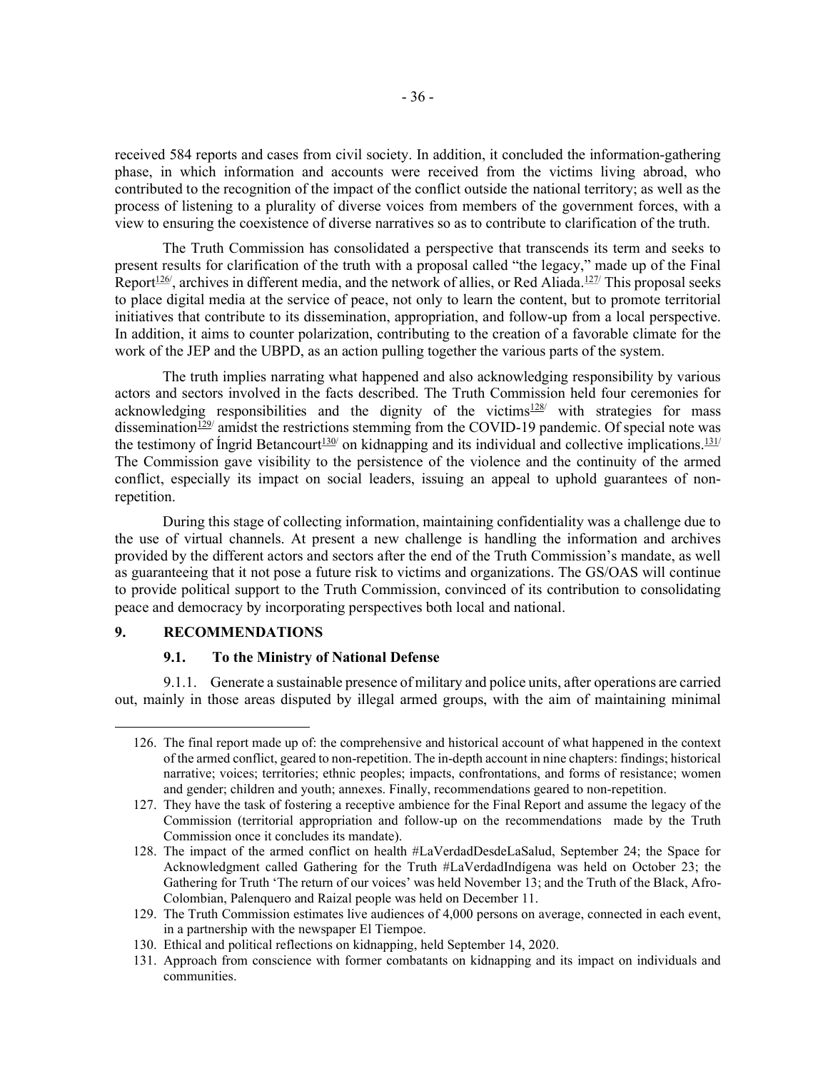received 584 reports and cases from civil society. In addition, it concluded the information-gathering phase, in which information and accounts were received from the victims living abroad, who contributed to the recognition of the impact of the conflict outside the national territory; as well as the process of listening to a plurality of diverse voices from members of the government forces, with a view to ensuring the coexistence of diverse narratives so as to contribute to clarification of the truth.

The Truth Commission has consolidated a perspective that transcends its term and seeks to present results for clarification of the truth with a proposal called "the legacy," made up of the Final Report[126/], archives in different media, and the network of allies, or Red Aliada.[127/] This proposal seeks to place digital media at the service of peace, not only to learn the content, but to promote territorial initiatives that contribute to its dissemination, appropriation, and follow-up from a local perspective. In addition, it aims to counter polarization, contributing to the creation of a favorable climate for the work of the JEP and the UBPD, as an action pulling together the various parts of the system.

The truth implies narrating what happened and also acknowledging responsibility by various actors and sectors involved in the facts described. The Truth Commission held four ceremonies for acknowledging responsibilities and the dignity of the victims[128/] with strategies for mass dissemination[129/] amidst the restrictions stemming from the COVID-19 pandemic. Of special note was the testimony of Íngrid Betancourt[130/] on kidnapping and its individual and collective implications.[131/] The Commission gave visibility to the persistence of the violence and the continuity of the armed conflict, especially its impact on social leaders, issuing an appeal to uphold guarantees of non-repetition.

During this stage of collecting information, maintaining confidentiality was a challenge due to the use of virtual channels. At present a new challenge is handling the information and archives provided by the different actors and sectors after the end of the Truth Commission's mandate, as well as guaranteeing that it not pose a future risk to victims and organizations. The GS/OAS will continue to provide political support to the Truth Commission, convinced of its contribution to consolidating peace and democracy by incorporating perspectives both local and national.

## 9. RECOMMENDATIONS

### 9.1. To the Ministry of National Defense

9.1.1. Generate a sustainable presence of military and police units, after operations are carried out, mainly in those areas disputed by illegal armed groups, with the aim of maintaining minimal

---

126. The final report made up of: the comprehensive and historical account of what happened in the context of the armed conflict, geared to non-repetition. The in-depth account in nine chapters: findings; historical narrative; voices; territories; ethnic peoples; impacts, confrontations, and forms of resistance; women and gender; children and youth; annexes. Finally, recommendations geared to non-repetition.

127. They have the task of fostering a receptive ambience for the Final Report and assume the legacy of the Commission (territorial appropriation and follow-up on the recommendations made by the Truth Commission once it concludes its mandate).

128. The impact of the armed conflict on health #LaVerdadDesdeLaSalud, September 24; the Space for Acknowledgment called Gathering for the Truth #LaVerdadIndígena was held on October 23; the Gathering for Truth 'The return of our voices' was held November 13; and the Truth of the Black, Afro-Colombian, Palenquero and Raizal people was held on December 11.

129. The Truth Commission estimates live audiences of 4,000 persons on average, connected in each event, in a partnership with the newspaper El Tiempoe.

130. Ethical and political reflections on kidnapping, held September 14, 2020.

131. Approach from conscience with former combatants on kidnapping and its impact on individuals and communities.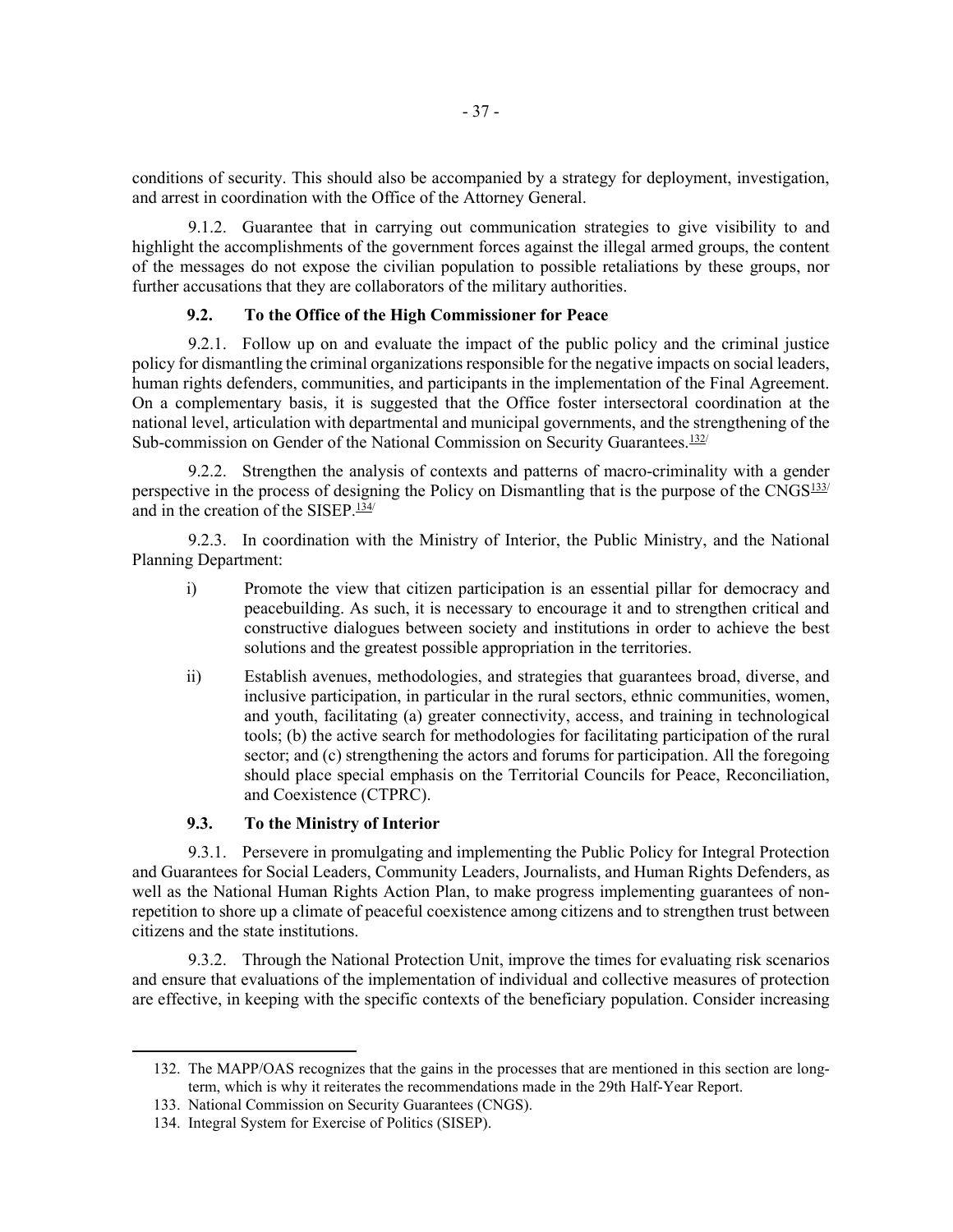conditions of security. This should also be accompanied by a strategy for deployment, investigation, and arrest in coordination with the Office of the Attorney General.

9.1.2. Guarantee that in carrying out communication strategies to give visibility to and highlight the accomplishments of the government forces against the illegal armed groups, the content of the messages do not expose the civilian population to possible retaliations by these groups, nor further accusations that they are collaborators of the military authorities.

### 9.2. To the Office of the High Commissioner for Peace

9.2.1. Follow up on and evaluate the impact of the public policy and the criminal justice policy for dismantling the criminal organizations responsible for the negative impacts on social leaders, human rights defenders, communities, and participants in the implementation of the Final Agreement. On a complementary basis, it is suggested that the Office foster intersectoral coordination at the national level, articulation with departmental and municipal governments, and the strengthening of the Sub-commission on Gender of the National Commission on Security Guarantees.[132]

9.2.2. Strengthen the analysis of contexts and patterns of macro-criminality with a gender perspective in the process of designing the Policy on Dismantling that is the purpose of the CNGS[133] and in the creation of the SISEP.[134]

9.2.3. In coordination with the Ministry of Interior, the Public Ministry, and the National Planning Department:

i) Promote the view that citizen participation is an essential pillar for democracy and peacebuilding. As such, it is necessary to encourage it and to strengthen critical and constructive dialogues between society and institutions in order to achieve the best solutions and the greatest possible appropriation in the territories.

ii) Establish avenues, methodologies, and strategies that guarantees broad, diverse, and inclusive participation, in particular in the rural sectors, ethnic communities, women, and youth, facilitating (a) greater connectivity, access, and training in technological tools; (b) the active search for methodologies for facilitating participation of the rural sector; and (c) strengthening the actors and forums for participation. All the foregoing should place special emphasis on the Territorial Councils for Peace, Reconciliation, and Coexistence (CTPRC).

### 9.3. To the Ministry of Interior

9.3.1. Persevere in promulgating and implementing the Public Policy for Integral Protection and Guarantees for Social Leaders, Community Leaders, Journalists, and Human Rights Defenders, as well as the National Human Rights Action Plan, to make progress implementing guarantees of non-repetition to shore up a climate of peaceful coexistence among citizens and to strengthen trust between citizens and the state institutions.

9.3.2. Through the National Protection Unit, improve the times for evaluating risk scenarios and ensure that evaluations of the implementation of individual and collective measures of protection are effective, in keeping with the specific contexts of the beneficiary population. Consider increasing

---

132. The MAPP/OAS recognizes that the gains in the processes that are mentioned in this section are long-term, which is why it reiterates the recommendations made in the 29th Half-Year Report.

133. National Commission on Security Guarantees (CNGS).

134. Integral System for Exercise of Politics (SISEP).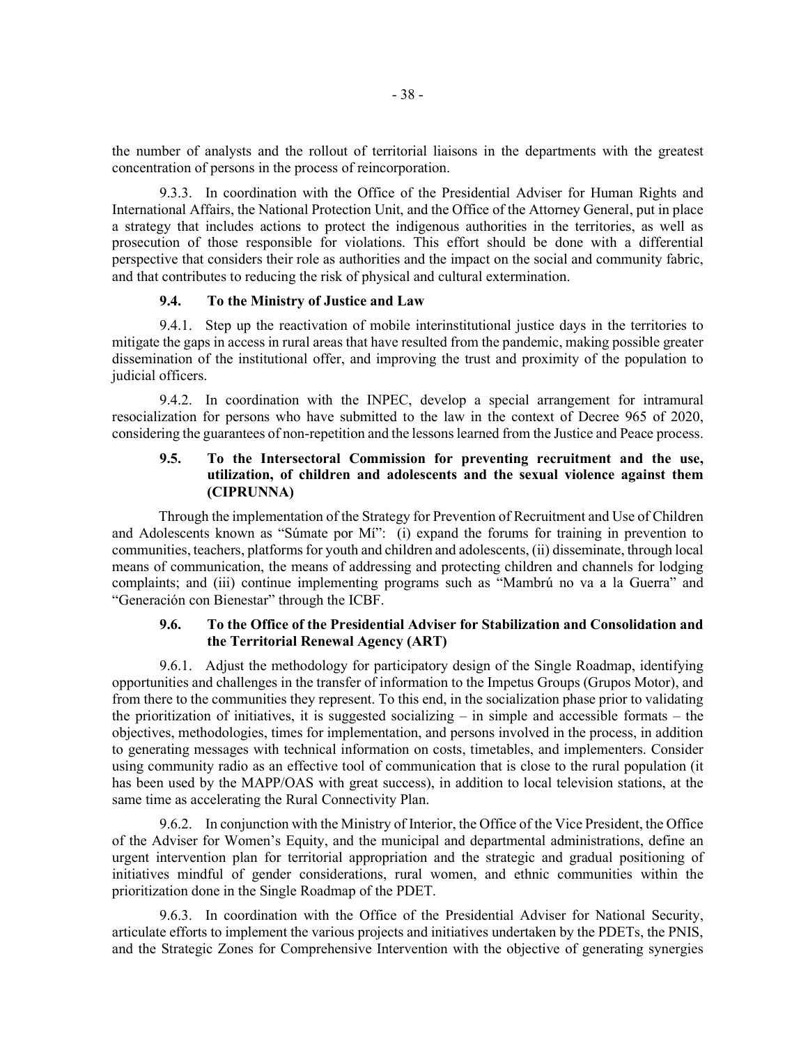the number of analysts and the rollout of territorial liaisons in the departments with the greatest concentration of persons in the process of reincorporation.

9.3.3. In coordination with the Office of the Presidential Adviser for Human Rights and International Affairs, the National Protection Unit, and the Office of the Attorney General, put in place a strategy that includes actions to protect the indigenous authorities in the territories, as well as prosecution of those responsible for violations. This effort should be done with a differential perspective that considers their role as authorities and the impact on the social and community fabric, and that contributes to reducing the risk of physical and cultural extermination.

### 9.4. To the Ministry of Justice and Law

9.4.1. Step up the reactivation of mobile interinstitutional justice days in the territories to mitigate the gaps in access in rural areas that have resulted from the pandemic, making possible greater dissemination of the institutional offer, and improving the trust and proximity of the population to judicial officers.

9.4.2. In coordination with the INPEC, develop a special arrangement for intramural resocialization for persons who have submitted to the law in the context of Decree 965 of 2020, considering the guarantees of non-repetition and the lessons learned from the Justice and Peace process.

### 9.5. To the Intersectoral Commission for preventing recruitment and the use, utilization, of children and adolescents and the sexual violence against them (CIPRUNNA)

Through the implementation of the Strategy for Prevention of Recruitment and Use of Children and Adolescents known as "Súmate por Mí": (i) expand the forums for training in prevention to communities, teachers, platforms for youth and children and adolescents, (ii) disseminate, through local means of communication, the means of addressing and protecting children and channels for lodging complaints; and (iii) continue implementing programs such as "Mambrú no va a la Guerra" and "Generación con Bienestar" through the ICBF.

### 9.6. To the Office of the Presidential Adviser for Stabilization and Consolidation and the Territorial Renewal Agency (ART)

9.6.1. Adjust the methodology for participatory design of the Single Roadmap, identifying opportunities and challenges in the transfer of information to the Impetus Groups (Grupos Motor), and from there to the communities they represent. To this end, in the socialization phase prior to validating the prioritization of initiatives, it is suggested socializing – in simple and accessible formats – the objectives, methodologies, times for implementation, and persons involved in the process, in addition to generating messages with technical information on costs, timetables, and implementers. Consider using community radio as an effective tool of communication that is close to the rural population (it has been used by the MAPP/OAS with great success), in addition to local television stations, at the same time as accelerating the Rural Connectivity Plan.

9.6.2. In conjunction with the Ministry of Interior, the Office of the Vice President, the Office of the Adviser for Women's Equity, and the municipal and departmental administrations, define an urgent intervention plan for territorial appropriation and the strategic and gradual positioning of initiatives mindful of gender considerations, rural women, and ethnic communities within the prioritization done in the Single Roadmap of the PDET.

9.6.3. In coordination with the Office of the Presidential Adviser for National Security, articulate efforts to implement the various projects and initiatives undertaken by the PDETs, the PNIS, and the Strategic Zones for Comprehensive Intervention with the objective of generating synergies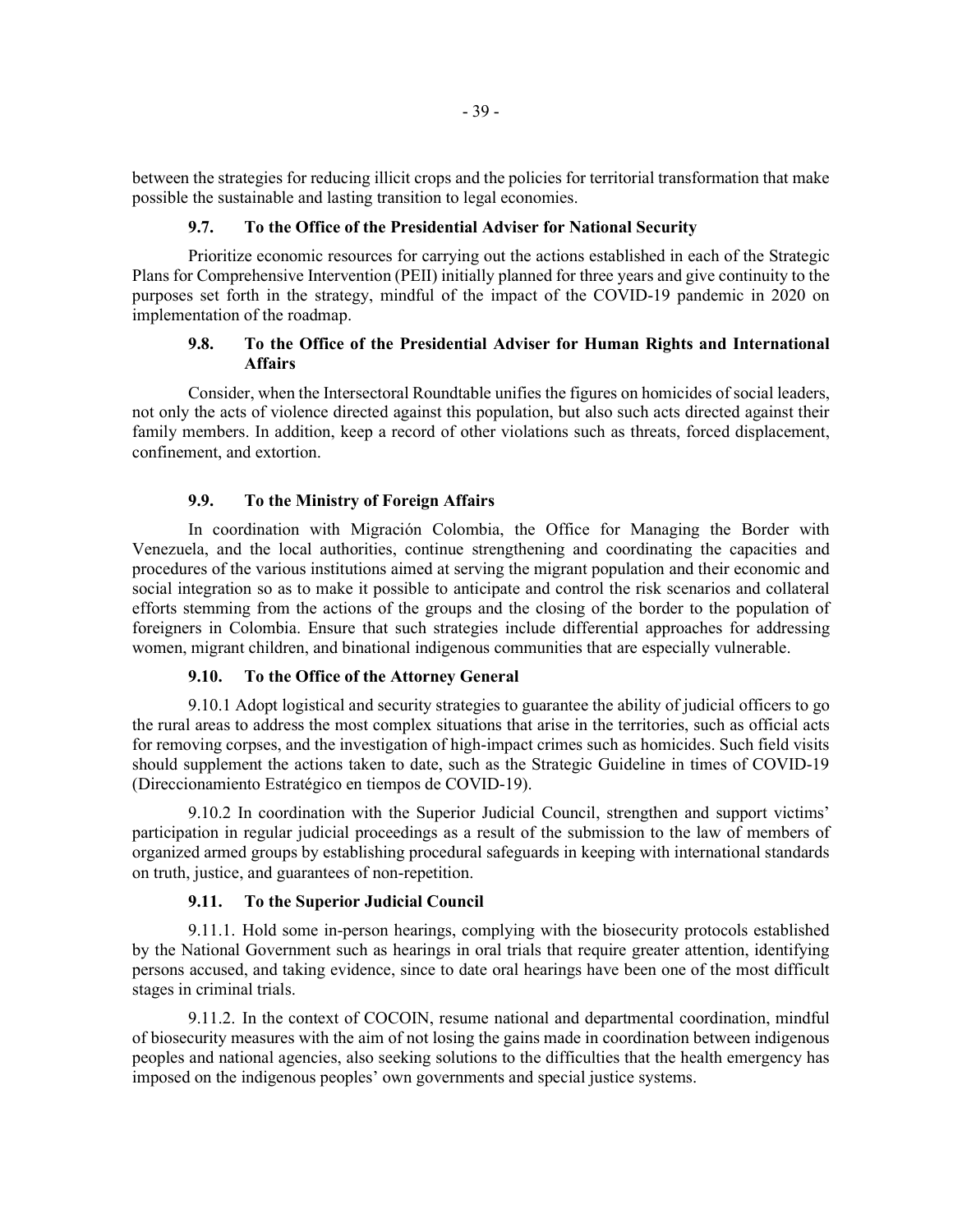between the strategies for reducing illicit crops and the policies for territorial transformation that make possible the sustainable and lasting transition to legal economies.

### 9.7. To the Office of the Presidential Adviser for National Security

Prioritize economic resources for carrying out the actions established in each of the Strategic Plans for Comprehensive Intervention (PEII) initially planned for three years and give continuity to the purposes set forth in the strategy, mindful of the impact of the COVID-19 pandemic in 2020 on implementation of the roadmap.

### 9.8. To the Office of the Presidential Adviser for Human Rights and International Affairs

Consider, when the Intersectoral Roundtable unifies the figures on homicides of social leaders, not only the acts of violence directed against this population, but also such acts directed against their family members. In addition, keep a record of other violations such as threats, forced displacement, confinement, and extortion.

### 9.9. To the Ministry of Foreign Affairs

In coordination with Migración Colombia, the Office for Managing the Border with Venezuela, and the local authorities, continue strengthening and coordinating the capacities and procedures of the various institutions aimed at serving the migrant population and their economic and social integration so as to make it possible to anticipate and control the risk scenarios and collateral efforts stemming from the actions of the groups and the closing of the border to the population of foreigners in Colombia. Ensure that such strategies include differential approaches for addressing women, migrant children, and binational indigenous communities that are especially vulnerable.

### 9.10. To the Office of the Attorney General

9.10.1 Adopt logistical and security strategies to guarantee the ability of judicial officers to go the rural areas to address the most complex situations that arise in the territories, such as official acts for removing corpses, and the investigation of high-impact crimes such as homicides. Such field visits should supplement the actions taken to date, such as the Strategic Guideline in times of COVID-19 (Direccionamiento Estratégico en tiempos de COVID-19).

9.10.2 In coordination with the Superior Judicial Council, strengthen and support victims' participation in regular judicial proceedings as a result of the submission to the law of members of organized armed groups by establishing procedural safeguards in keeping with international standards on truth, justice, and guarantees of non-repetition.

### 9.11. To the Superior Judicial Council

9.11.1. Hold some in-person hearings, complying with the biosecurity protocols established by the National Government such as hearings in oral trials that require greater attention, identifying persons accused, and taking evidence, since to date oral hearings have been one of the most difficult stages in criminal trials.

9.11.2. In the context of COCOIN, resume national and departmental coordination, mindful of biosecurity measures with the aim of not losing the gains made in coordination between indigenous peoples and national agencies, also seeking solutions to the difficulties that the health emergency has imposed on the indigenous peoples' own governments and special justice systems.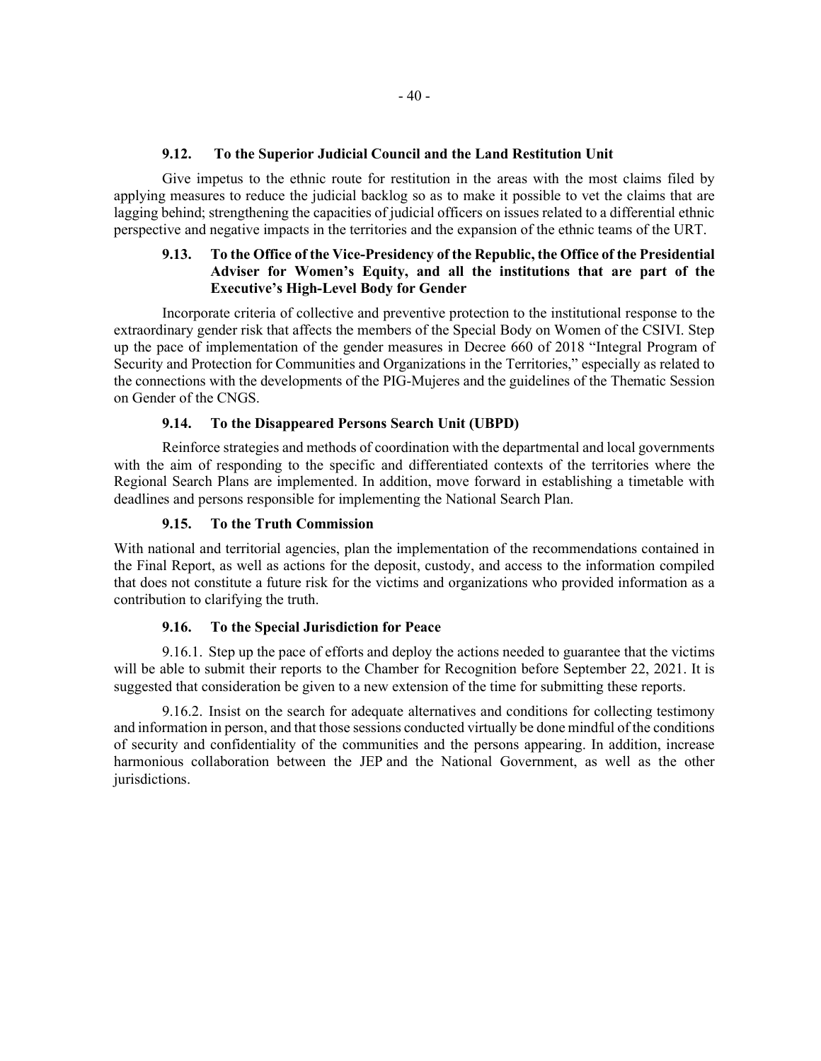### 9.12. To the Superior Judicial Council and the Land Restitution Unit

Give impetus to the ethnic route for restitution in the areas with the most claims filed by applying measures to reduce the judicial backlog so as to make it possible to vet the claims that are lagging behind; strengthening the capacities of judicial officers on issues related to a differential ethnic perspective and negative impacts in the territories and the expansion of the ethnic teams of the URT.

### 9.13. To the Office of the Vice-Presidency of the Republic, the Office of the Presidential Adviser for Women's Equity, and all the institutions that are part of the Executive's High-Level Body for Gender

Incorporate criteria of collective and preventive protection to the institutional response to the extraordinary gender risk that affects the members of the Special Body on Women of the CSIVI. Step up the pace of implementation of the gender measures in Decree 660 of 2018 "Integral Program of Security and Protection for Communities and Organizations in the Territories," especially as related to the connections with the developments of the PIG-Mujeres and the guidelines of the Thematic Session on Gender of the CNGS.

### 9.14. To the Disappeared Persons Search Unit (UBPD)

Reinforce strategies and methods of coordination with the departmental and local governments with the aim of responding to the specific and differentiated contexts of the territories where the Regional Search Plans are implemented. In addition, move forward in establishing a timetable with deadlines and persons responsible for implementing the National Search Plan.

### 9.15. To the Truth Commission

With national and territorial agencies, plan the implementation of the recommendations contained in the Final Report, as well as actions for the deposit, custody, and access to the information compiled that does not constitute a future risk for the victims and organizations who provided information as a contribution to clarifying the truth.

### 9.16. To the Special Jurisdiction for Peace

9.16.1. Step up the pace of efforts and deploy the actions needed to guarantee that the victims will be able to submit their reports to the Chamber for Recognition before September 22, 2021. It is suggested that consideration be given to a new extension of the time for submitting these reports.

9.16.2. Insist on the search for adequate alternatives and conditions for collecting testimony and information in person, and that those sessions conducted virtually be done mindful of the conditions of security and confidentiality of the communities and the persons appearing. In addition, increase harmonious collaboration between the JEP and the National Government, as well as the other jurisdictions.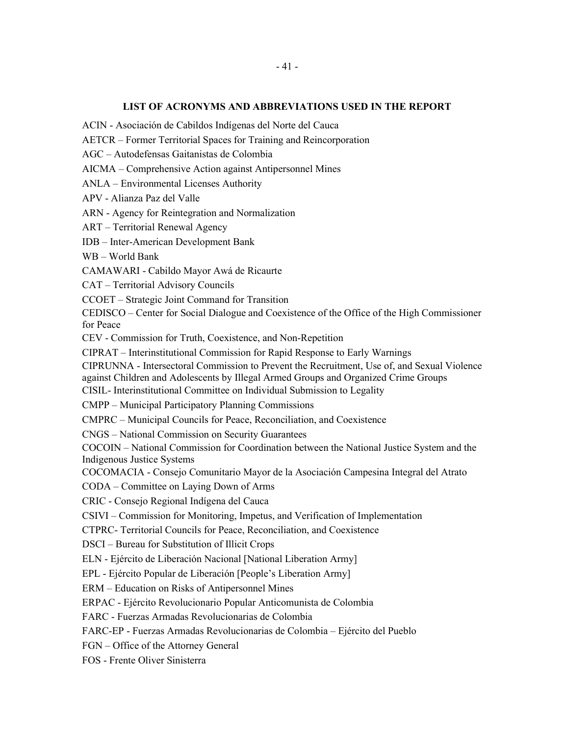## LIST OF ACRONYMS AND ABBREVIATIONS USED IN THE REPORT

ACIN - Asociación de Cabildos Indígenas del Norte del Cauca

AETCR – Former Territorial Spaces for Training and Reincorporation

AGC – Autodefensas Gaitanistas de Colombia

AICMA – Comprehensive Action against Antipersonnel Mines

ANLA – Environmental Licenses Authority

APV - Alianza Paz del Valle

ARN - Agency for Reintegration and Normalization

ART – Territorial Renewal Agency

IDB – Inter-American Development Bank

WB – World Bank

CAMAWARI - Cabildo Mayor Awá de Ricaurte

CAT – Territorial Advisory Councils

CCOET – Strategic Joint Command for Transition

CEDISCO – Center for Social Dialogue and Coexistence of the Office of the High Commissioner for Peace

CEV - Commission for Truth, Coexistence, and Non-Repetition

CIPRAT – Interinstitutional Commission for Rapid Response to Early Warnings

CIPRUNNA - Intersectoral Commission to Prevent the Recruitment, Use of, and Sexual Violence against Children and Adolescents by Illegal Armed Groups and Organized Crime Groups

CISIL- Interinstitutional Committee on Individual Submission to Legality

CMPP – Municipal Participatory Planning Commissions

CMPRC – Municipal Councils for Peace, Reconciliation, and Coexistence

CNGS – National Commission on Security Guarantees

COCOIN – National Commission for Coordination between the National Justice System and the Indigenous Justice Systems

COCOMACIA - Consejo Comunitario Mayor de la Asociación Campesina Integral del Atrato

CODA – Committee on Laying Down of Arms

CRIC - Consejo Regional Indígena del Cauca

CSIVI – Commission for Monitoring, Impetus, and Verification of Implementation

CTPRC- Territorial Councils for Peace, Reconciliation, and Coexistence

DSCI – Bureau for Substitution of Illicit Crops

ELN - Ejército de Liberación Nacional [National Liberation Army]

EPL - Ejército Popular de Liberación [People's Liberation Army]

ERM – Education on Risks of Antipersonnel Mines

ERPAC - Ejército Revolucionario Popular Anticomunista de Colombia

FARC - Fuerzas Armadas Revolucionarias de Colombia

FARC-EP - Fuerzas Armadas Revolucionarias de Colombia – Ejército del Pueblo

FGN – Office of the Attorney General

FOS - Frente Oliver Sinisterra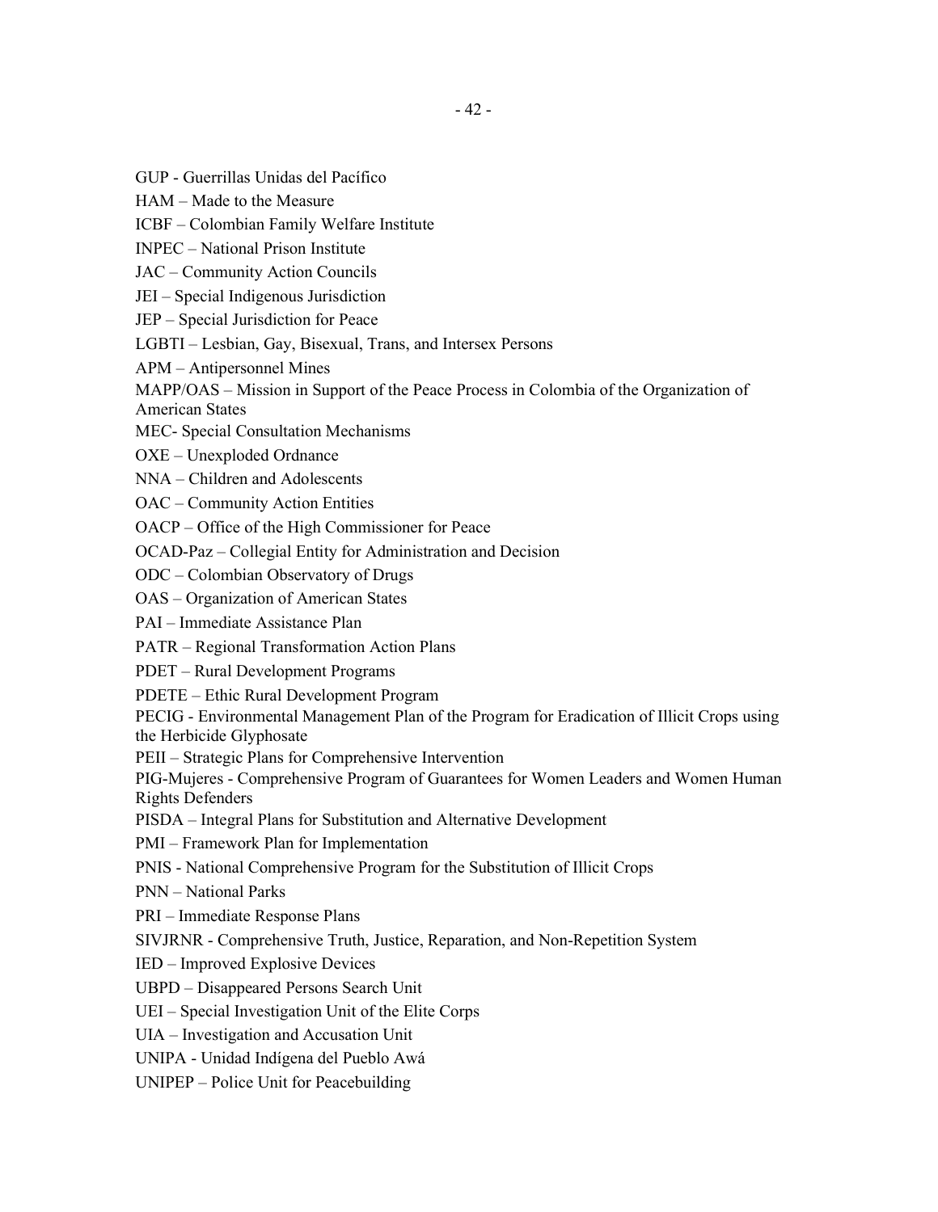GUP - Guerrillas Unidas del Pacífico

HAM – Made to the Measure

ICBF – Colombian Family Welfare Institute

INPEC – National Prison Institute

JAC – Community Action Councils

JEI – Special Indigenous Jurisdiction

JEP – Special Jurisdiction for Peace

LGBTI – Lesbian, Gay, Bisexual, Trans, and Intersex Persons

APM – Antipersonnel Mines

MAPP/OAS – Mission in Support of the Peace Process in Colombia of the Organization of American States

MEC- Special Consultation Mechanisms

OXE – Unexploded Ordnance

NNA – Children and Adolescents

OAC – Community Action Entities

OACP – Office of the High Commissioner for Peace

OCAD-Paz – Collegial Entity for Administration and Decision

ODC – Colombian Observatory of Drugs

OAS – Organization of American States

PAI – Immediate Assistance Plan

PATR – Regional Transformation Action Plans

PDET – Rural Development Programs

PDETE – Ethic Rural Development Program

PECIG - Environmental Management Plan of the Program for Eradication of Illicit Crops using the Herbicide Glyphosate

PEII – Strategic Plans for Comprehensive Intervention

PIG-Mujeres - Comprehensive Program of Guarantees for Women Leaders and Women Human Rights Defenders

PISDA – Integral Plans for Substitution and Alternative Development

PMI – Framework Plan for Implementation

PNIS - National Comprehensive Program for the Substitution of Illicit Crops

PNN – National Parks

PRI – Immediate Response Plans

SIVJRNR - Comprehensive Truth, Justice, Reparation, and Non-Repetition System

IED – Improved Explosive Devices

UBPD – Disappeared Persons Search Unit

UEI – Special Investigation Unit of the Elite Corps

UIA – Investigation and Accusation Unit

UNIPA - Unidad Indígena del Pueblo Awá

UNIPEP – Police Unit for Peacebuilding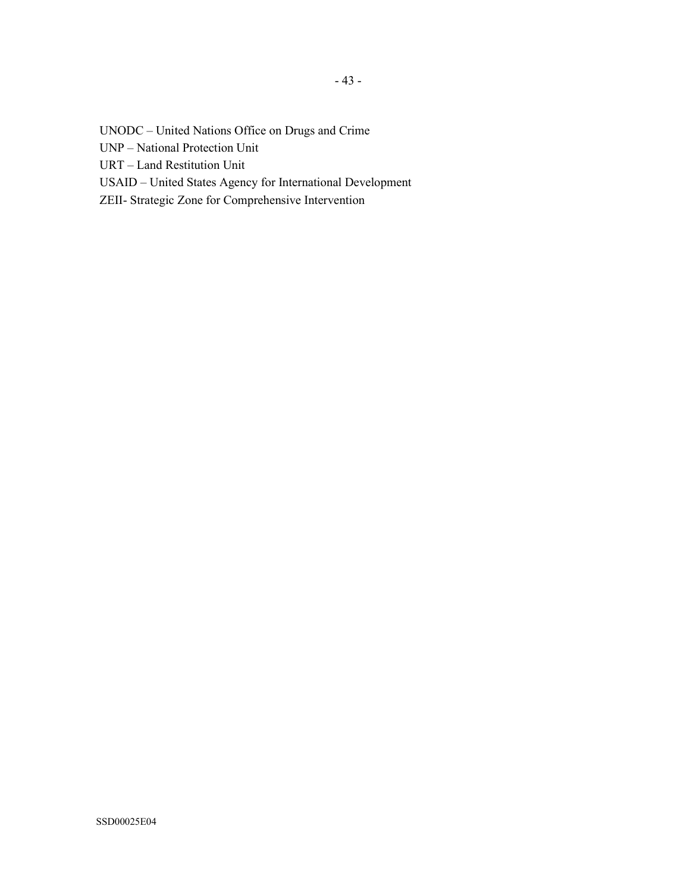UNODC – United Nations Office on Drugs and Crime
UNP – National Protection Unit
URT – Land Restitution Unit
USAID – United States Agency for International Development
ZEII- Strategic Zone for Comprehensive Intervention